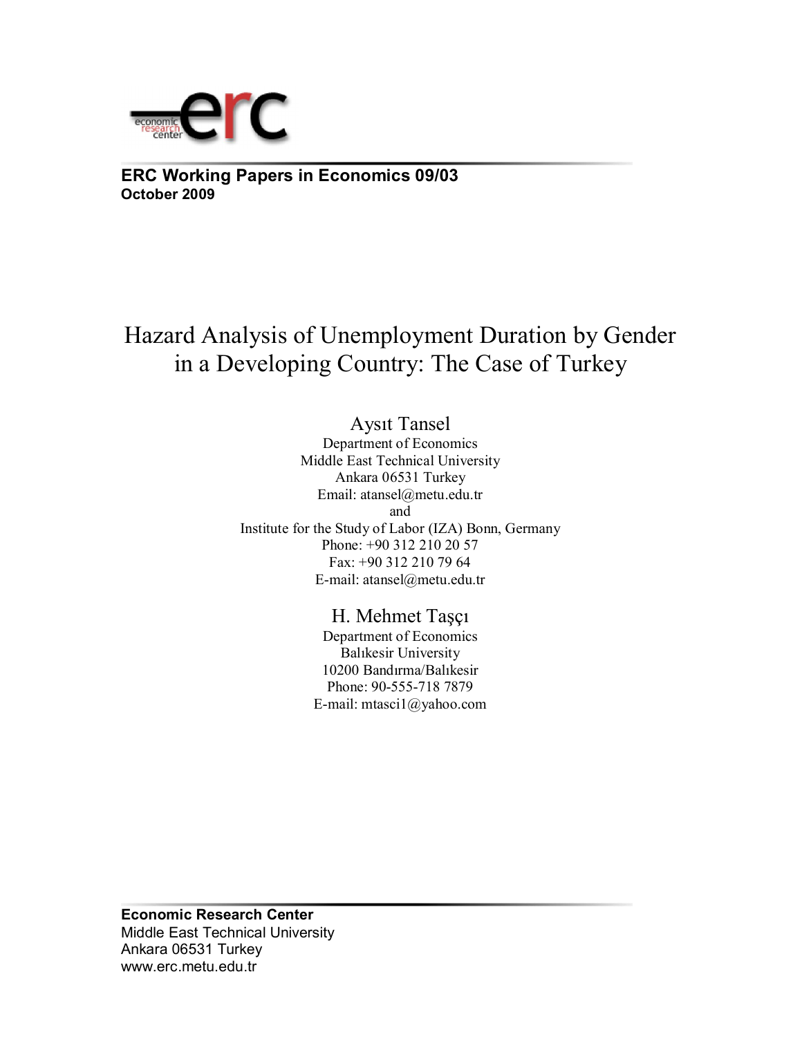**ERC Working Papers in Economics 09/03**
**October 2009**

# Hazard Analysis of Unemployment Duration by Gender in a Developing Country: The Case of Turkey

Aysıt Tansel
Department of Economics
Middle East Technical University
Ankara 06531 Turkey
Email: atansel@metu.edu.tr
and
Institute for the Study of Labor (IZA) Bonn, Germany
Phone: +90 312 210 20 57
Fax: +90 312 210 79 64
E-mail: atansel@metu.edu.tr

H. Mehmet Taşçı
Department of Economics
Balıkesir University
10200 Bandırma/Balıkesir
Phone: 90-555-718 7879
E-mail: mtasci1@yahoo.com

**Economic Research Center**
Middle East Technical University
Ankara 06531 Turkey
www.erc.metu.edu.tr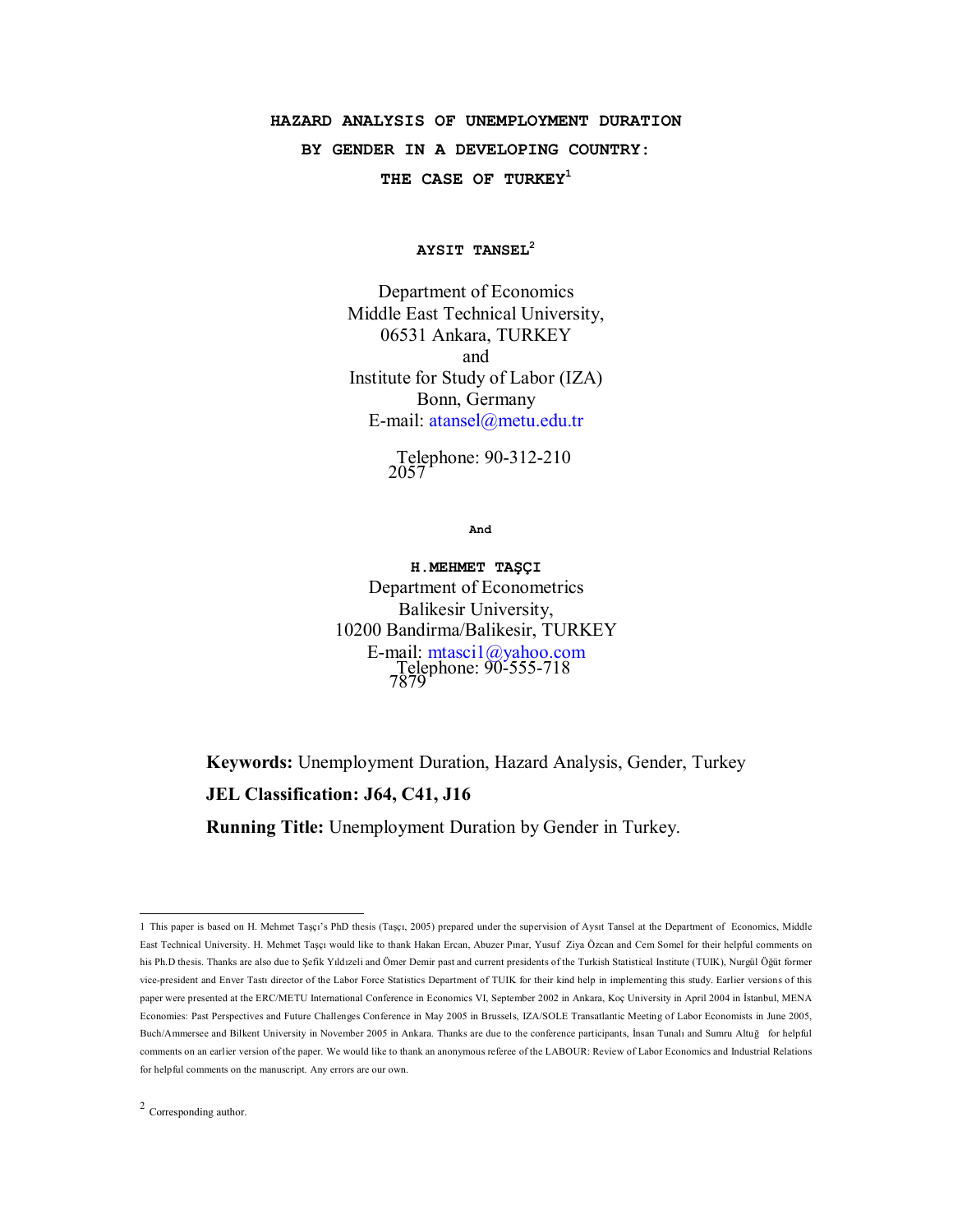# HAZARD ANALYSIS OF UNEMPLOYMENT DURATION BY GENDER IN A DEVELOPING COUNTRY: THE CASE OF TURKEY[1]

**AYSIT TANSEL**[2]

Department of Economics
Middle East Technical University,
06531 Ankara, TURKEY
and
Institute for Study of Labor (IZA)
Bonn, Germany
E-mail: atansel@metu.edu.tr

Telephone: 90-312-210 2057

**And**

**H.MEHMET TAŞÇI**
Department of Econometrics
Balikesir University,
10200 Bandirma/Balikesir, TURKEY
E-mail: mtasci1@yahoo.com
Telephone: 90-555-718 7879

**Keywords:** Unemployment Duration, Hazard Analysis, Gender, Turkey

**JEL Classification: J64, C41, J16**

**Running Title:** Unemployment Duration by Gender in Turkey.

---

1 This paper is based on H. Mehmet Taşçı's PhD thesis (Taşçı, 2005) prepared under the supervision of Aysıt Tansel at the Department of Economics, Middle East Technical University. H. Mehmet Taşçı would like to thank Hakan Ercan, Abuzer Pınar, Yusuf Ziya Özcan and Cem Somel for their helpful comments on his Ph.D thesis. Thanks are also due to Şefik Yıldızeli and Ömer Demir past and current presidents of the Turkish Statistical Institute (TUIK), Nurgül Öğüt former vice-president and Enver Tastı director of the Labor Force Statistics Department of TUIK for their kind help in implementing this study. Earlier versions of this paper were presented at the ERC/METU International Conference in Economics VI, September 2002 in Ankara, Koç University in April 2004 in İstanbul, MENA Economies: Past Perspectives and Future Challenges Conference in May 2005 in Brussels, IZA/SOLE Transatlantic Meeting of Labor Economists in June 2005, Buch/Ammersee and Bilkent University in November 2005 in Ankara. Thanks are due to the conference participants, İnsan Tunalı and Sumru Altuğ for helpful comments on an earlier version of the paper. We would like to thank an anonymous referee of the LABOUR: Review of Labor Economics and Industrial Relations for helpful comments on the manuscript. Any errors are our own.

2 Corresponding author.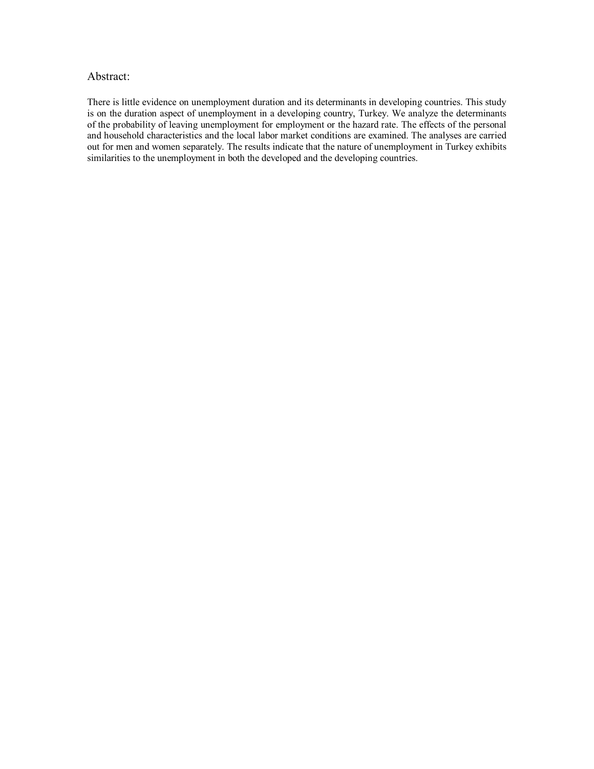## Abstract:

There is little evidence on unemployment duration and its determinants in developing countries. This study is on the duration aspect of unemployment in a developing country, Turkey. We analyze the determinants of the probability of leaving unemployment for employment or the hazard rate. The effects of the personal and household characteristics and the local labor market conditions are examined. The analyses are carried out for men and women separately. The results indicate that the nature of unemployment in Turkey exhibits similarities to the unemployment in both the developed and the developing countries.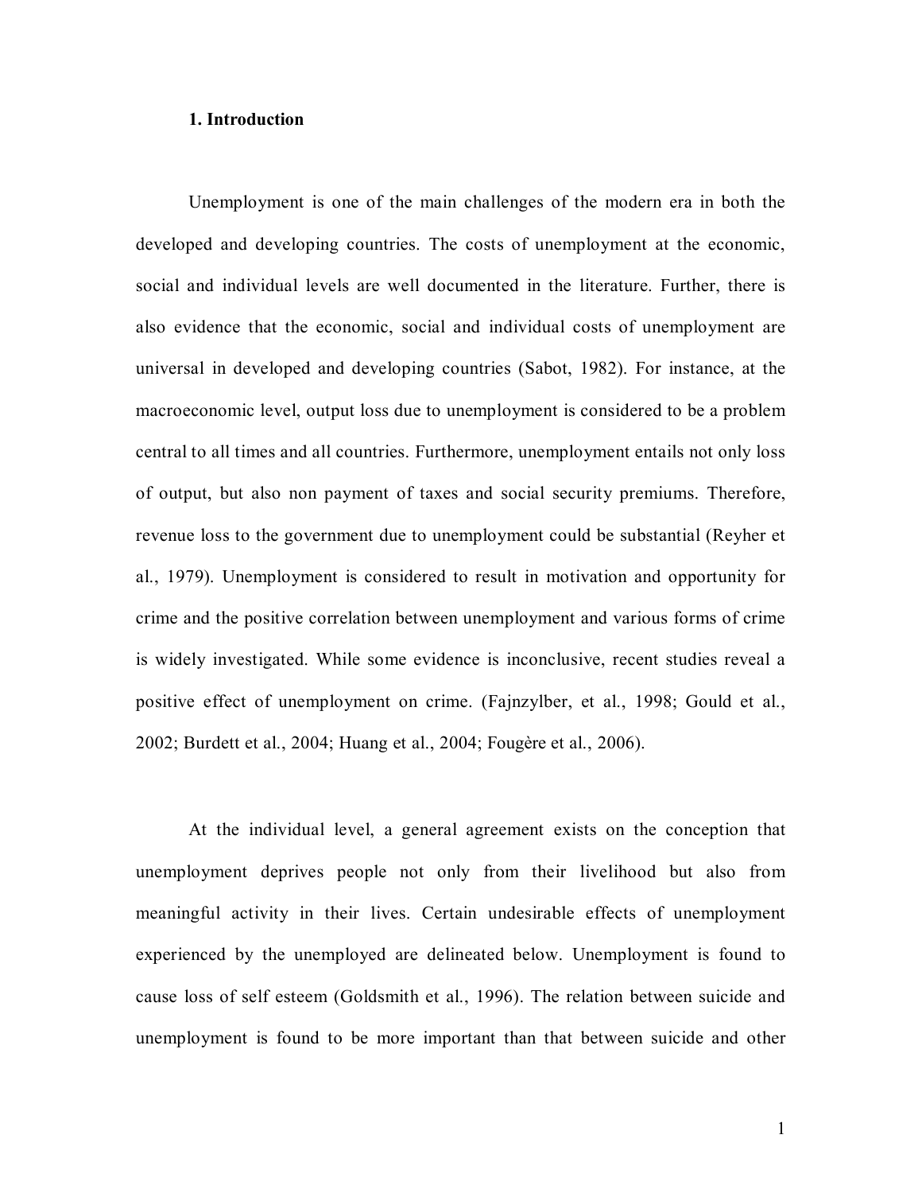## 1. Introduction

Unemployment is one of the main challenges of the modern era in both the developed and developing countries. The costs of unemployment at the economic, social and individual levels are well documented in the literature. Further, there is also evidence that the economic, social and individual costs of unemployment are universal in developed and developing countries (Sabot, 1982). For instance, at the macroeconomic level, output loss due to unemployment is considered to be a problem central to all times and all countries. Furthermore, unemployment entails not only loss of output, but also non payment of taxes and social security premiums. Therefore, revenue loss to the government due to unemployment could be substantial (Reyher et al., 1979). Unemployment is considered to result in motivation and opportunity for crime and the positive correlation between unemployment and various forms of crime is widely investigated. While some evidence is inconclusive, recent studies reveal a positive effect of unemployment on crime. (Fajnzylber, et al., 1998; Gould et al., 2002; Burdett et al., 2004; Huang et al., 2004; Fougère et al., 2006).

At the individual level, a general agreement exists on the conception that unemployment deprives people not only from their livelihood but also from meaningful activity in their lives. Certain undesirable effects of unemployment experienced by the unemployed are delineated below. Unemployment is found to cause loss of self esteem (Goldsmith et al., 1996). The relation between suicide and unemployment is found to be more important than that between suicide and other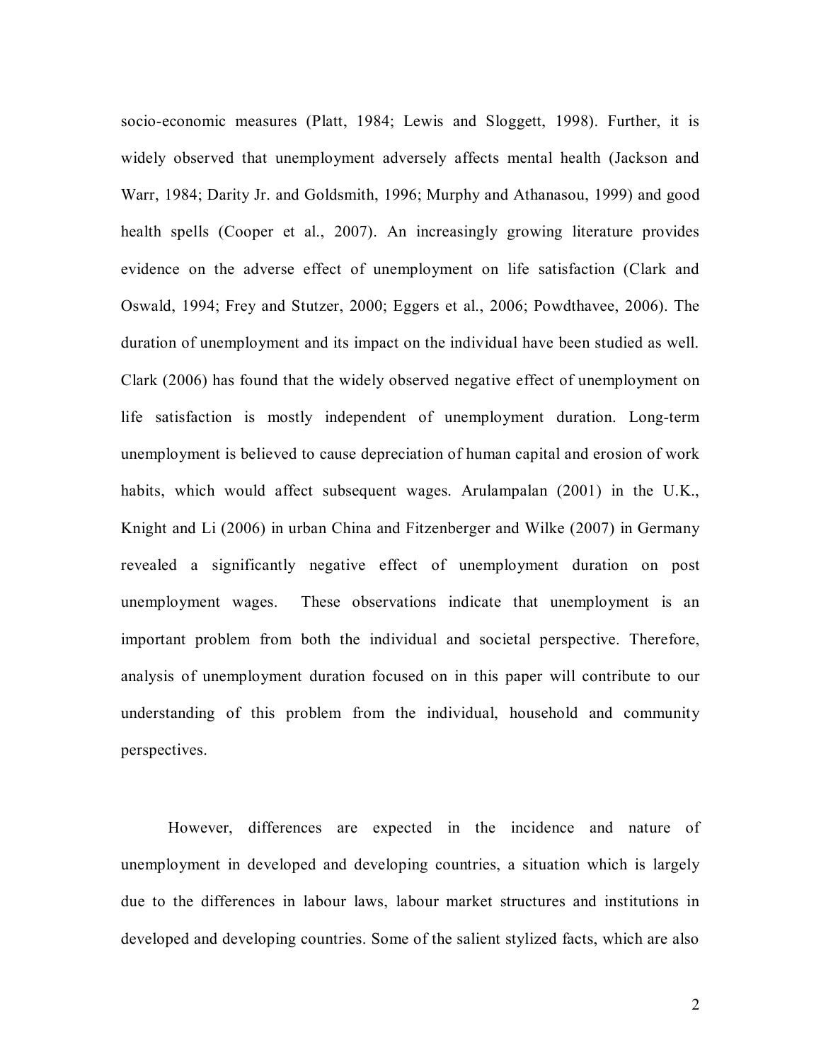socio-economic measures (Platt, 1984; Lewis and Sloggett, 1998). Further, it is widely observed that unemployment adversely affects mental health (Jackson and Warr, 1984; Darity Jr. and Goldsmith, 1996; Murphy and Athanasou, 1999) and good health spells (Cooper et al., 2007). An increasingly growing literature provides evidence on the adverse effect of unemployment on life satisfaction (Clark and Oswald, 1994; Frey and Stutzer, 2000; Eggers et al., 2006; Powdthavee, 2006). The duration of unemployment and its impact on the individual have been studied as well. Clark (2006) has found that the widely observed negative effect of unemployment on life satisfaction is mostly independent of unemployment duration. Long-term unemployment is believed to cause depreciation of human capital and erosion of work habits, which would affect subsequent wages. Arulampalan (2001) in the U.K., Knight and Li (2006) in urban China and Fitzenberger and Wilke (2007) in Germany revealed a significantly negative effect of unemployment duration on post unemployment wages. These observations indicate that unemployment is an important problem from both the individual and societal perspective. Therefore, analysis of unemployment duration focused on in this paper will contribute to our understanding of this problem from the individual, household and community perspectives.

However, differences are expected in the incidence and nature of unemployment in developed and developing countries, a situation which is largely due to the differences in labour laws, labour market structures and institutions in developed and developing countries. Some of the salient stylized facts, which are also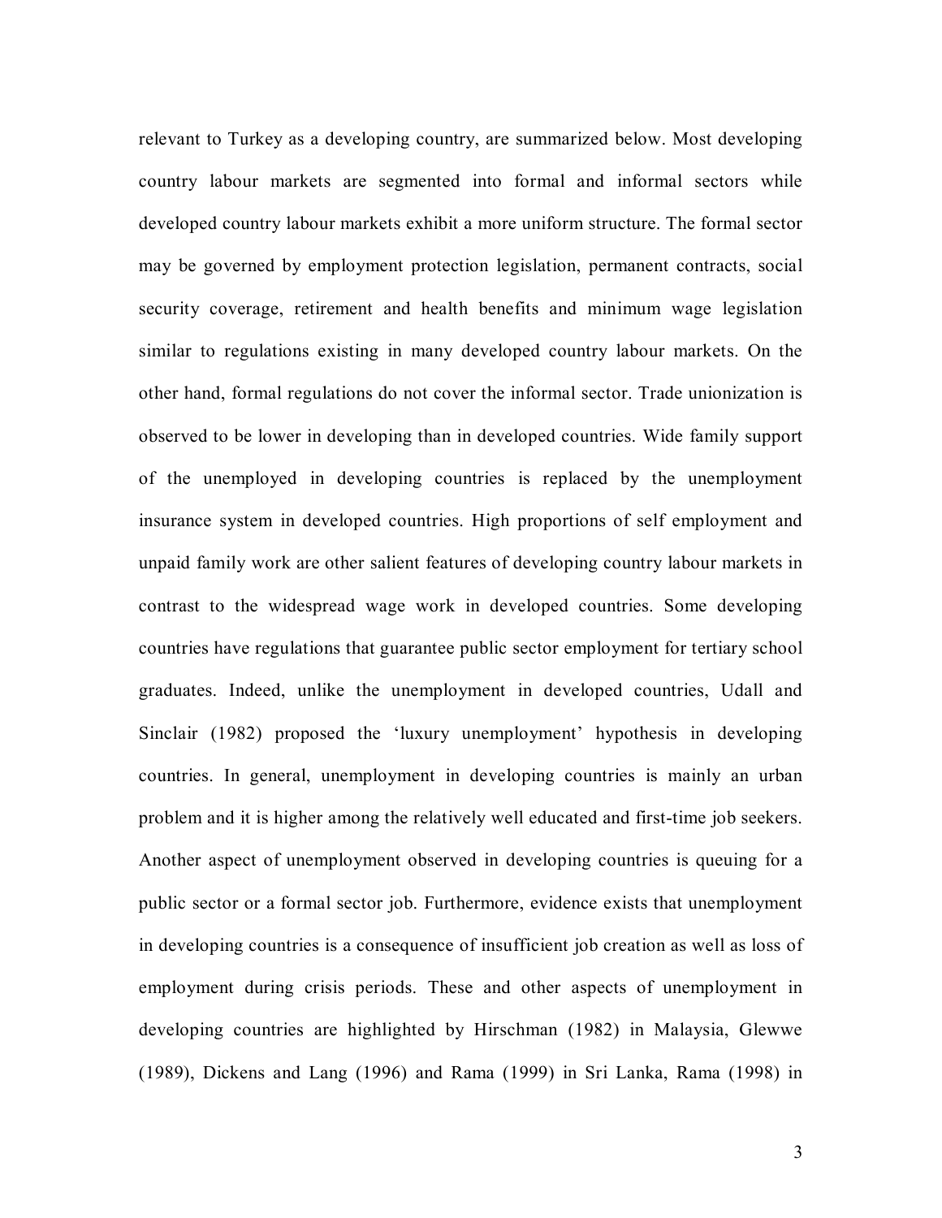relevant to Turkey as a developing country, are summarized below. Most developing country labour markets are segmented into formal and informal sectors while developed country labour markets exhibit a more uniform structure. The formal sector may be governed by employment protection legislation, permanent contracts, social security coverage, retirement and health benefits and minimum wage legislation similar to regulations existing in many developed country labour markets. On the other hand, formal regulations do not cover the informal sector. Trade unionization is observed to be lower in developing than in developed countries. Wide family support of the unemployed in developing countries is replaced by the unemployment insurance system in developed countries. High proportions of self employment and unpaid family work are other salient features of developing country labour markets in contrast to the widespread wage work in developed countries. Some developing countries have regulations that guarantee public sector employment for tertiary school graduates. Indeed, unlike the unemployment in developed countries, Udall and Sinclair (1982) proposed the 'luxury unemployment' hypothesis in developing countries. In general, unemployment in developing countries is mainly an urban problem and it is higher among the relatively well educated and first-time job seekers. Another aspect of unemployment observed in developing countries is queuing for a public sector or a formal sector job. Furthermore, evidence exists that unemployment in developing countries is a consequence of insufficient job creation as well as loss of employment during crisis periods. These and other aspects of unemployment in developing countries are highlighted by Hirschman (1982) in Malaysia, Glewwe (1989), Dickens and Lang (1996) and Rama (1999) in Sri Lanka, Rama (1998) in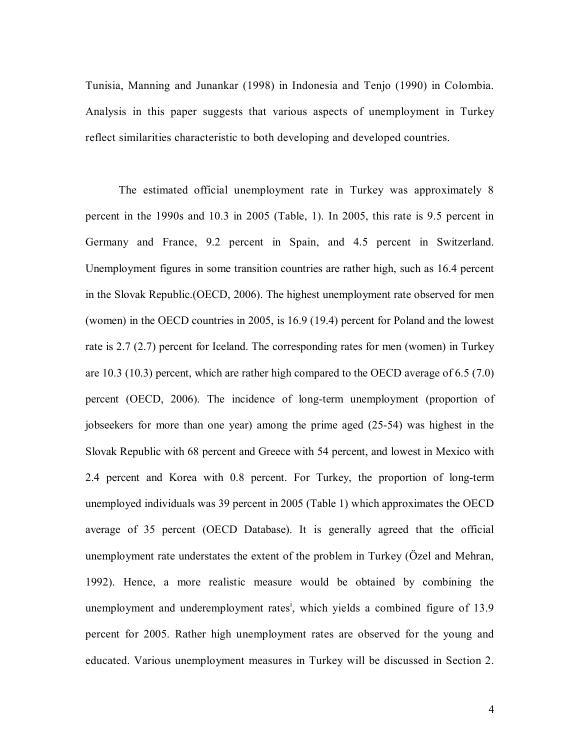Tunisia, Manning and Junankar (1998) in Indonesia and Tenjo (1990) in Colombia. Analysis in this paper suggests that various aspects of unemployment in Turkey reflect similarities characteristic to both developing and developed countries.

The estimated official unemployment rate in Turkey was approximately 8 percent in the 1990s and 10.3 in 2005 (Table, 1). In 2005, this rate is 9.5 percent in Germany and France, 9.2 percent in Spain, and 4.5 percent in Switzerland. Unemployment figures in some transition countries are rather high, such as 16.4 percent in the Slovak Republic.(OECD, 2006). The highest unemployment rate observed for men (women) in the OECD countries in 2005, is 16.9 (19.4) percent for Poland and the lowest rate is 2.7 (2.7) percent for Iceland. The corresponding rates for men (women) in Turkey are 10.3 (10.3) percent, which are rather high compared to the OECD average of 6.5 (7.0) percent (OECD, 2006). The incidence of long-term unemployment (proportion of jobseekers for more than one year) among the prime aged (25-54) was highest in the Slovak Republic with 68 percent and Greece with 54 percent, and lowest in Mexico with 2.4 percent and Korea with 0.8 percent. For Turkey, the proportion of long-term unemployed individuals was 39 percent in 2005 (Table 1) which approximates the OECD average of 35 percent (OECD Database). It is generally agreed that the official unemployment rate understates the extent of the problem in Turkey (Özel and Mehran, 1992). Hence, a more realistic measure would be obtained by combining the unemployment and underemployment rates[i], which yields a combined figure of 13.9 percent for 2005. Rather high unemployment rates are observed for the young and educated. Various unemployment measures in Turkey will be discussed in Section 2.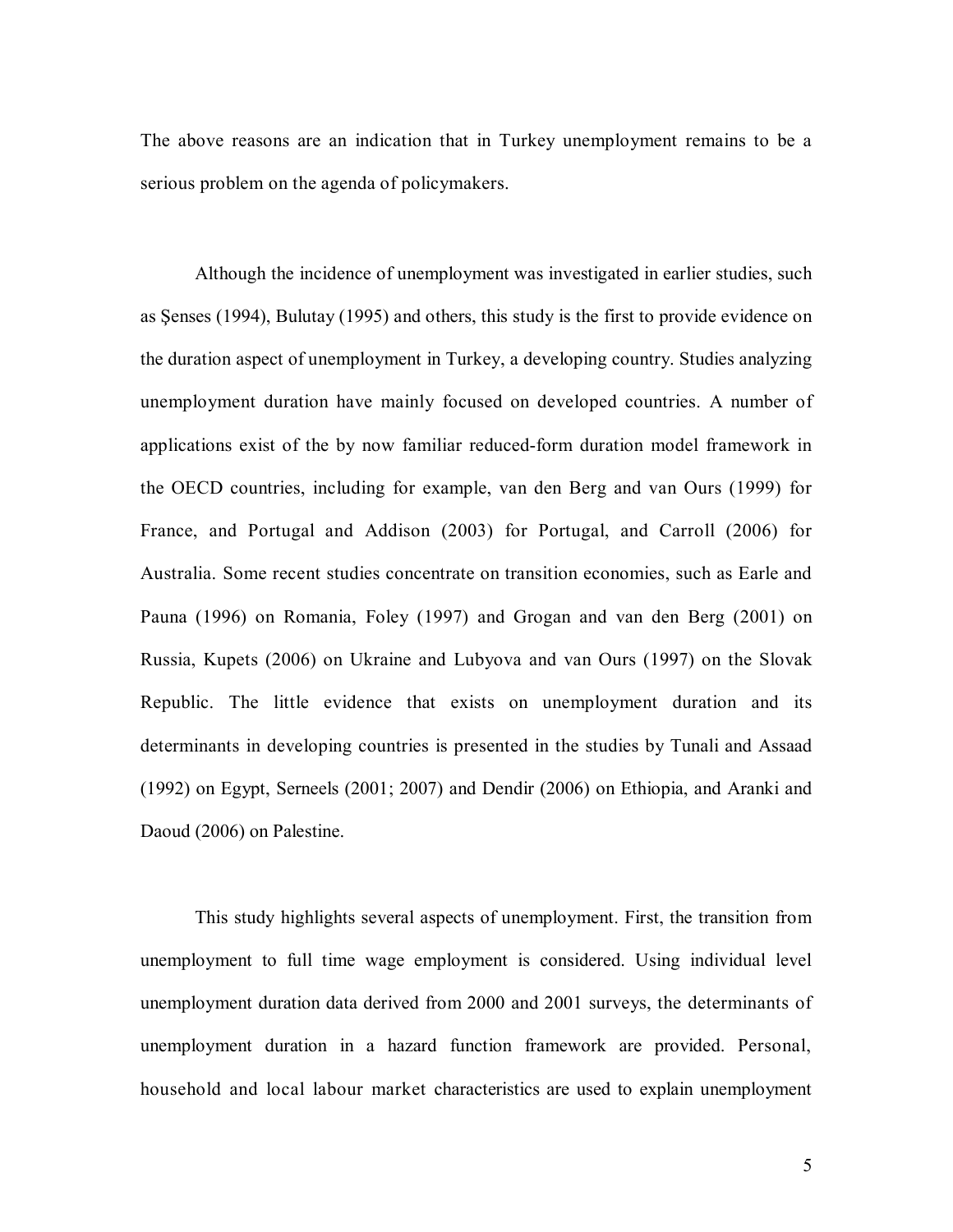The above reasons are an indication that in Turkey unemployment remains to be a serious problem on the agenda of policymakers.

Although the incidence of unemployment was investigated in earlier studies, such as Şenses (1994), Bulutay (1995) and others, this study is the first to provide evidence on the duration aspect of unemployment in Turkey, a developing country. Studies analyzing unemployment duration have mainly focused on developed countries. A number of applications exist of the by now familiar reduced-form duration model framework in the OECD countries, including for example, van den Berg and van Ours (1999) for France, and Portugal and Addison (2003) for Portugal, and Carroll (2006) for Australia. Some recent studies concentrate on transition economies, such as Earle and Pauna (1996) on Romania, Foley (1997) and Grogan and van den Berg (2001) on Russia, Kupets (2006) on Ukraine and Lubyova and van Ours (1997) on the Slovak Republic. The little evidence that exists on unemployment duration and its determinants in developing countries is presented in the studies by Tunali and Assaad (1992) on Egypt, Serneels (2001; 2007) and Dendir (2006) on Ethiopia, and Aranki and Daoud (2006) on Palestine.

This study highlights several aspects of unemployment. First, the transition from unemployment to full time wage employment is considered. Using individual level unemployment duration data derived from 2000 and 2001 surveys, the determinants of unemployment duration in a hazard function framework are provided. Personal, household and local labour market characteristics are used to explain unemployment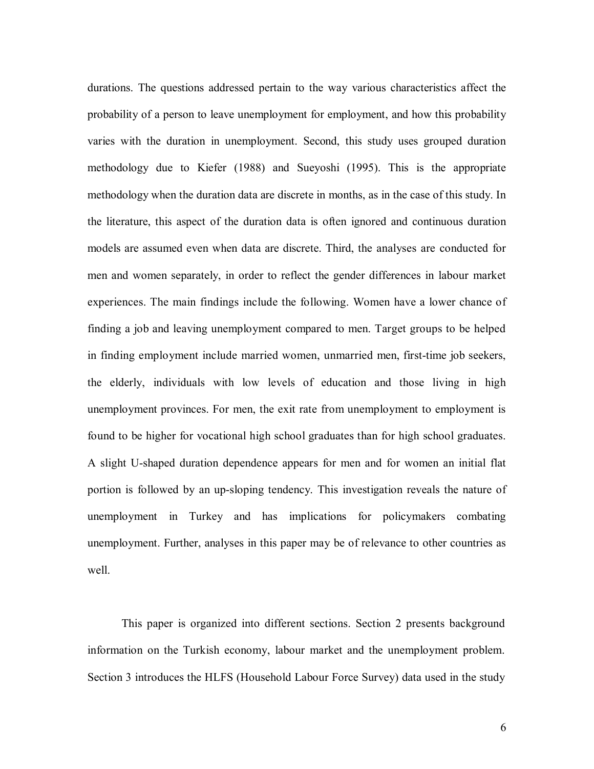durations. The questions addressed pertain to the way various characteristics affect the probability of a person to leave unemployment for employment, and how this probability varies with the duration in unemployment. Second, this study uses grouped duration methodology due to Kiefer (1988) and Sueyoshi (1995). This is the appropriate methodology when the duration data are discrete in months, as in the case of this study. In the literature, this aspect of the duration data is often ignored and continuous duration models are assumed even when data are discrete. Third, the analyses are conducted for men and women separately, in order to reflect the gender differences in labour market experiences. The main findings include the following. Women have a lower chance of finding a job and leaving unemployment compared to men. Target groups to be helped in finding employment include married women, unmarried men, first-time job seekers, the elderly, individuals with low levels of education and those living in high unemployment provinces. For men, the exit rate from unemployment to employment is found to be higher for vocational high school graduates than for high school graduates. A slight U-shaped duration dependence appears for men and for women an initial flat portion is followed by an up-sloping tendency. This investigation reveals the nature of unemployment in Turkey and has implications for policymakers combating unemployment. Further, analyses in this paper may be of relevance to other countries as well.

This paper is organized into different sections. Section 2 presents background information on the Turkish economy, labour market and the unemployment problem. Section 3 introduces the HLFS (Household Labour Force Survey) data used in the study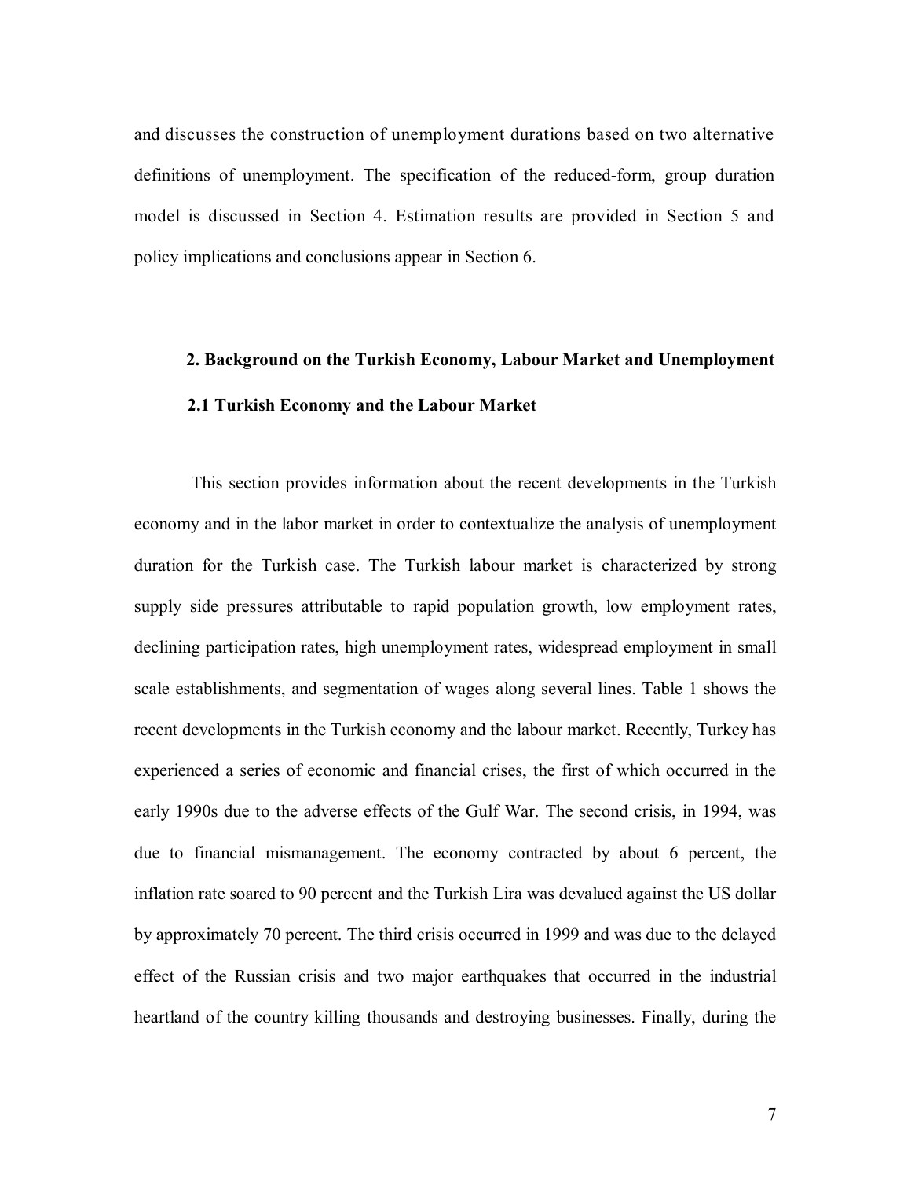and discusses the construction of unemployment durations based on two alternative definitions of unemployment. The specification of the reduced-form, group duration model is discussed in Section 4. Estimation results are provided in Section 5 and policy implications and conclusions appear in Section 6.

## 2. Background on the Turkish Economy, Labour Market and Unemployment

### 2.1 Turkish Economy and the Labour Market

This section provides information about the recent developments in the Turkish economy and in the labor market in order to contextualize the analysis of unemployment duration for the Turkish case. The Turkish labour market is characterized by strong supply side pressures attributable to rapid population growth, low employment rates, declining participation rates, high unemployment rates, widespread employment in small scale establishments, and segmentation of wages along several lines. Table 1 shows the recent developments in the Turkish economy and the labour market. Recently, Turkey has experienced a series of economic and financial crises, the first of which occurred in the early 1990s due to the adverse effects of the Gulf War. The second crisis, in 1994, was due to financial mismanagement. The economy contracted by about 6 percent, the inflation rate soared to 90 percent and the Turkish Lira was devalued against the US dollar by approximately 70 percent. The third crisis occurred in 1999 and was due to the delayed effect of the Russian crisis and two major earthquakes that occurred in the industrial heartland of the country killing thousands and destroying businesses. Finally, during the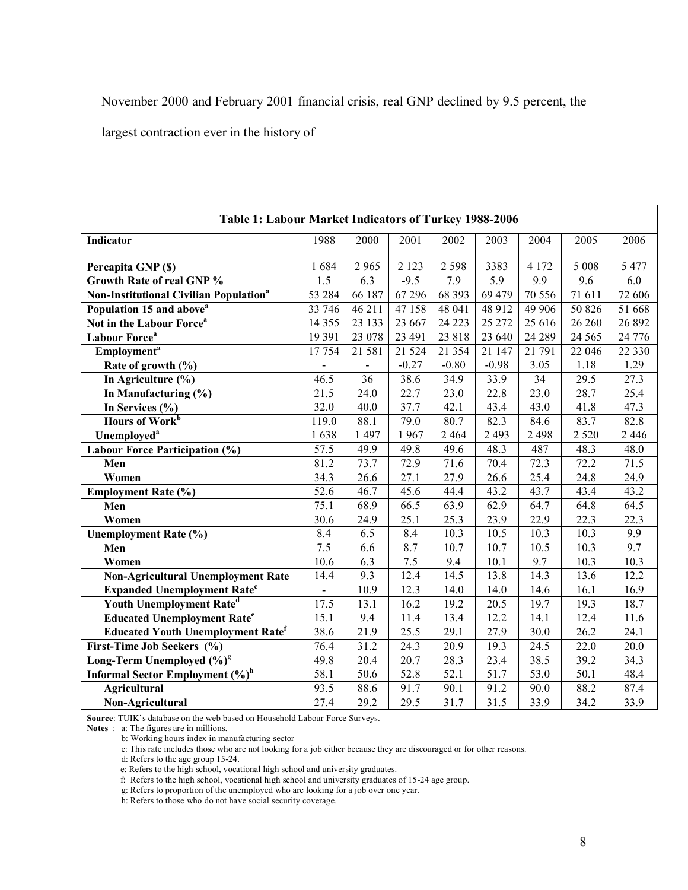November 2000 and February 2001 financial crisis, real GNP declined by 9.5 percent, the largest contraction ever in the history of

| Table 1: Labour Market Indicators of Turkey 1988-2006 | | | | | | | | |
|---|---|---|---|---|---|---|---|---|
| **Indicator** | 1988 | 2000 | 2001 | 2002 | 2003 | 2004 | 2005 | 2006 |
| **Percapita GNP ($)** | 1 684 | 2 965 | 2 123 | 2 598 | 3383 | 4 172 | 5 008 | 5 477 |
| **Growth Rate of real GNP %** | 1.5 | 6.3 | -9.5 | 7.9 | 5.9 | 9.9 | 9.6 | 6.0 |
| **Non-Institutional Civilian Population**[a] | 53 284 | 66 187 | 67 296 | 68 393 | 69 479 | 70 556 | 71 611 | 72 606 |
| **Population 15 and above**[a] | 33 746 | 46 211 | 47 158 | 48 041 | 48 912 | 49 906 | 50 826 | 51 668 |
| **Not in the Labour Force**[a] | 14 355 | 23 133 | 23 667 | 24 223 | 25 272 | 25 616 | 26 260 | 26 892 |
| **Labour Force**[a] | 19 391 | 23 078 | 23 491 | 23 818 | 23 640 | 24 289 | 24 565 | 24 776 |
| **Employment**[a] | 17 754 | 21 581 | 21 524 | 21 354 | 21 147 | 21 791 | 22 046 | 22 330 |
| **Rate of growth (%)** | - | - | -0.27 | -0.80 | -0.98 | 3.05 | 1.18 | 1.29 |
| **In Agriculture (%)** | 46.5 | 36 | 38.6 | 34.9 | 33.9 | 34 | 29.5 | 27.3 |
| **In Manufacturing (%)** | 21.5 | 24.0 | 22.7 | 23.0 | 22.8 | 23.0 | 28.7 | 25.4 |
| **In Services (%)** | 32.0 | 40.0 | 37.7 | 42.1 | 43.4 | 43.0 | 41.8 | 47.3 |
| **Hours of Work**[b] | 119.0 | 88.1 | 79.0 | 80.7 | 82.3 | 84.6 | 83.7 | 82.8 |
| **Unemployed**[a] | 1 638 | 1 497 | 1 967 | 2 464 | 2 493 | 2 498 | 2 520 | 2 446 |
| **Labour Force Participation (%)** | 57.5 | 49.9 | 49.8 | 49.6 | 48.3 | 487 | 48.3 | 48.0 |
| **Men** | 81.2 | 73.7 | 72.9 | 71.6 | 70.4 | 72.3 | 72.2 | 71.5 |
| **Women** | 34.3 | 26.6 | 27.1 | 27.9 | 26.6 | 25.4 | 24.8 | 24.9 |
| **Employment Rate (%)** | 52.6 | 46.7 | 45.6 | 44.4 | 43.2 | 43.7 | 43.4 | 43.2 |
| **Men** | 75.1 | 68.9 | 66.5 | 63.9 | 62.9 | 64.7 | 64.8 | 64.5 |
| **Women** | 30.6 | 24.9 | 25.1 | 25.3 | 23.9 | 22.9 | 22.3 | 22.3 |
| **Unemployment Rate (%)** | 8.4 | 6.5 | 8.4 | 10.3 | 10.5 | 10.3 | 10.3 | 9.9 |
| **Men** | 7.5 | 6.6 | 8.7 | 10.7 | 10.7 | 10.5 | 10.3 | 9.7 |
| **Women** | 10.6 | 6.3 | 7.5 | 9.4 | 10.1 | 9.7 | 10.3 | 10.3 |
| **Non-Agricultural Unemployment Rate** | 14.4 | 9.3 | 12.4 | 14.5 | 13.8 | 14.3 | 13.6 | 12.2 |
| **Expanded Unemployment Rate**[c] | - | 10.9 | 12.3 | 14.0 | 14.0 | 14.6 | 16.1 | 16.9 |
| **Youth Unemployment Rate**[d] | 17.5 | 13.1 | 16.2 | 19.2 | 20.5 | 19.7 | 19.3 | 18.7 |
| **Educated Unemployment Rate**[e] | 15.1 | 9.4 | 11.4 | 13.4 | 12.2 | 14.1 | 12.4 | 11.6 |
| **Educated Youth Unemployment Rate**[f] | 38.6 | 21.9 | 25.5 | 29.1 | 27.9 | 30.0 | 26.2 | 24.1 |
| **First-Time Job Seekers (%)** | 76.4 | 31.2 | 24.3 | 20.9 | 19.3 | 24.5 | 22.0 | 20.0 |
| **Long-Term Unemployed (%)**[g] | 49.8 | 20.4 | 20.7 | 28.3 | 23.4 | 38.5 | 39.2 | 34.3 |
| **Informal Sector Employment (%)**[h] | 58.1 | 50.6 | 52.8 | 52.1 | 51.7 | 53.0 | 50.1 | 48.4 |
| **Agricultural** | 93.5 | 88.6 | 91.7 | 90.1 | 91.2 | 90.0 | 88.2 | 87.4 |
| **Non-Agricultural** | 27.4 | 29.2 | 29.5 | 31.7 | 31.5 | 33.9 | 34.2 | 33.9 |

**Source**: TUIK's database on the web based on Household Labour Force Surveys.

**Notes** : a: The figures are in millions.

b: Working hours index in manufacturing sector

c: This rate includes those who are not looking for a job either because they are discouraged or for other reasons.

d: Refers to the age group 15-24.

e: Refers to the high school, vocational high school and university graduates.

f: Refers to the high school, vocational high school and university graduates of 15-24 age group.

g: Refers to proportion of the unemployed who are looking for a job over one year.

h: Refers to those who do not have social security coverage.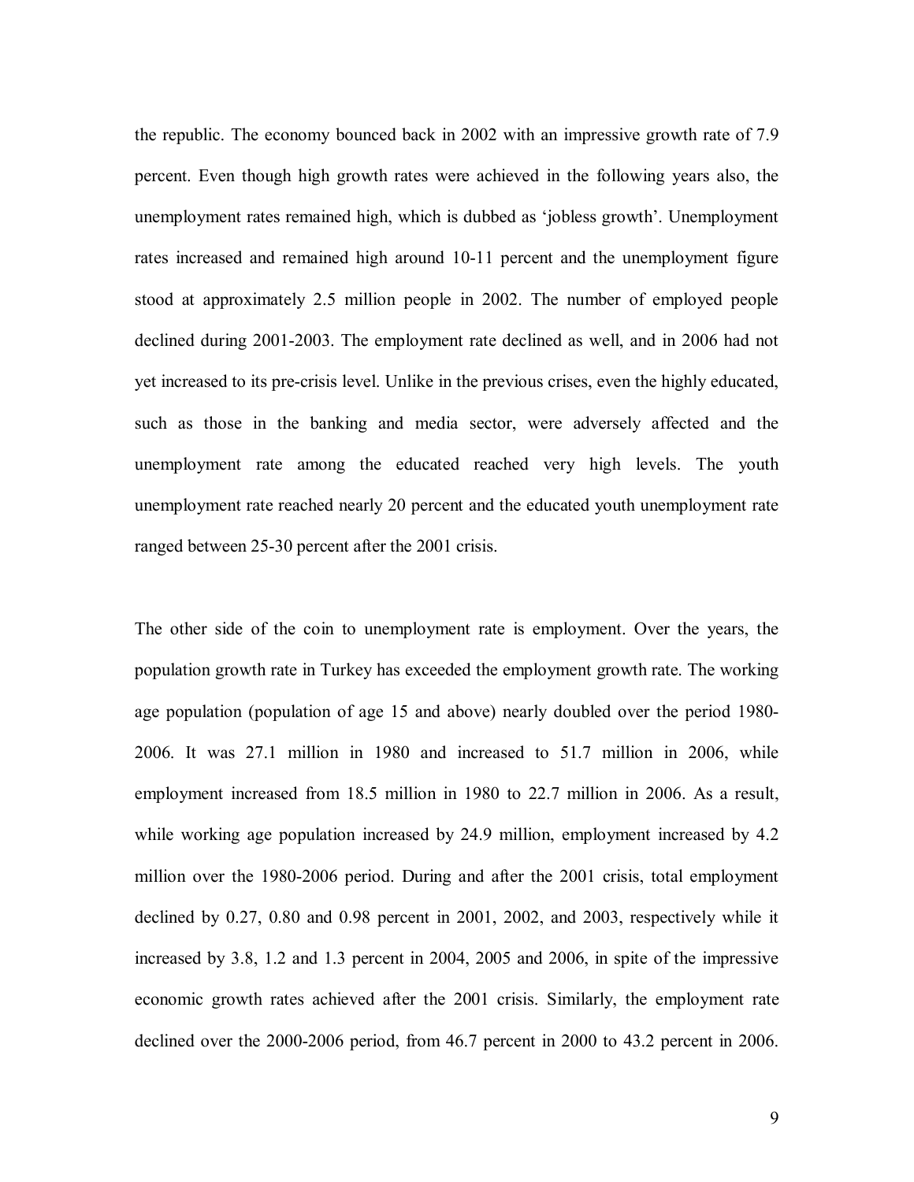the republic. The economy bounced back in 2002 with an impressive growth rate of 7.9 percent. Even though high growth rates were achieved in the following years also, the unemployment rates remained high, which is dubbed as 'jobless growth'. Unemployment rates increased and remained high around 10-11 percent and the unemployment figure stood at approximately 2.5 million people in 2002. The number of employed people declined during 2001-2003. The employment rate declined as well, and in 2006 had not yet increased to its pre-crisis level. Unlike in the previous crises, even the highly educated, such as those in the banking and media sector, were adversely affected and the unemployment rate among the educated reached very high levels. The youth unemployment rate reached nearly 20 percent and the educated youth unemployment rate ranged between 25-30 percent after the 2001 crisis.

The other side of the coin to unemployment rate is employment. Over the years, the population growth rate in Turkey has exceeded the employment growth rate. The working age population (population of age 15 and above) nearly doubled over the period 1980-2006. It was 27.1 million in 1980 and increased to 51.7 million in 2006, while employment increased from 18.5 million in 1980 to 22.7 million in 2006. As a result, while working age population increased by 24.9 million, employment increased by 4.2 million over the 1980-2006 period. During and after the 2001 crisis, total employment declined by 0.27, 0.80 and 0.98 percent in 2001, 2002, and 2003, respectively while it increased by 3.8, 1.2 and 1.3 percent in 2004, 2005 and 2006, in spite of the impressive economic growth rates achieved after the 2001 crisis. Similarly, the employment rate declined over the 2000-2006 period, from 46.7 percent in 2000 to 43.2 percent in 2006.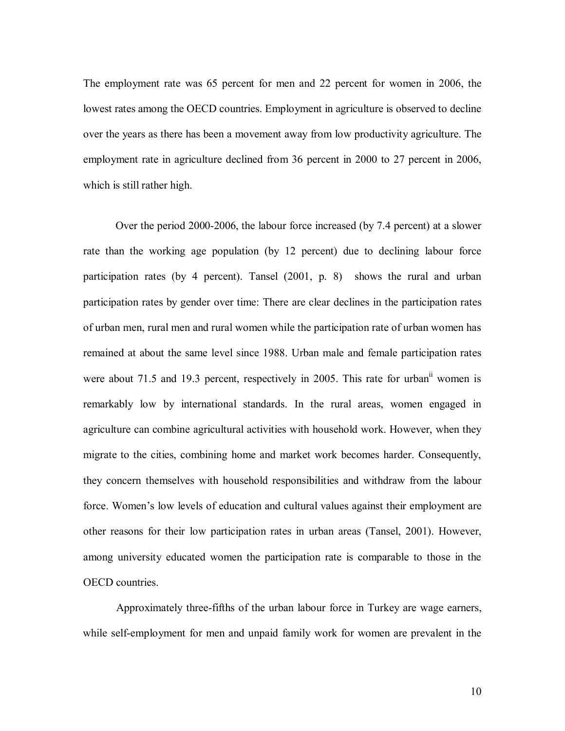The employment rate was 65 percent for men and 22 percent for women in 2006, the lowest rates among the OECD countries. Employment in agriculture is observed to decline over the years as there has been a movement away from low productivity agriculture. The employment rate in agriculture declined from 36 percent in 2000 to 27 percent in 2006, which is still rather high.

Over the period 2000-2006, the labour force increased (by 7.4 percent) at a slower rate than the working age population (by 12 percent) due to declining labour force participation rates (by 4 percent). Tansel (2001, p. 8) shows the rural and urban participation rates by gender over time: There are clear declines in the participation rates of urban men, rural men and rural women while the participation rate of urban women has remained at about the same level since 1988. Urban male and female participation rates were about 71.5 and 19.3 percent, respectively in 2005. This rate for urban[ii] women is remarkably low by international standards. In the rural areas, women engaged in agriculture can combine agricultural activities with household work. However, when they migrate to the cities, combining home and market work becomes harder. Consequently, they concern themselves with household responsibilities and withdraw from the labour force. Women's low levels of education and cultural values against their employment are other reasons for their low participation rates in urban areas (Tansel, 2001). However, among university educated women the participation rate is comparable to those in the OECD countries.

Approximately three-fifths of the urban labour force in Turkey are wage earners, while self-employment for men and unpaid family work for women are prevalent in the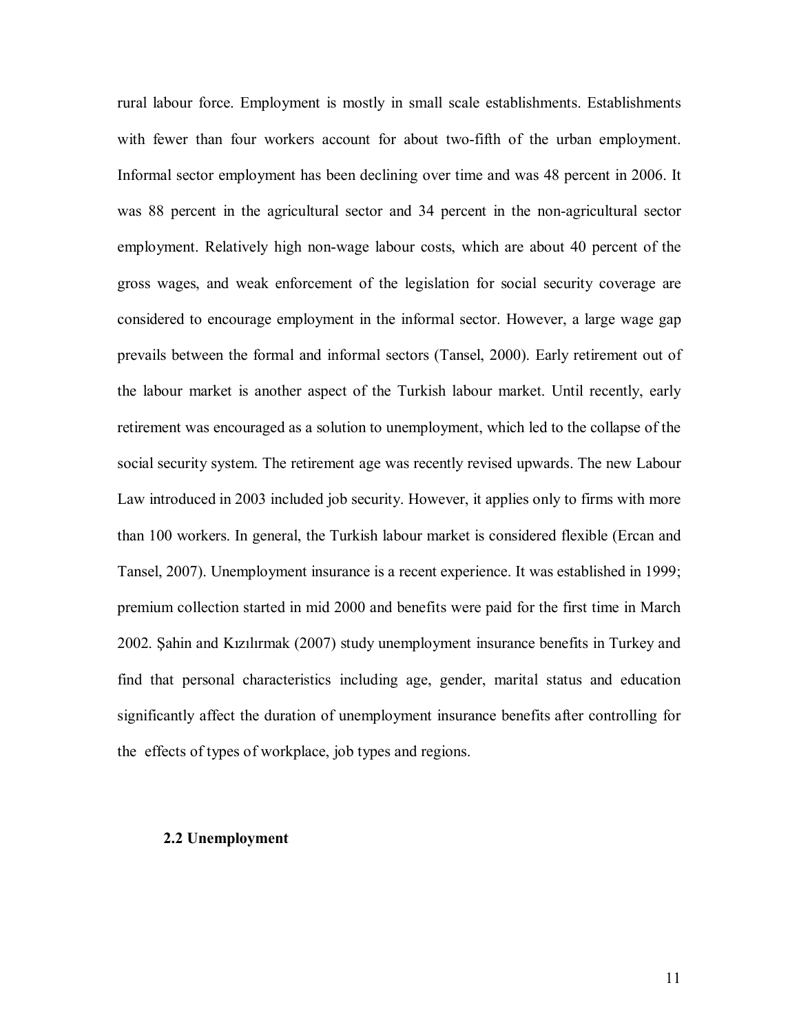rural labour force. Employment is mostly in small scale establishments. Establishments with fewer than four workers account for about two-fifth of the urban employment. Informal sector employment has been declining over time and was 48 percent in 2006. It was 88 percent in the agricultural sector and 34 percent in the non-agricultural sector employment. Relatively high non-wage labour costs, which are about 40 percent of the gross wages, and weak enforcement of the legislation for social security coverage are considered to encourage employment in the informal sector. However, a large wage gap prevails between the formal and informal sectors (Tansel, 2000). Early retirement out of the labour market is another aspect of the Turkish labour market. Until recently, early retirement was encouraged as a solution to unemployment, which led to the collapse of the social security system. The retirement age was recently revised upwards. The new Labour Law introduced in 2003 included job security. However, it applies only to firms with more than 100 workers. In general, the Turkish labour market is considered flexible (Ercan and Tansel, 2007). Unemployment insurance is a recent experience. It was established in 1999; premium collection started in mid 2000 and benefits were paid for the first time in March 2002. Şahin and Kızılırmak (2007) study unemployment insurance benefits in Turkey and find that personal characteristics including age, gender, marital status and education significantly affect the duration of unemployment insurance benefits after controlling for the effects of types of workplace, job types and regions.

### 2.2 Unemployment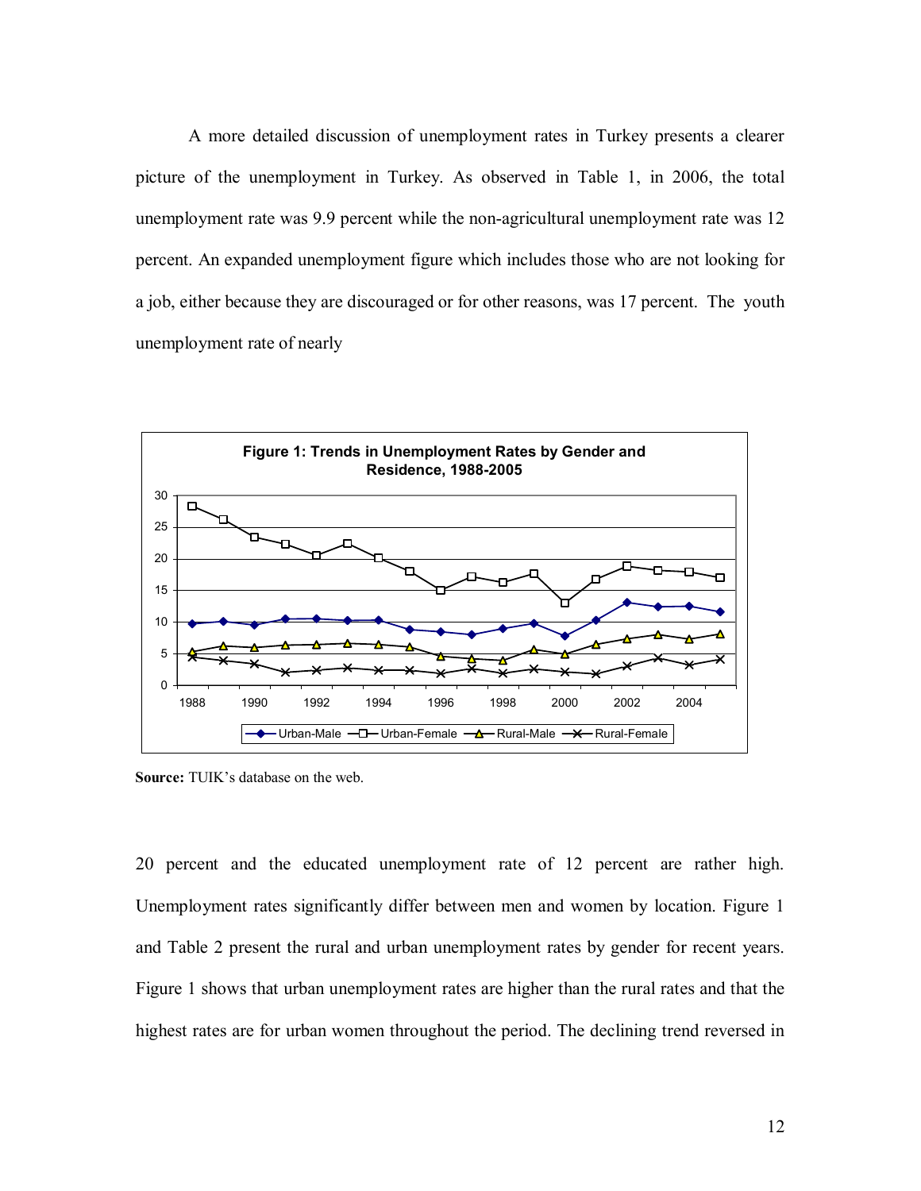A more detailed discussion of unemployment rates in Turkey presents a clearer picture of the unemployment in Turkey. As observed in Table 1, in 2006, the total unemployment rate was 9.9 percent while the non-agricultural unemployment rate was 12 percent. An expanded unemployment figure which includes those who are not looking for a job, either because they are discouraged or for other reasons, was 17 percent. The youth unemployment rate of nearly

**Figure 1: Trends in Unemployment Rates by Gender and Residence, 1988-2005**

**Source:** TUIK's database on the web.

20 percent and the educated unemployment rate of 12 percent are rather high. Unemployment rates significantly differ between men and women by location. Figure 1 and Table 2 present the rural and urban unemployment rates by gender for recent years. Figure 1 shows that urban unemployment rates are higher than the rural rates and that the highest rates are for urban women throughout the period. The declining trend reversed in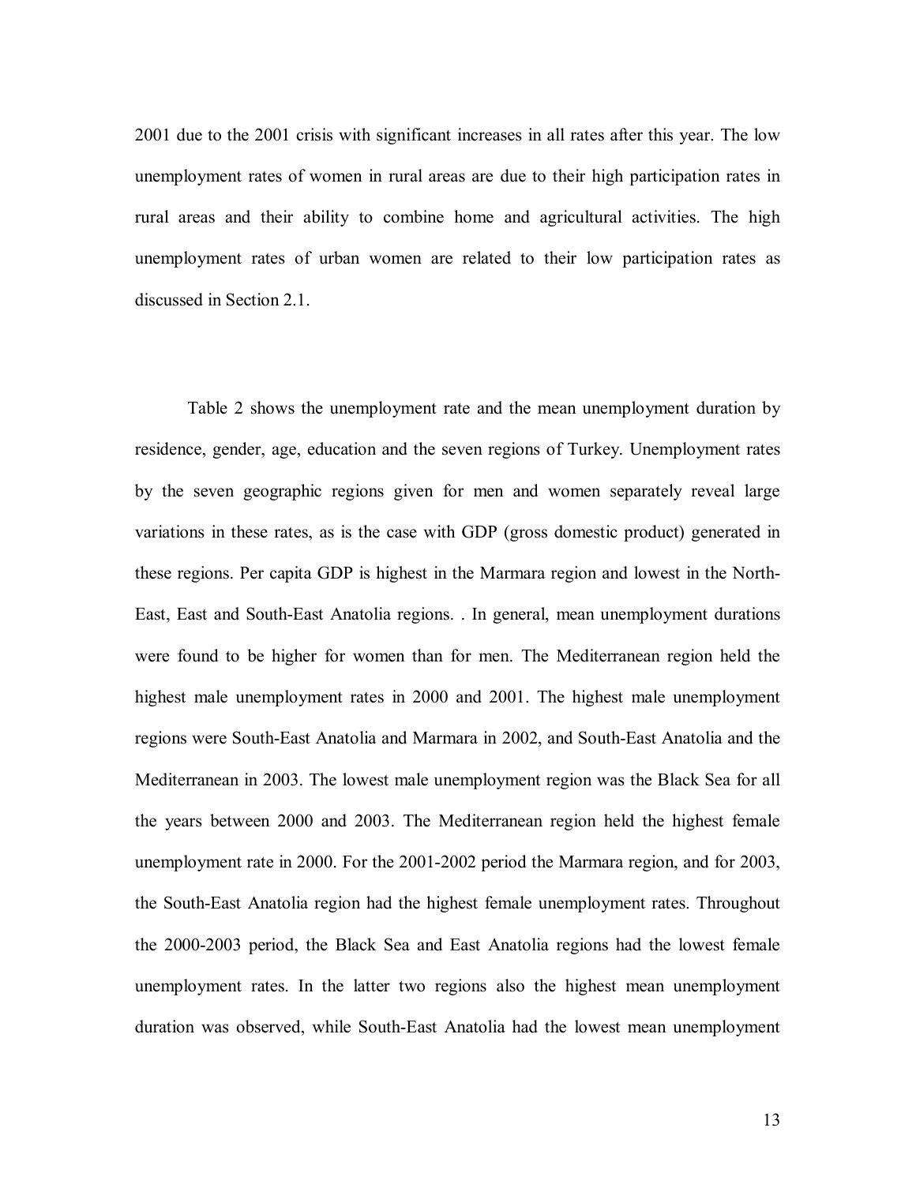2001 due to the 2001 crisis with significant increases in all rates after this year. The low unemployment rates of women in rural areas are due to their high participation rates in rural areas and their ability to combine home and agricultural activities. The high unemployment rates of urban women are related to their low participation rates as discussed in Section 2.1.

Table 2 shows the unemployment rate and the mean unemployment duration by residence, gender, age, education and the seven regions of Turkey. Unemployment rates by the seven geographic regions given for men and women separately reveal large variations in these rates, as is the case with GDP (gross domestic product) generated in these regions. Per capita GDP is highest in the Marmara region and lowest in the North-East, East and South-East Anatolia regions. . In general, mean unemployment durations were found to be higher for women than for men. The Mediterranean region held the highest male unemployment rates in 2000 and 2001. The highest male unemployment regions were South-East Anatolia and Marmara in 2002, and South-East Anatolia and the Mediterranean in 2003. The lowest male unemployment region was the Black Sea for all the years between 2000 and 2003. The Mediterranean region held the highest female unemployment rate in 2000. For the 2001-2002 period the Marmara region, and for 2003, the South-East Anatolia region had the highest female unemployment rates. Throughout the 2000-2003 period, the Black Sea and East Anatolia regions had the lowest female unemployment rates. In the latter two regions also the highest mean unemployment duration was observed, while South-East Anatolia had the lowest mean unemployment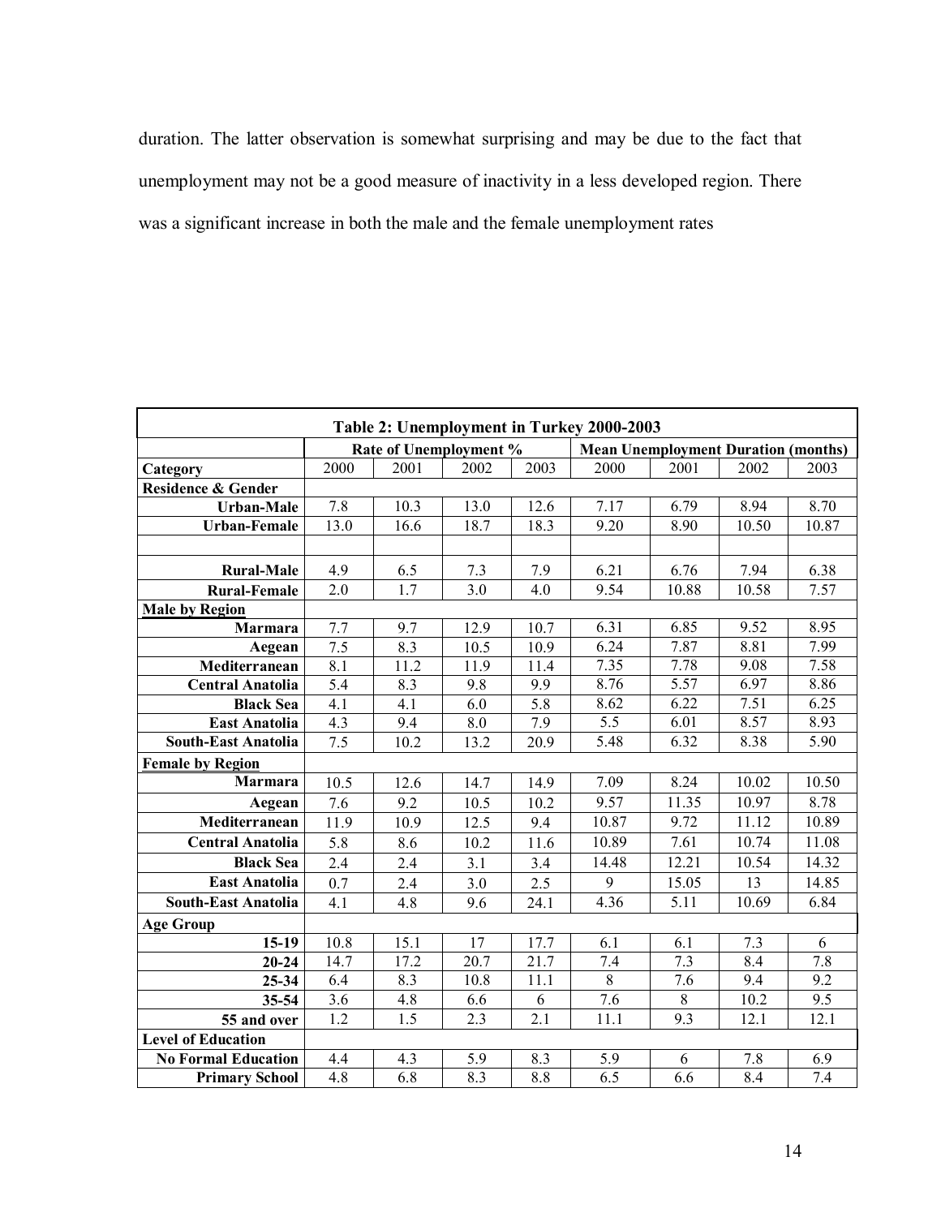duration. The latter observation is somewhat surprising and may be due to the fact that unemployment may not be a good measure of inactivity in a less developed region. There was a significant increase in both the male and the female unemployment rates

| Table 2: Unemployment in Turkey 2000-2003 | | | | | | | | |
|---|---|---|---|---|---|---|---|---|
| | Rate of Unemployment % | | | | Mean Unemployment Duration (months) | | | |
| **Category** | 2000 | 2001 | 2002 | 2003 | 2000 | 2001 | 2002 | 2003 |
| **Residence & Gender** | | | | | | | | |
| **Urban-Male** | 7.8 | 10.3 | 13.0 | 12.6 | 7.17 | 6.79 | 8.94 | 8.70 |
| **Urban-Female** | 13.0 | 16.6 | 18.7 | 18.3 | 9.20 | 8.90 | 10.50 | 10.87 |
| | | | | | | | | |
| **Rural-Male** | 4.9 | 6.5 | 7.3 | 7.9 | 6.21 | 6.76 | 7.94 | 6.38 |
| **Rural-Female** | 2.0 | 1.7 | 3.0 | 4.0 | 9.54 | 10.88 | 10.58 | 7.57 |
| **Male by Region** | | | | | | | | |
| **Marmara** | 7.7 | 9.7 | 12.9 | 10.7 | 6.31 | 6.85 | 9.52 | 8.95 |
| **Aegean** | 7.5 | 8.3 | 10.5 | 10.9 | 6.24 | 7.87 | 8.81 | 7.99 |
| **Mediterranean** | 8.1 | 11.2 | 11.9 | 11.4 | 7.35 | 7.78 | 9.08 | 7.58 |
| **Central Anatolia** | 5.4 | 8.3 | 9.8 | 9.9 | 8.76 | 5.57 | 6.97 | 8.86 |
| **Black Sea** | 4.1 | 4.1 | 6.0 | 5.8 | 8.62 | 6.22 | 7.51 | 6.25 |
| **East Anatolia** | 4.3 | 9.4 | 8.0 | 7.9 | 5.5 | 6.01 | 8.57 | 8.93 |
| **South-East Anatolia** | 7.5 | 10.2 | 13.2 | 20.9 | 5.48 | 6.32 | 8.38 | 5.90 |
| **Female by Region** | | | | | | | | |
| **Marmara** | 10.5 | 12.6 | 14.7 | 14.9 | 7.09 | 8.24 | 10.02 | 10.50 |
| **Aegean** | 7.6 | 9.2 | 10.5 | 10.2 | 9.57 | 11.35 | 10.97 | 8.78 |
| **Mediterranean** | 11.9 | 10.9 | 12.5 | 9.4 | 10.87 | 9.72 | 11.12 | 10.89 |
| **Central Anatolia** | 5.8 | 8.6 | 10.2 | 11.6 | 10.89 | 7.61 | 10.74 | 11.08 |
| **Black Sea** | 2.4 | 2.4 | 3.1 | 3.4 | 14.48 | 12.21 | 10.54 | 14.32 |
| **East Anatolia** | 0.7 | 2.4 | 3.0 | 2.5 | 9 | 15.05 | 13 | 14.85 |
| **South-East Anatolia** | 4.1 | 4.8 | 9.6 | 24.1 | 4.36 | 5.11 | 10.69 | 6.84 |
| **Age Group** | | | | | | | | |
| **15-19** | 10.8 | 15.1 | 17 | 17.7 | 6.1 | 6.1 | 7.3 | 6 |
| **20-24** | 14.7 | 17.2 | 20.7 | 21.7 | 7.4 | 7.3 | 8.4 | 7.8 |
| **25-34** | 6.4 | 8.3 | 10.8 | 11.1 | 8 | 7.6 | 9.4 | 9.2 |
| **35-54** | 3.6 | 4.8 | 6.6 | 6 | 7.6 | 8 | 10.2 | 9.5 |
| **55 and over** | 1.2 | 1.5 | 2.3 | 2.1 | 11.1 | 9.3 | 12.1 | 12.1 |
| **Level of Education** | | | | | | | | |
| **No Formal Education** | 4.4 | 4.3 | 5.9 | 8.3 | 5.9 | 6 | 7.8 | 6.9 |
| **Primary School** | 4.8 | 6.8 | 8.3 | 8.8 | 6.5 | 6.6 | 8.4 | 7.4 |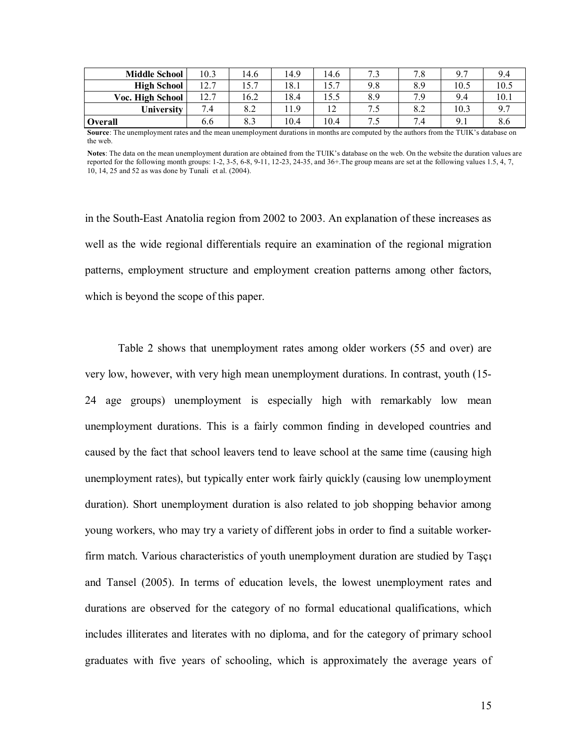| | | | | | | | | |
|---|---|---|---|---|---|---|---|---|
| **Middle School** | 10.3 | 14.6 | 14.9 | 14.6 | 7.3 | 7.8 | 9.7 | 9.4 |
| **High School** | 12.7 | 15.7 | 18.1 | 15.7 | 9.8 | 8.9 | 10.5 | 10.5 |
| **Voc. High School** | 12.7 | 16.2 | 18.4 | 15.5 | 8.9 | 7.9 | 9.4 | 10.1 |
| **University** | 7.4 | 8.2 | 11.9 | 12 | 7.5 | 8.2 | 10.3 | 9.7 |
| **Overall** | 6.6 | 8.3 | 10.4 | 10.4 | 7.5 | 7.4 | 9.1 | 8.6 |

**Source**: The unemployment rates and the mean unemployment durations in months are computed by the authors from the TUIK's database on the web.

**Notes**: The data on the mean unemployment duration are obtained from the TUIK's database on the web. On the website the duration values are reported for the following month groups: 1-2, 3-5, 6-8, 9-11, 12-23, 24-35, and 36+.The group means are set at the following values 1.5, 4, 7, 10, 14, 25 and 52 as was done by Tunali et al. (2004).

in the South-East Anatolia region from 2002 to 2003. An explanation of these increases as well as the wide regional differentials require an examination of the regional migration patterns, employment structure and employment creation patterns among other factors, which is beyond the scope of this paper.

Table 2 shows that unemployment rates among older workers (55 and over) are very low, however, with very high mean unemployment durations. In contrast, youth (15-24 age groups) unemployment is especially high with remarkably low mean unemployment durations. This is a fairly common finding in developed countries and caused by the fact that school leavers tend to leave school at the same time (causing high unemployment rates), but typically enter work fairly quickly (causing low unemployment duration). Short unemployment duration is also related to job shopping behavior among young workers, who may try a variety of different jobs in order to find a suitable worker-firm match. Various characteristics of youth unemployment duration are studied by Taşçı and Tansel (2005). In terms of education levels, the lowest unemployment rates and durations are observed for the category of no formal educational qualifications, which includes illiterates and literates with no diploma, and for the category of primary school graduates with five years of schooling, which is approximately the average years of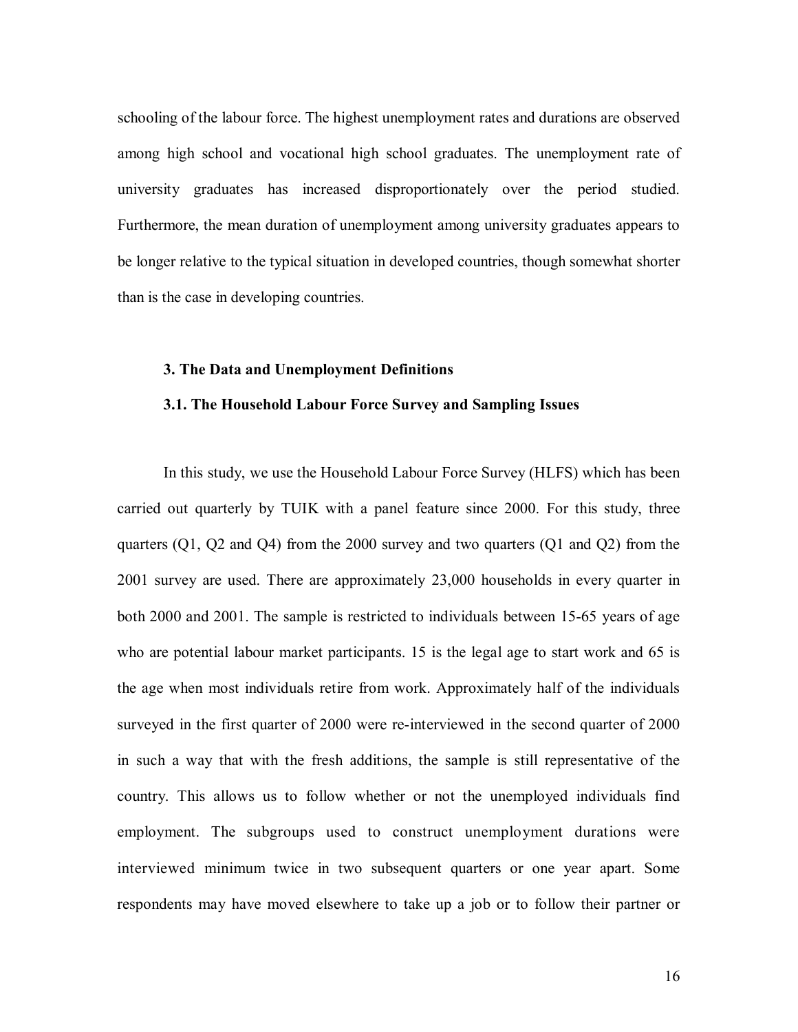schooling of the labour force. The highest unemployment rates and durations are observed among high school and vocational high school graduates. The unemployment rate of university graduates has increased disproportionately over the period studied. Furthermore, the mean duration of unemployment among university graduates appears to be longer relative to the typical situation in developed countries, though somewhat shorter than is the case in developing countries.

## 3. The Data and Unemployment Definitions

### 3.1. The Household Labour Force Survey and Sampling Issues

In this study, we use the Household Labour Force Survey (HLFS) which has been carried out quarterly by TUIK with a panel feature since 2000. For this study, three quarters (Q1, Q2 and Q4) from the 2000 survey and two quarters (Q1 and Q2) from the 2001 survey are used. There are approximately 23,000 households in every quarter in both 2000 and 2001. The sample is restricted to individuals between 15-65 years of age who are potential labour market participants. 15 is the legal age to start work and 65 is the age when most individuals retire from work. Approximately half of the individuals surveyed in the first quarter of 2000 were re-interviewed in the second quarter of 2000 in such a way that with the fresh additions, the sample is still representative of the country. This allows us to follow whether or not the unemployed individuals find employment. The subgroups used to construct unemployment durations were interviewed minimum twice in two subsequent quarters or one year apart. Some respondents may have moved elsewhere to take up a job or to follow their partner or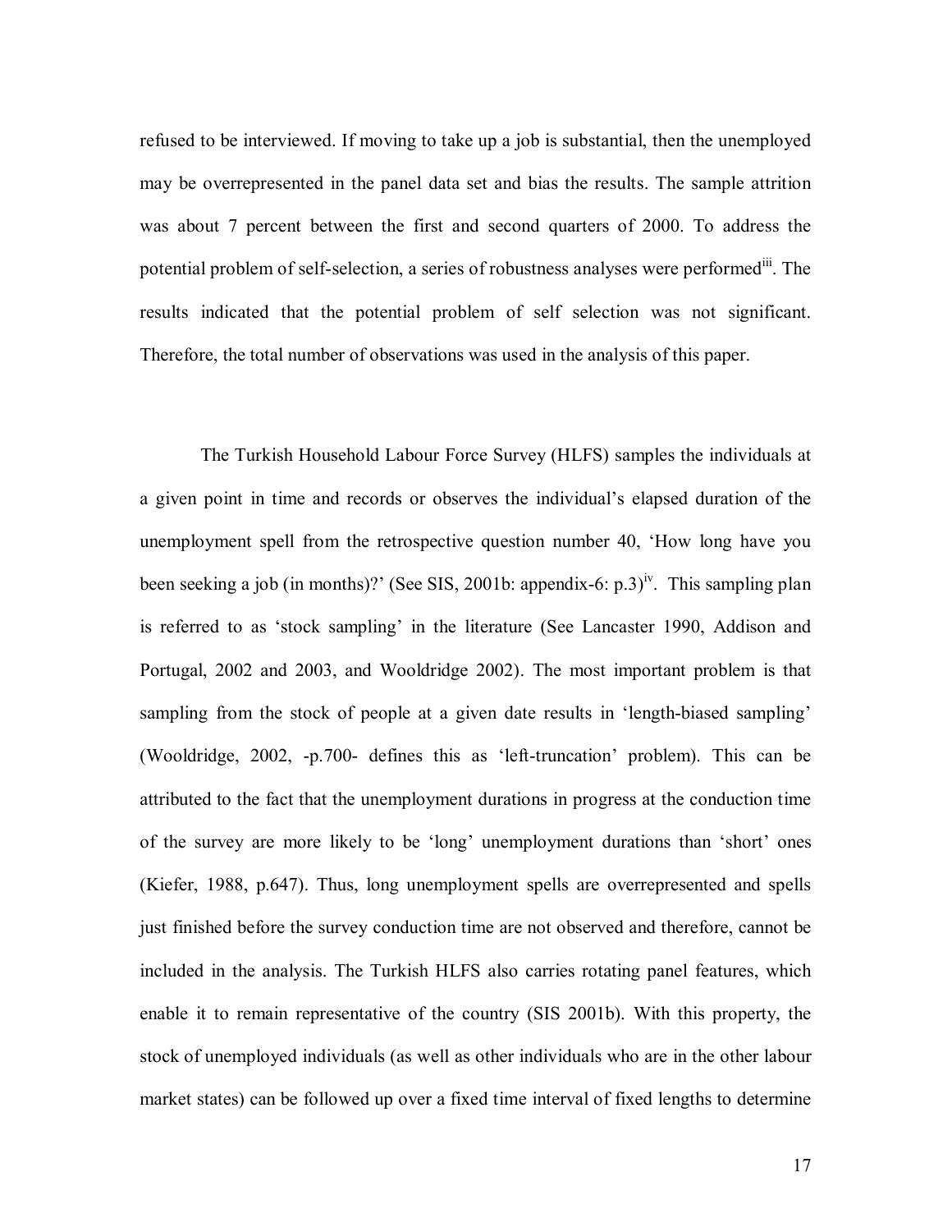refused to be interviewed. If moving to take up a job is substantial, then the unemployed may be overrepresented in the panel data set and bias the results. The sample attrition was about 7 percent between the first and second quarters of 2000. To address the potential problem of self-selection, a series of robustness analyses were performed[iii]. The results indicated that the potential problem of self selection was not significant. Therefore, the total number of observations was used in the analysis of this paper.

The Turkish Household Labour Force Survey (HLFS) samples the individuals at a given point in time and records or observes the individual's elapsed duration of the unemployment spell from the retrospective question number 40, 'How long have you been seeking a job (in months)?' (See SIS, 2001b: appendix-6: p.3)[iv]. This sampling plan is referred to as 'stock sampling' in the literature (See Lancaster 1990, Addison and Portugal, 2002 and 2003, and Wooldridge 2002). The most important problem is that sampling from the stock of people at a given date results in 'length-biased sampling' (Wooldridge, 2002, -p.700- defines this as 'left-truncation' problem). This can be attributed to the fact that the unemployment durations in progress at the conduction time of the survey are more likely to be 'long' unemployment durations than 'short' ones (Kiefer, 1988, p.647). Thus, long unemployment spells are overrepresented and spells just finished before the survey conduction time are not observed and therefore, cannot be included in the analysis. The Turkish HLFS also carries rotating panel features, which enable it to remain representative of the country (SIS 2001b). With this property, the stock of unemployed individuals (as well as other individuals who are in the other labour market states) can be followed up over a fixed time interval of fixed lengths to determine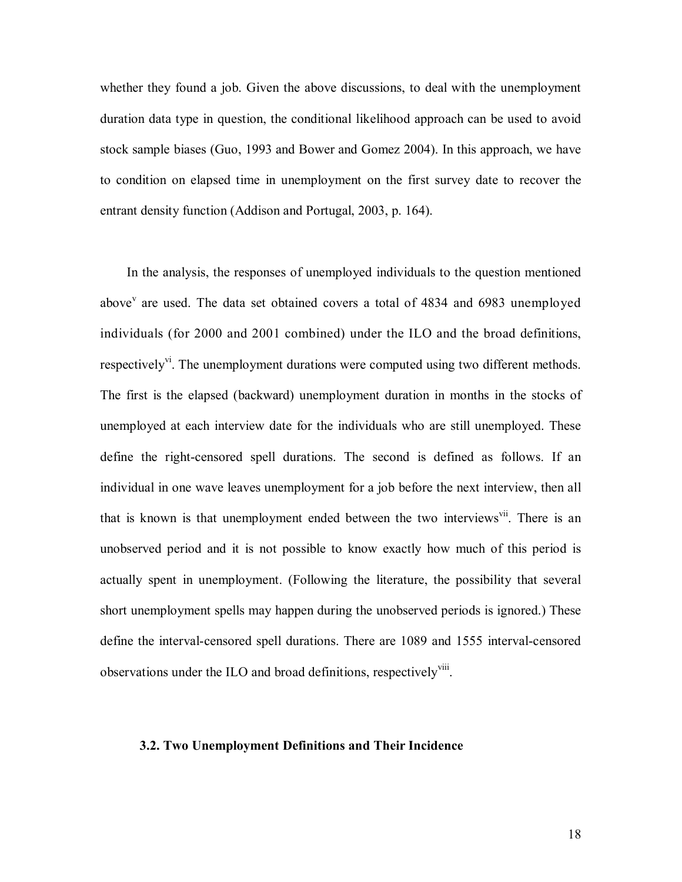whether they found a job. Given the above discussions, to deal with the unemployment duration data type in question, the conditional likelihood approach can be used to avoid stock sample biases (Guo, 1993 and Bower and Gomez 2004). In this approach, we have to condition on elapsed time in unemployment on the first survey date to recover the entrant density function (Addison and Portugal, 2003, p. 164).

In the analysis, the responses of unemployed individuals to the question mentioned above[v] are used. The data set obtained covers a total of 4834 and 6983 unemployed individuals (for 2000 and 2001 combined) under the ILO and the broad definitions, respectively[vi]. The unemployment durations were computed using two different methods. The first is the elapsed (backward) unemployment duration in months in the stocks of unemployed at each interview date for the individuals who are still unemployed. These define the right-censored spell durations. The second is defined as follows. If an individual in one wave leaves unemployment for a job before the next interview, then all that is known is that unemployment ended between the two interviews[vii]. There is an unobserved period and it is not possible to know exactly how much of this period is actually spent in unemployment. (Following the literature, the possibility that several short unemployment spells may happen during the unobserved periods is ignored.) These define the interval-censored spell durations. There are 1089 and 1555 interval-censored observations under the ILO and broad definitions, respectively[viii].

### 3.2. Two Unemployment Definitions and Their Incidence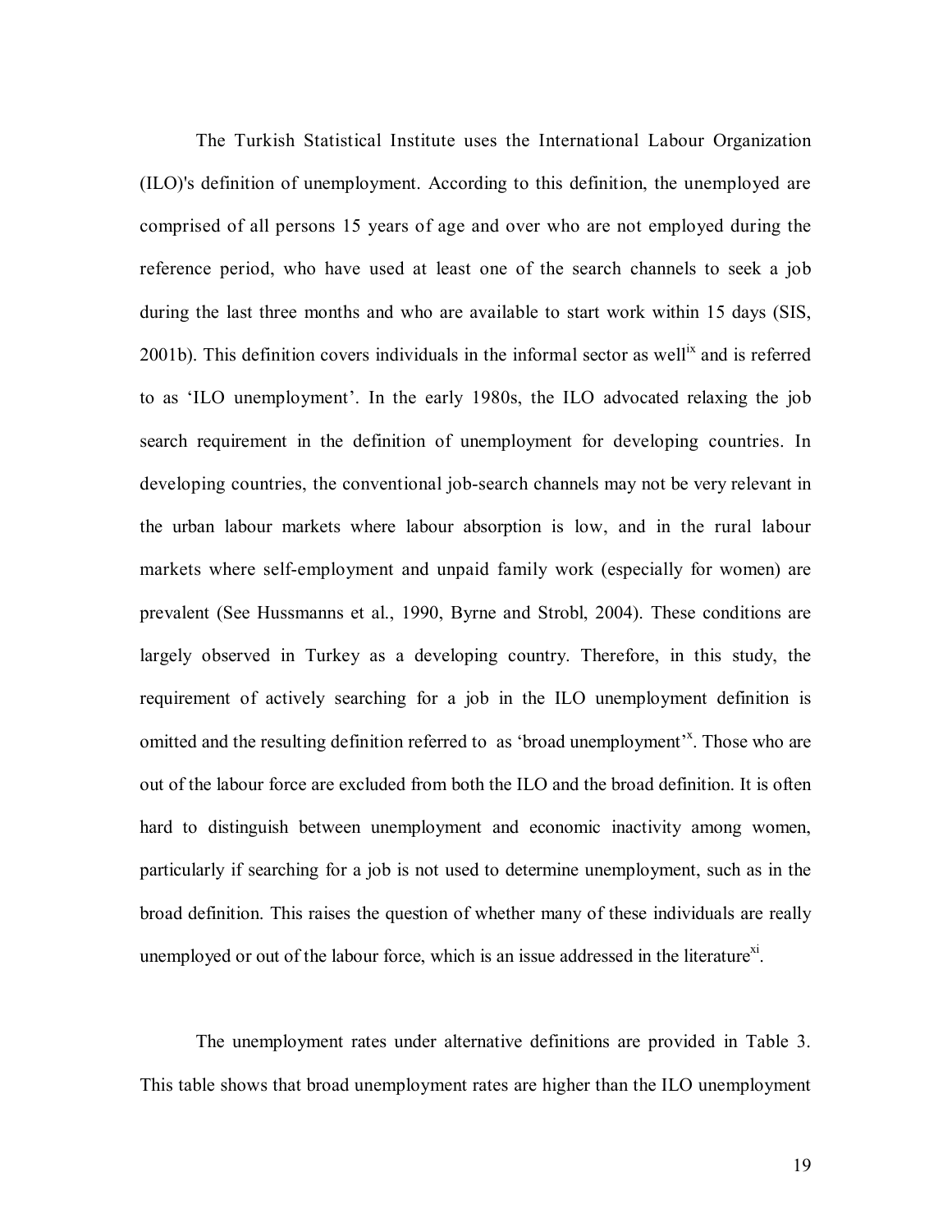The Turkish Statistical Institute uses the International Labour Organization (ILO)'s definition of unemployment. According to this definition, the unemployed are comprised of all persons 15 years of age and over who are not employed during the reference period, who have used at least one of the search channels to seek a job during the last three months and who are available to start work within 15 days (SIS, 2001b). This definition covers individuals in the informal sector as well[ix] and is referred to as 'ILO unemployment'. In the early 1980s, the ILO advocated relaxing the job search requirement in the definition of unemployment for developing countries. In developing countries, the conventional job-search channels may not be very relevant in the urban labour markets where labour absorption is low, and in the rural labour markets where self-employment and unpaid family work (especially for women) are prevalent (See Hussmanns et al., 1990, Byrne and Strobl, 2004). These conditions are largely observed in Turkey as a developing country. Therefore, in this study, the requirement of actively searching for a job in the ILO unemployment definition is omitted and the resulting definition referred to as 'broad unemployment'[x]. Those who are out of the labour force are excluded from both the ILO and the broad definition. It is often hard to distinguish between unemployment and economic inactivity among women, particularly if searching for a job is not used to determine unemployment, such as in the broad definition. This raises the question of whether many of these individuals are really unemployed or out of the labour force, which is an issue addressed in the literature[xi].

The unemployment rates under alternative definitions are provided in Table 3. This table shows that broad unemployment rates are higher than the ILO unemployment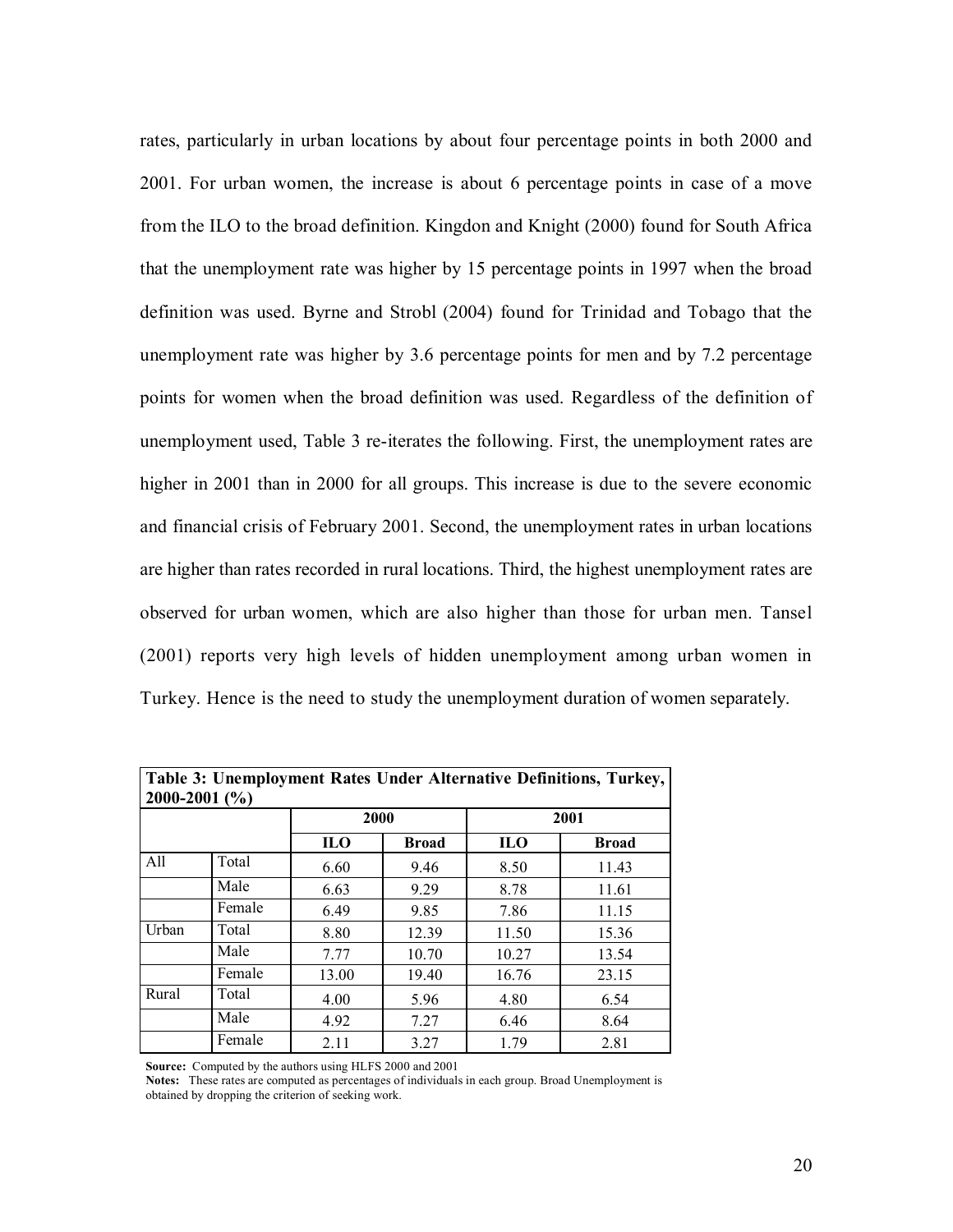rates, particularly in urban locations by about four percentage points in both 2000 and 2001. For urban women, the increase is about 6 percentage points in case of a move from the ILO to the broad definition. Kingdon and Knight (2000) found for South Africa that the unemployment rate was higher by 15 percentage points in 1997 when the broad definition was used. Byrne and Strobl (2004) found for Trinidad and Tobago that the unemployment rate was higher by 3.6 percentage points for men and by 7.2 percentage points for women when the broad definition was used. Regardless of the definition of unemployment used, Table 3 re-iterates the following. First, the unemployment rates are higher in 2001 than in 2000 for all groups. This increase is due to the severe economic and financial crisis of February 2001. Second, the unemployment rates in urban locations are higher than rates recorded in rural locations. Third, the highest unemployment rates are observed for urban women, which are also higher than those for urban men. Tansel (2001) reports very high levels of hidden unemployment among urban women in Turkey. Hence is the need to study the unemployment duration of women separately.

**Table 3: Unemployment Rates Under Alternative Definitions, Turkey, 2000-2001 (%)**

| | | 2000 | | 2001 | |
|---|---|---|---|---|---|
| | | **ILO** | **Broad** | **ILO** | **Broad** |
| All | Total | 6.60 | 9.46 | 8.50 | 11.43 |
| | Male | 6.63 | 9.29 | 8.78 | 11.61 |
| | Female | 6.49 | 9.85 | 7.86 | 11.15 |
| Urban | Total | 8.80 | 12.39 | 11.50 | 15.36 |
| | Male | 7.77 | 10.70 | 10.27 | 13.54 |
| | Female | 13.00 | 19.40 | 16.76 | 23.15 |
| Rural | Total | 4.00 | 5.96 | 4.80 | 6.54 |
| | Male | 4.92 | 7.27 | 6.46 | 8.64 |
| | Female | 2.11 | 3.27 | 1.79 | 2.81 |

**Source:** Computed by the authors using HLFS 2000 and 2001

**Notes:** These rates are computed as percentages of individuals in each group. Broad Unemployment is obtained by dropping the criterion of seeking work.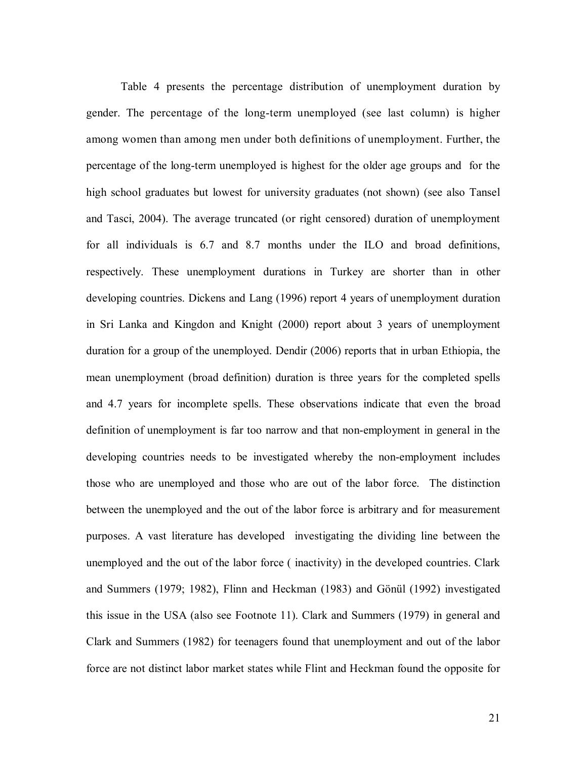Table 4 presents the percentage distribution of unemployment duration by gender. The percentage of the long-term unemployed (see last column) is higher among women than among men under both definitions of unemployment. Further, the percentage of the long-term unemployed is highest for the older age groups and for the high school graduates but lowest for university graduates (not shown) (see also Tansel and Tasci, 2004). The average truncated (or right censored) duration of unemployment for all individuals is 6.7 and 8.7 months under the ILO and broad definitions, respectively. These unemployment durations in Turkey are shorter than in other developing countries. Dickens and Lang (1996) report 4 years of unemployment duration in Sri Lanka and Kingdon and Knight (2000) report about 3 years of unemployment duration for a group of the unemployed. Dendir (2006) reports that in urban Ethiopia, the mean unemployment (broad definition) duration is three years for the completed spells and 4.7 years for incomplete spells. These observations indicate that even the broad definition of unemployment is far too narrow and that non-employment in general in the developing countries needs to be investigated whereby the non-employment includes those who are unemployed and those who are out of the labor force. The distinction between the unemployed and the out of the labor force is arbitrary and for measurement purposes. A vast literature has developed investigating the dividing line between the unemployed and the out of the labor force ( inactivity) in the developed countries. Clark and Summers (1979; 1982), Flinn and Heckman (1983) and Gönül (1992) investigated this issue in the USA (also see Footnote 11). Clark and Summers (1979) in general and Clark and Summers (1982) for teenagers found that unemployment and out of the labor force are not distinct labor market states while Flint and Heckman found the opposite for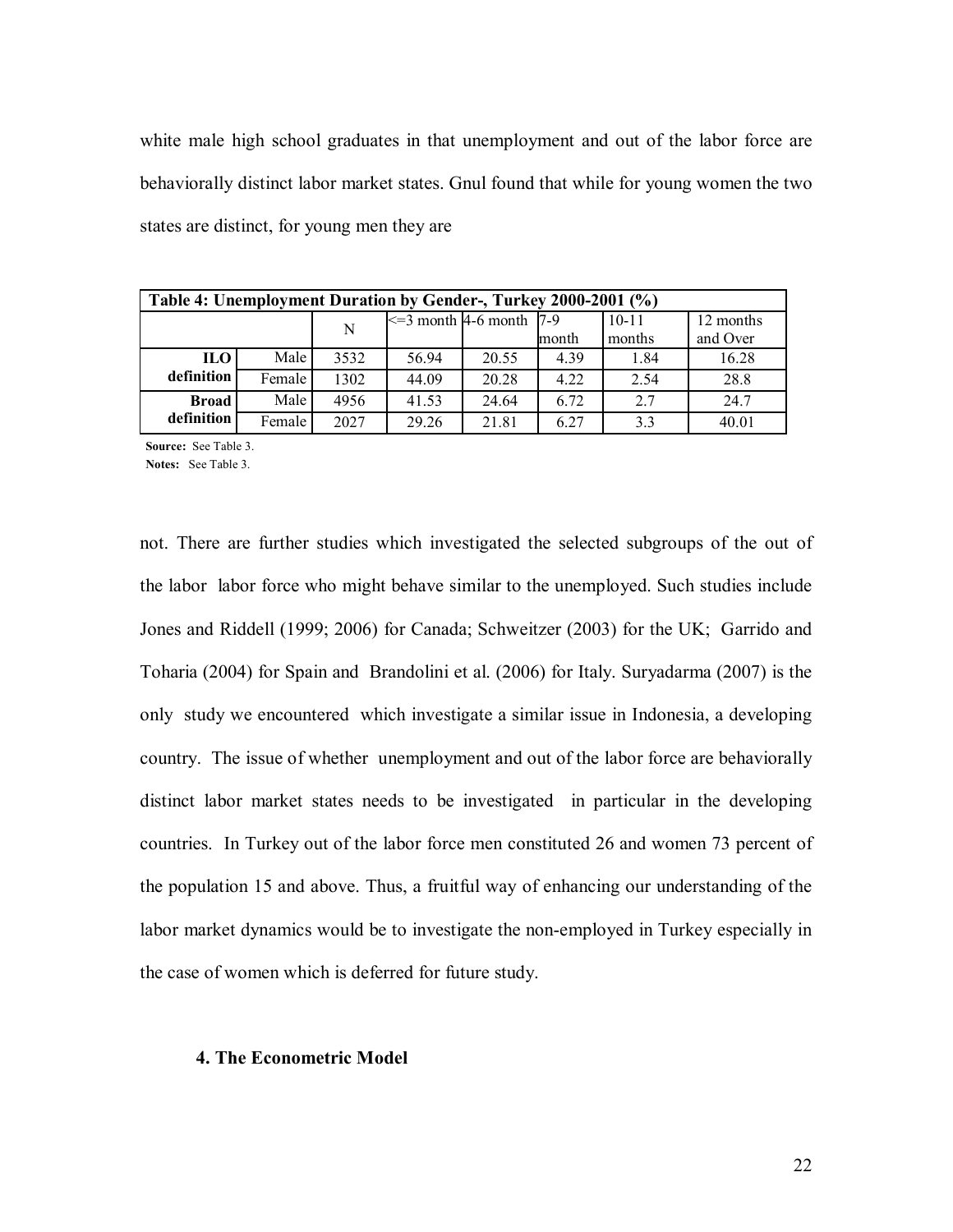white male high school graduates in that unemployment and out of the labor force are behaviorally distinct labor market states. Gnul found that while for young women the two states are distinct, for young men they are

| Table 4: Unemployment Duration by Gender-, Turkey 2000-2001 (%) | | | | | | | |
|---|---|---|---|---|---|---|---|
| | | N | <=3 month | 4-6 month | 7-9 month | 10-11 months | 12 months and Over |
| **ILO definition** | Male | 3532 | 56.94 | 20.55 | 4.39 | 1.84 | 16.28 |
| | Female | 1302 | 44.09 | 20.28 | 4.22 | 2.54 | 28.8 |
| **Broad definition** | Male | 4956 | 41.53 | 24.64 | 6.72 | 2.7 | 24.7 |
| | Female | 2027 | 29.26 | 21.81 | 6.27 | 3.3 | 40.01 |

**Source:** See Table 3.
**Notes:** See Table 3.

not. There are further studies which investigated the selected subgroups of the out of the labor labor force who might behave similar to the unemployed. Such studies include Jones and Riddell (1999; 2006) for Canada; Schweitzer (2003) for the UK; Garrido and Toharia (2004) for Spain and Brandolini et al. (2006) for Italy. Suryadarma (2007) is the only study we encountered which investigate a similar issue in Indonesia, a developing country. The issue of whether unemployment and out of the labor force are behaviorally distinct labor market states needs to be investigated in particular in the developing countries. In Turkey out of the labor force men constituted 26 and women 73 percent of the population 15 and above. Thus, a fruitful way of enhancing our understanding of the labor market dynamics would be to investigate the non-employed in Turkey especially in the case of women which is deferred for future study.

### 4. The Econometric Model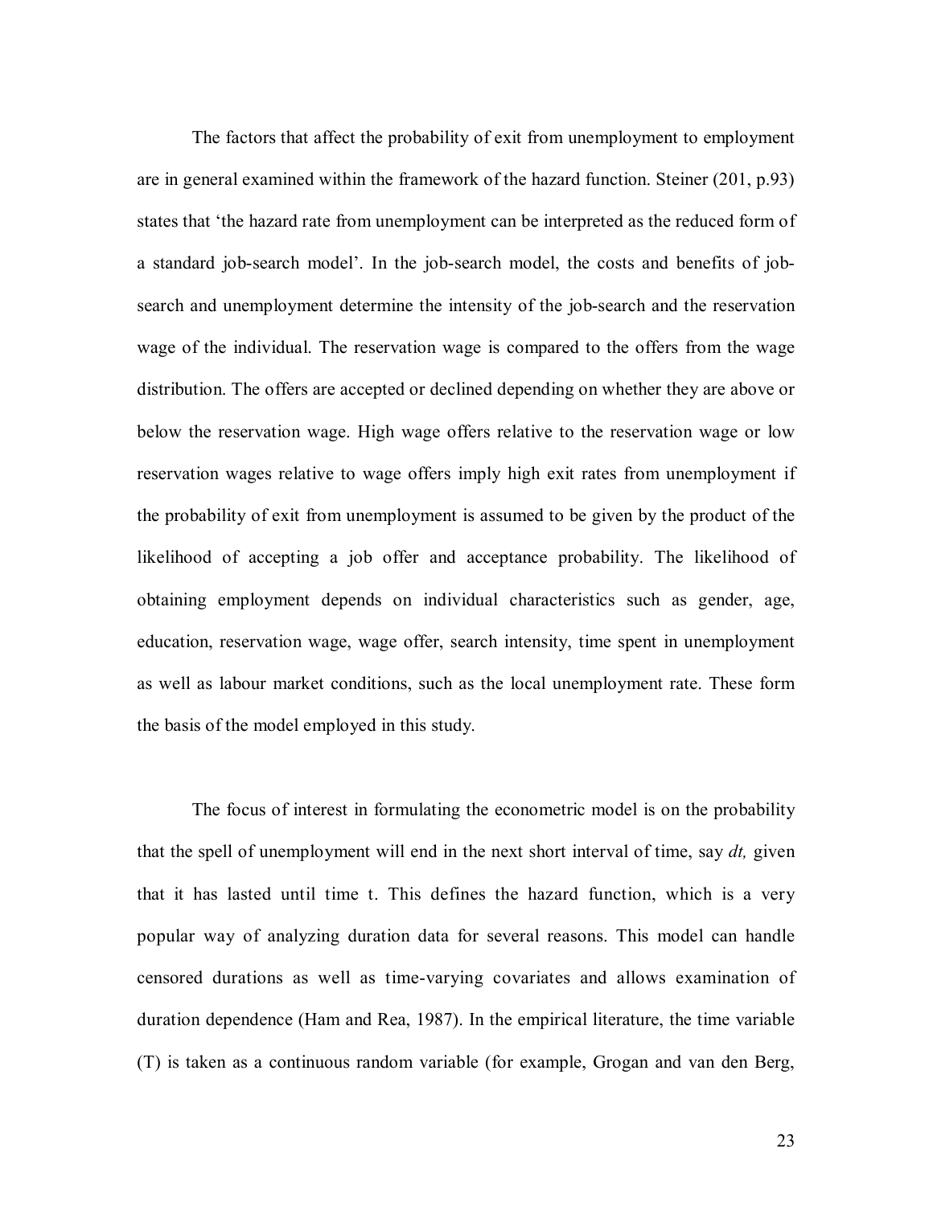The factors that affect the probability of exit from unemployment to employment are in general examined within the framework of the hazard function. Steiner (201, p.93) states that 'the hazard rate from unemployment can be interpreted as the reduced form of a standard job-search model'. In the job-search model, the costs and benefits of job-search and unemployment determine the intensity of the job-search and the reservation wage of the individual. The reservation wage is compared to the offers from the wage distribution. The offers are accepted or declined depending on whether they are above or below the reservation wage. High wage offers relative to the reservation wage or low reservation wages relative to wage offers imply high exit rates from unemployment if the probability of exit from unemployment is assumed to be given by the product of the likelihood of accepting a job offer and acceptance probability. The likelihood of obtaining employment depends on individual characteristics such as gender, age, education, reservation wage, wage offer, search intensity, time spent in unemployment as well as labour market conditions, such as the local unemployment rate. These form the basis of the model employed in this study.

The focus of interest in formulating the econometric model is on the probability that the spell of unemployment will end in the next short interval of time, say *dt,* given that it has lasted until time t. This defines the hazard function, which is a very popular way of analyzing duration data for several reasons. This model can handle censored durations as well as time-varying covariates and allows examination of duration dependence (Ham and Rea, 1987). In the empirical literature, the time variable (T) is taken as a continuous random variable (for example, Grogan and van den Berg,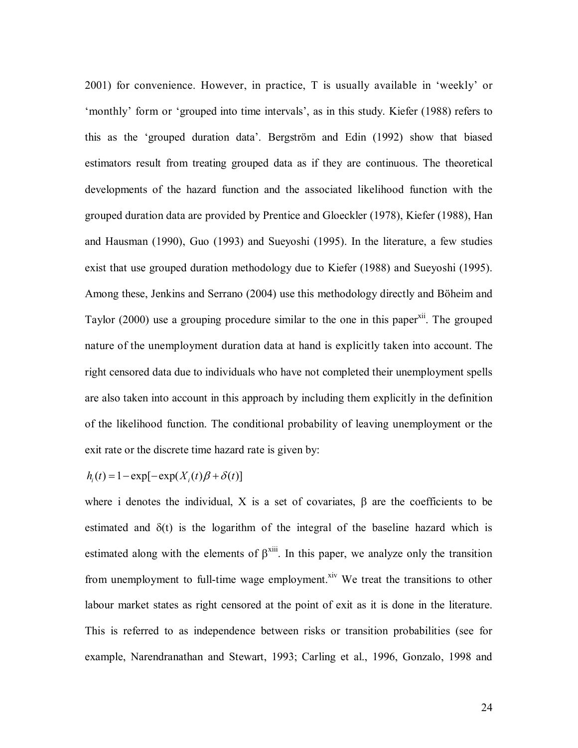2001) for convenience. However, in practice, T is usually available in 'weekly' or 'monthly' form or 'grouped into time intervals', as in this study. Kiefer (1988) refers to this as the 'grouped duration data'. Bergström and Edin (1992) show that biased estimators result from treating grouped data as if they are continuous. The theoretical developments of the hazard function and the associated likelihood function with the grouped duration data are provided by Prentice and Gloeckler (1978), Kiefer (1988), Han and Hausman (1990), Guo (1993) and Sueyoshi (1995). In the literature, a few studies exist that use grouped duration methodology due to Kiefer (1988) and Sueyoshi (1995). Among these, Jenkins and Serrano (2004) use this methodology directly and Böheim and Taylor (2000) use a grouping procedure similar to the one in this paper[xii]. The grouped nature of the unemployment duration data at hand is explicitly taken into account. The right censored data due to individuals who have not completed their unemployment spells are also taken into account in this approach by including them explicitly in the definition of the likelihood function. The conditional probability of leaving unemployment or the exit rate or the discrete time hazard rate is given by:

$$h_i(t) = 1 - \exp[-\exp(X_i(t)\beta + \delta(t)]$$

where i denotes the individual, X is a set of covariates, $\beta$ are the coefficients to be estimated and $\delta(t)$ is the logarithm of the integral of the baseline hazard which is estimated along with the elements of $\beta$[xiii]. In this paper, we analyze only the transition from unemployment to full-time wage employment.[xiv] We treat the transitions to other labour market states as right censored at the point of exit as it is done in the literature. This is referred to as independence between risks or transition probabilities (see for example, Narendranathan and Stewart, 1993; Carling et al., 1996, Gonzalo, 1998 and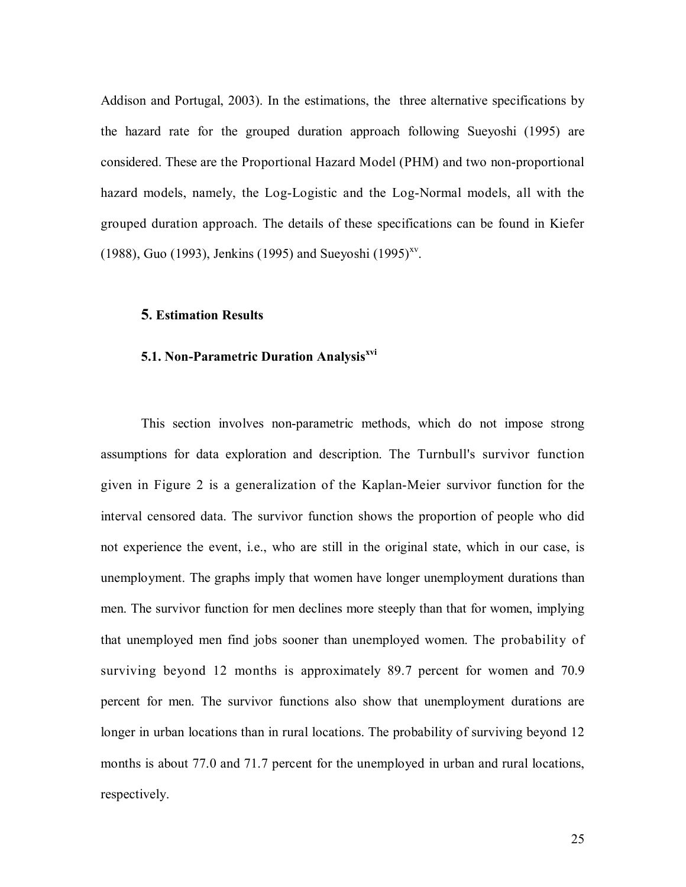Addison and Portugal, 2003). In the estimations, the three alternative specifications by the hazard rate for the grouped duration approach following Sueyoshi (1995) are considered. These are the Proportional Hazard Model (PHM) and two non-proportional hazard models, namely, the Log-Logistic and the Log-Normal models, all with the grouped duration approach. The details of these specifications can be found in Kiefer (1988), Guo (1993), Jenkins (1995) and Sueyoshi (1995)[xv].

## 5. Estimation Results

### 5.1. Non-Parametric Duration Analysis[xvi]

This section involves non-parametric methods, which do not impose strong assumptions for data exploration and description. The Turnbull's survivor function given in Figure 2 is a generalization of the Kaplan-Meier survivor function for the interval censored data. The survivor function shows the proportion of people who did not experience the event, i.e., who are still in the original state, which in our case, is unemployment. The graphs imply that women have longer unemployment durations than men. The survivor function for men declines more steeply than that for women, implying that unemployed men find jobs sooner than unemployed women. The probability of surviving beyond 12 months is approximately 89.7 percent for women and 70.9 percent for men. The survivor functions also show that unemployment durations are longer in urban locations than in rural locations. The probability of surviving beyond 12 months is about 77.0 and 71.7 percent for the unemployed in urban and rural locations, respectively.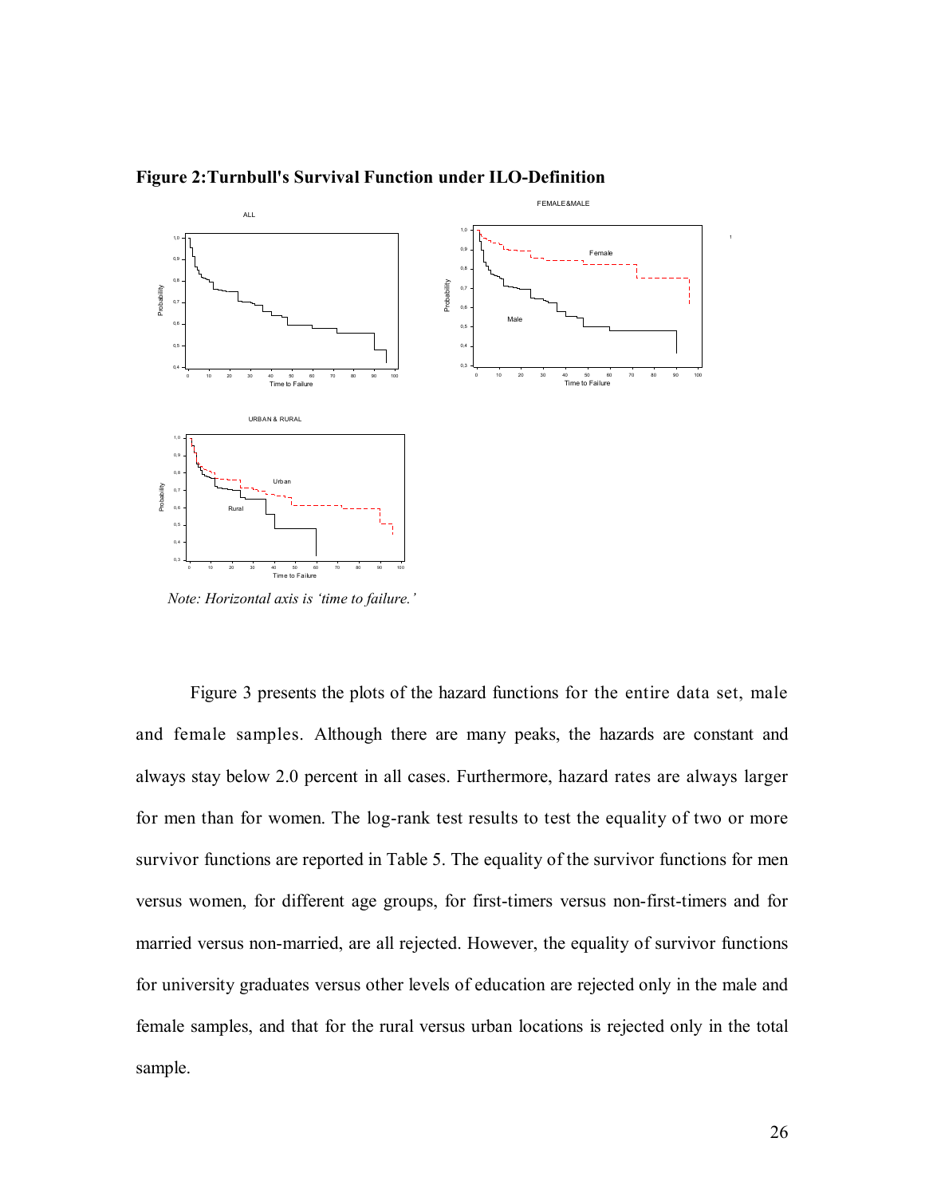**Figure 2: Turnbull's Survival Function under ILO-Definition**

*Note: Horizontal axis is 'time to failure.'*

Figure 3 presents the plots of the hazard functions for the entire data set, male and female samples. Although there are many peaks, the hazards are constant and always stay below 2.0 percent in all cases. Furthermore, hazard rates are always larger for men than for women. The log-rank test results to test the equality of two or more survivor functions are reported in Table 5. The equality of the survivor functions for men versus women, for different age groups, for first-timers versus non-first-timers and for married versus non-married, are all rejected. However, the equality of survivor functions for university graduates versus other levels of education are rejected only in the male and female samples, and that for the rural versus urban locations is rejected only in the total sample.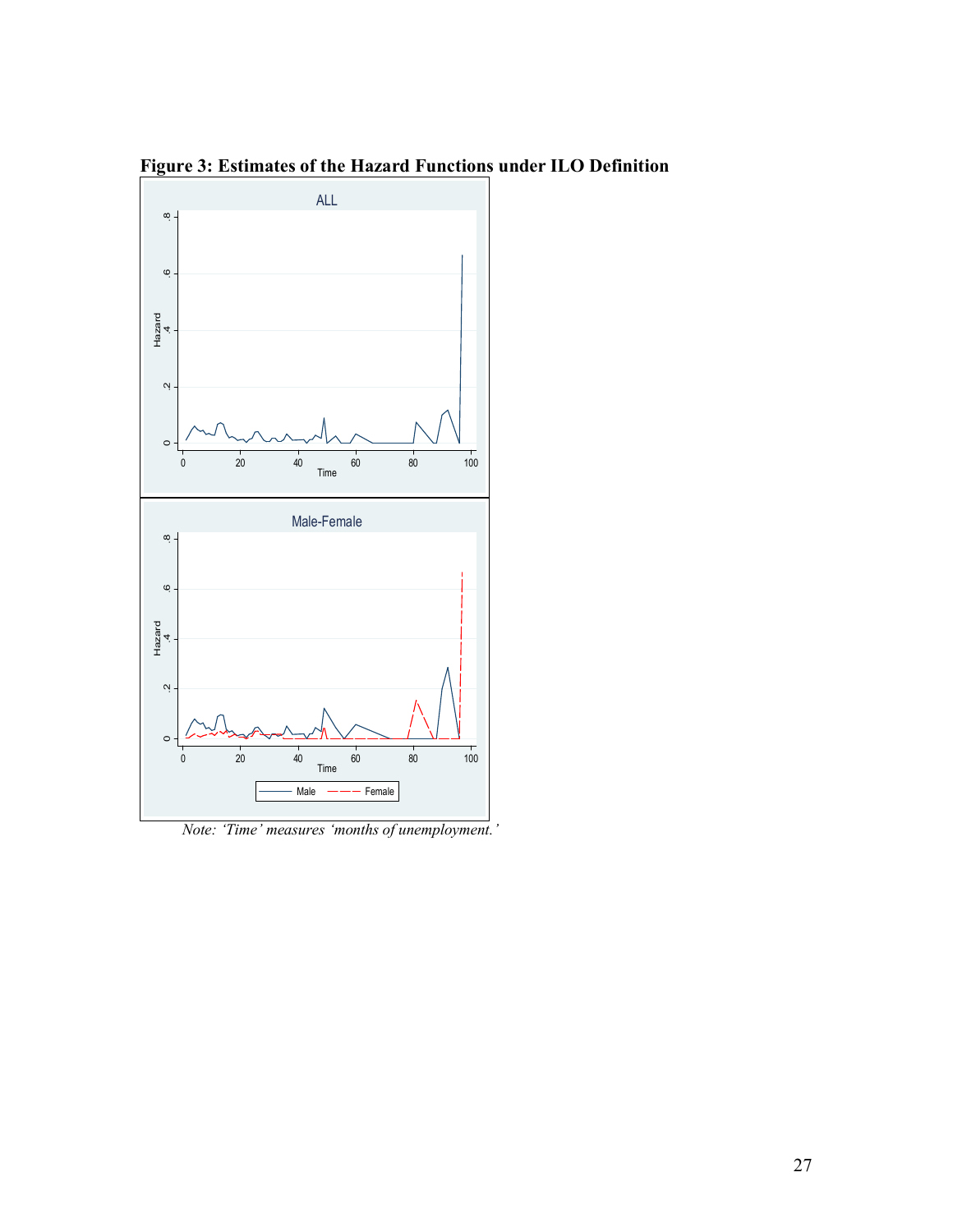**Figure 3: Estimates of the Hazard Functions under ILO Definition**

*Note: 'Time' measures 'months of unemployment.'*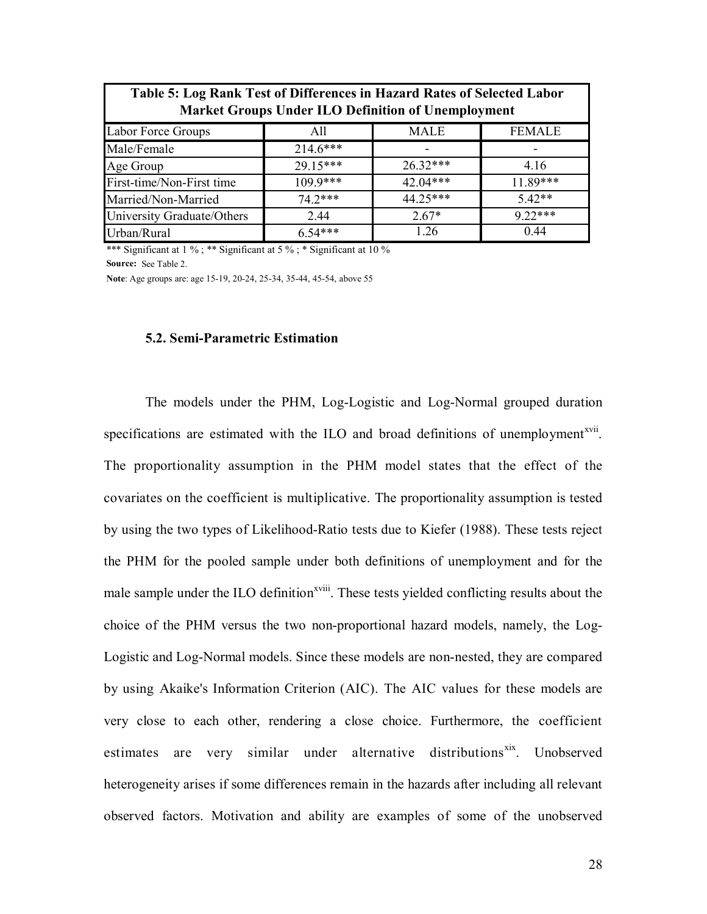| Table 5: Log Rank Test of Differences in Hazard Rates of Selected Labor Market Groups Under ILO Definition of Unemployment | | | |
|---|---|---|---|
| Labor Force Groups | All | MALE | FEMALE |
| Male/Female | 214.6*** | - | - |
| Age Group | 29.15*** | 26.32*** | 4.16 |
| First-time/Non-First time | 109.9*** | 42.04*** | 11.89*** |
| Married/Non-Married | 74.2*** | 44.25*** | 5.42** |
| University Graduate/Others | 2.44 | 2.67* | 9.22*** |
| Urban/Rural | 6.54*** | 1.26 | 0.44 |

*** Significant at 1 % ; ** Significant at 5 % ; * Significant at 10 %

**Source:** See Table 2.

**Note**: Age groups are: age 15-19, 20-24, 25-34, 35-44, 45-54, above 55

### 5.2. Semi-Parametric Estimation

The models under the PHM, Log-Logistic and Log-Normal grouped duration specifications are estimated with the ILO and broad definitions of unemployment[xvii]. The proportionality assumption in the PHM model states that the effect of the covariates on the coefficient is multiplicative. The proportionality assumption is tested by using the two types of Likelihood-Ratio tests due to Kiefer (1988). These tests reject the PHM for the pooled sample under both definitions of unemployment and for the male sample under the ILO definition[xviii]. These tests yielded conflicting results about the choice of the PHM versus the two non-proportional hazard models, namely, the Log-Logistic and Log-Normal models. Since these models are non-nested, they are compared by using Akaike's Information Criterion (AIC). The AIC values for these models are very close to each other, rendering a close choice. Furthermore, the coefficient estimates are very similar under alternative distributions[xix]. Unobserved heterogeneity arises if some differences remain in the hazards after including all relevant observed factors. Motivation and ability are examples of some of the unobserved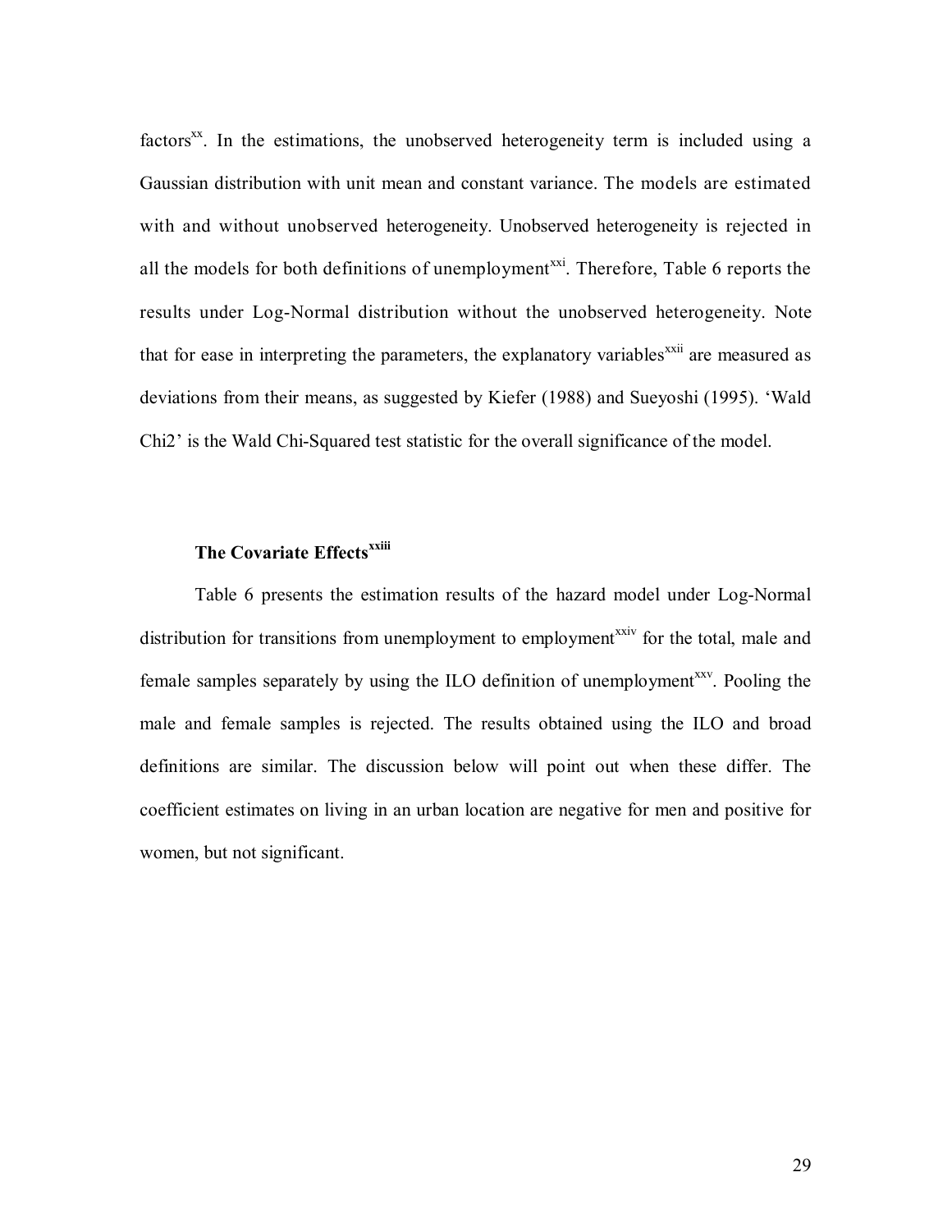factors[xx]. In the estimations, the unobserved heterogeneity term is included using a Gaussian distribution with unit mean and constant variance. The models are estimated with and without unobserved heterogeneity. Unobserved heterogeneity is rejected in all the models for both definitions of unemployment[xxi]. Therefore, Table 6 reports the results under Log-Normal distribution without the unobserved heterogeneity. Note that for ease in interpreting the parameters, the explanatory variables[xxii] are measured as deviations from their means, as suggested by Kiefer (1988) and Sueyoshi (1995). 'Wald Chi2' is the Wald Chi-Squared test statistic for the overall significance of the model.

### The Covariate Effects[xxiii]

Table 6 presents the estimation results of the hazard model under Log-Normal distribution for transitions from unemployment to employment[xxiv] for the total, male and female samples separately by using the ILO definition of unemployment[xxv]. Pooling the male and female samples is rejected. The results obtained using the ILO and broad definitions are similar. The discussion below will point out when these differ. The coefficient estimates on living in an urban location are negative for men and positive for women, but not significant.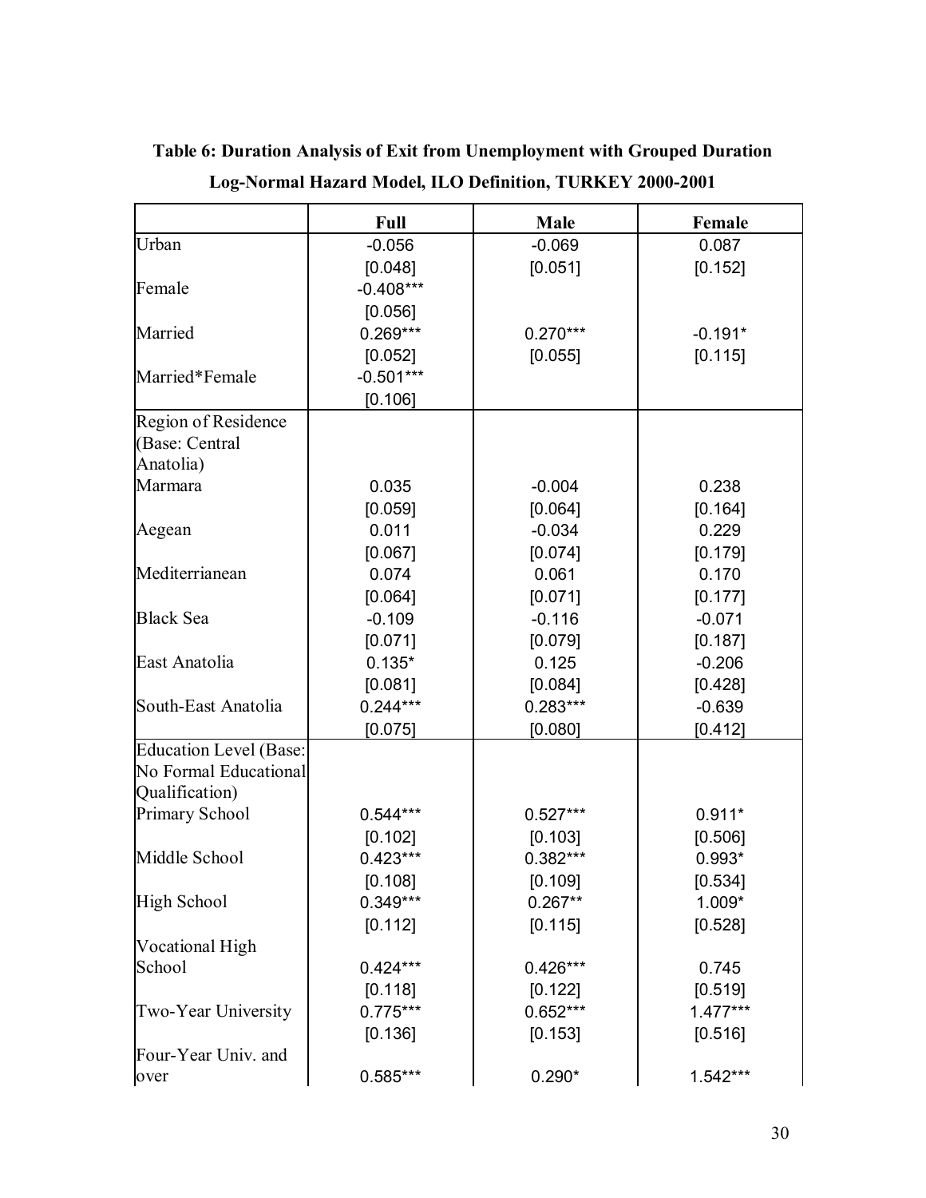**Table 6: Duration Analysis of Exit from Unemployment with Grouped Duration Log-Normal Hazard Model, ILO Definition, TURKEY 2000-2001**

| | Full | Male | Female |
|---|---|---|---|
| Urban | -0.056 | -0.069 | 0.087 |
| | [0.048] | [0.051] | [0.152] |
| Female | -0.408*** | | |
| | [0.056] | | |
| Married | 0.269*** | 0.270*** | -0.191* |
| | [0.052] | [0.055] | [0.115] |
| Married*Female | -0.501*** | | |
| | [0.106] | | |
| Region of Residence (Base: Central Anatolia) | | | |
| Marmara | 0.035 | -0.004 | 0.238 |
| | [0.059] | [0.064] | [0.164] |
| Aegean | 0.011 | -0.034 | 0.229 |
| | [0.067] | [0.074] | [0.179] |
| Mediterrianean | 0.074 | 0.061 | 0.170 |
| | [0.064] | [0.071] | [0.177] |
| Black Sea | -0.109 | -0.116 | -0.071 |
| | [0.071] | [0.079] | [0.187] |
| East Anatolia | 0.135* | 0.125 | -0.206 |
| | [0.081] | [0.084] | [0.428] |
| South-East Anatolia | 0.244*** | 0.283*** | -0.639 |
| | [0.075] | [0.080] | [0.412] |
| Education Level (Base: No Formal Educational Qualification) | | | |
| Primary School | 0.544*** | 0.527*** | 0.911* |
| | [0.102] | [0.103] | [0.506] |
| Middle School | 0.423*** | 0.382*** | 0.993* |
| | [0.108] | [0.109] | [0.534] |
| High School | 0.349*** | 0.267** | 1.009* |
| | [0.112] | [0.115] | [0.528] |
| Vocational High School | 0.424*** | 0.426*** | 0.745 |
| | [0.118] | [0.122] | [0.519] |
| Two-Year University | 0.775*** | 0.652*** | 1.477*** |
| | [0.136] | [0.153] | [0.516] |
| Four-Year Univ. and over | 0.585*** | 0.290* | 1.542*** |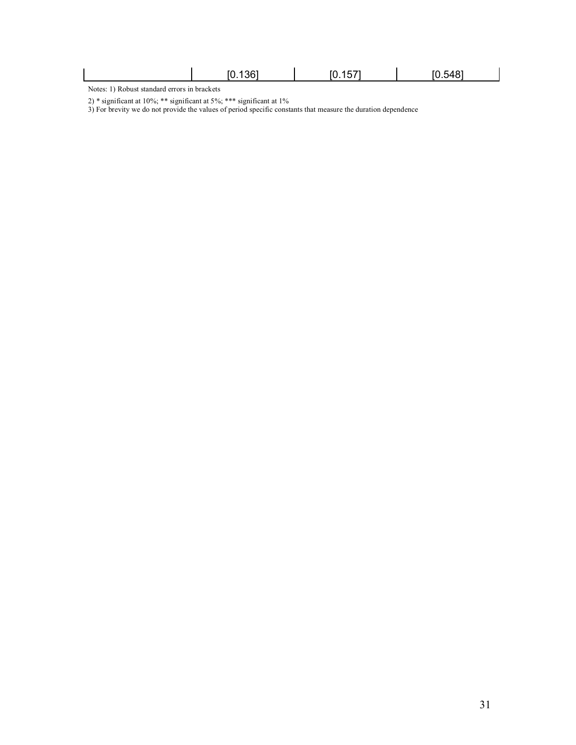| | [0.136] | [0.157] | [0.548] |
|---|---|---|---|

Notes: 1) Robust standard errors in brackets

2) * significant at 10%; ** significant at 5%; *** significant at 1%

3) For brevity we do not provide the values of period specific constants that measure the duration dependence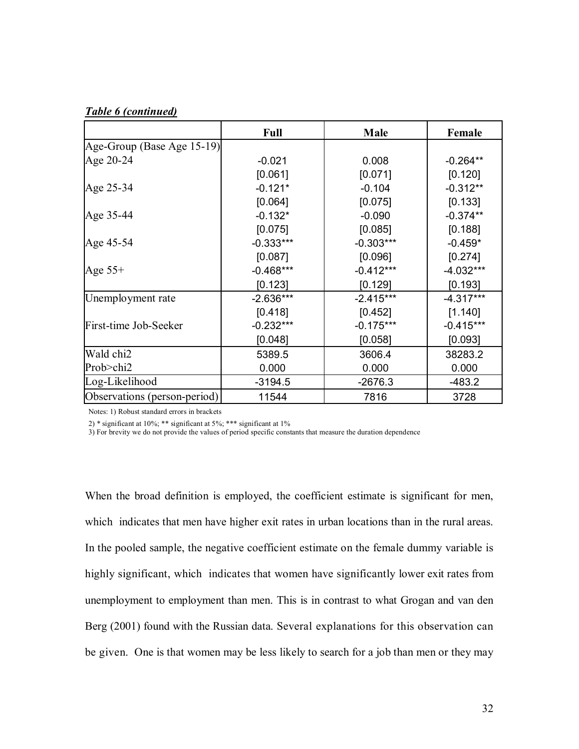***Table 6 (continued)***

| | Full | Male | Female |
|---|---|---|---|
| Age-Group (Base Age 15-19) | | | |
| Age 20-24 | -0.021 | 0.008 | -0.264** |
| | [0.061] | [0.071] | [0.120] |
| Age 25-34 | -0.121* | -0.104 | -0.312** |
| | [0.064] | [0.075] | [0.133] |
| Age 35-44 | -0.132* | -0.090 | -0.374** |
| | [0.075] | [0.085] | [0.188] |
| Age 45-54 | -0.333*** | -0.303*** | -0.459* |
| | [0.087] | [0.096] | [0.274] |
| Age 55+ | -0.468*** | -0.412*** | -4.032*** |
| | [0.123] | [0.129] | [0.193] |
| Unemployment rate | -2.636*** | -2.415*** | -4.317*** |
| | [0.418] | [0.452] | [1.140] |
| First-time Job-Seeker | -0.232*** | -0.175*** | -0.415*** |
| | [0.048] | [0.058] | [0.093] |
| Wald chi2 | 5389.5 | 3606.4 | 38283.2 |
| Prob>chi2 | 0.000 | 0.000 | 0.000 |
| Log-Likelihood | -3194.5 | -2676.3 | -483.2 |
| Observations (person-period) | 11544 | 7816 | 3728 |

Notes: 1) Robust standard errors in brackets

2) * significant at 10%; ** significant at 5%; *** significant at 1%

3) For brevity we do not provide the values of period specific constants that measure the duration dependence

When the broad definition is employed, the coefficient estimate is significant for men, which indicates that men have higher exit rates in urban locations than in the rural areas. In the pooled sample, the negative coefficient estimate on the female dummy variable is highly significant, which indicates that women have significantly lower exit rates from unemployment to employment than men. This is in contrast to what Grogan and van den Berg (2001) found with the Russian data. Several explanations for this observation can be given. One is that women may be less likely to search for a job than men or they may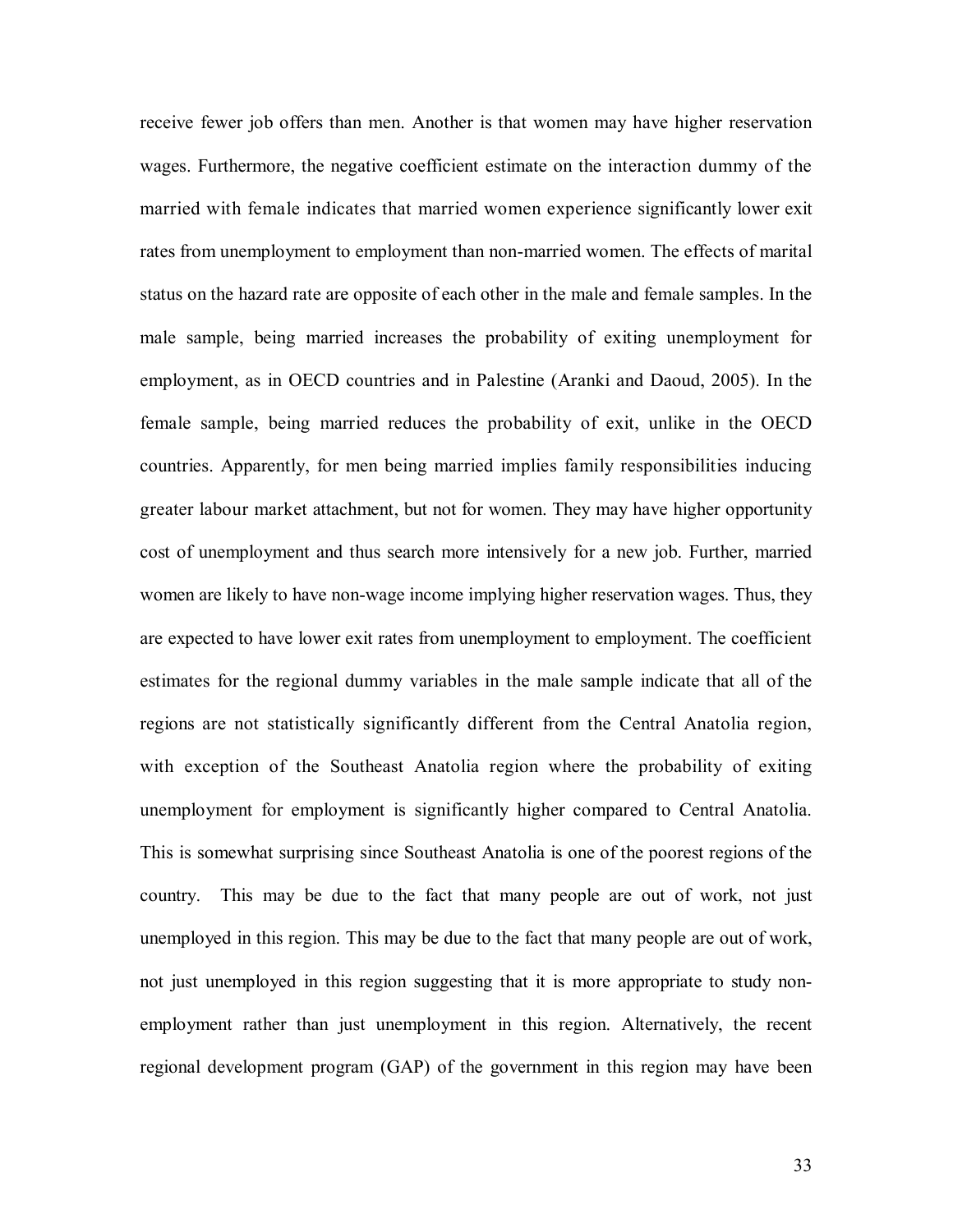receive fewer job offers than men. Another is that women may have higher reservation wages. Furthermore, the negative coefficient estimate on the interaction dummy of the married with female indicates that married women experience significantly lower exit rates from unemployment to employment than non-married women. The effects of marital status on the hazard rate are opposite of each other in the male and female samples. In the male sample, being married increases the probability of exiting unemployment for employment, as in OECD countries and in Palestine (Aranki and Daoud, 2005). In the female sample, being married reduces the probability of exit, unlike in the OECD countries. Apparently, for men being married implies family responsibilities inducing greater labour market attachment, but not for women. They may have higher opportunity cost of unemployment and thus search more intensively for a new job. Further, married women are likely to have non-wage income implying higher reservation wages. Thus, they are expected to have lower exit rates from unemployment to employment. The coefficient estimates for the regional dummy variables in the male sample indicate that all of the regions are not statistically significantly different from the Central Anatolia region, with exception of the Southeast Anatolia region where the probability of exiting unemployment for employment is significantly higher compared to Central Anatolia. This is somewhat surprising since Southeast Anatolia is one of the poorest regions of the country. This may be due to the fact that many people are out of work, not just unemployed in this region. This may be due to the fact that many people are out of work, not just unemployed in this region suggesting that it is more appropriate to study non-employment rather than just unemployment in this region. Alternatively, the recent regional development program (GAP) of the government in this region may have been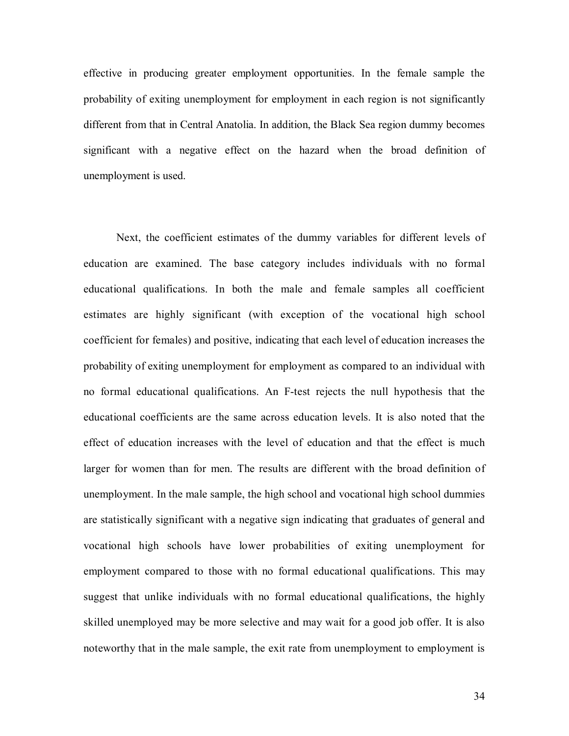effective in producing greater employment opportunities. In the female sample the probability of exiting unemployment for employment in each region is not significantly different from that in Central Anatolia. In addition, the Black Sea region dummy becomes significant with a negative effect on the hazard when the broad definition of unemployment is used.

Next, the coefficient estimates of the dummy variables for different levels of education are examined. The base category includes individuals with no formal educational qualifications. In both the male and female samples all coefficient estimates are highly significant (with exception of the vocational high school coefficient for females) and positive, indicating that each level of education increases the probability of exiting unemployment for employment as compared to an individual with no formal educational qualifications. An F-test rejects the null hypothesis that the educational coefficients are the same across education levels. It is also noted that the effect of education increases with the level of education and that the effect is much larger for women than for men. The results are different with the broad definition of unemployment. In the male sample, the high school and vocational high school dummies are statistically significant with a negative sign indicating that graduates of general and vocational high schools have lower probabilities of exiting unemployment for employment compared to those with no formal educational qualifications. This may suggest that unlike individuals with no formal educational qualifications, the highly skilled unemployed may be more selective and may wait for a good job offer. It is also noteworthy that in the male sample, the exit rate from unemployment to employment is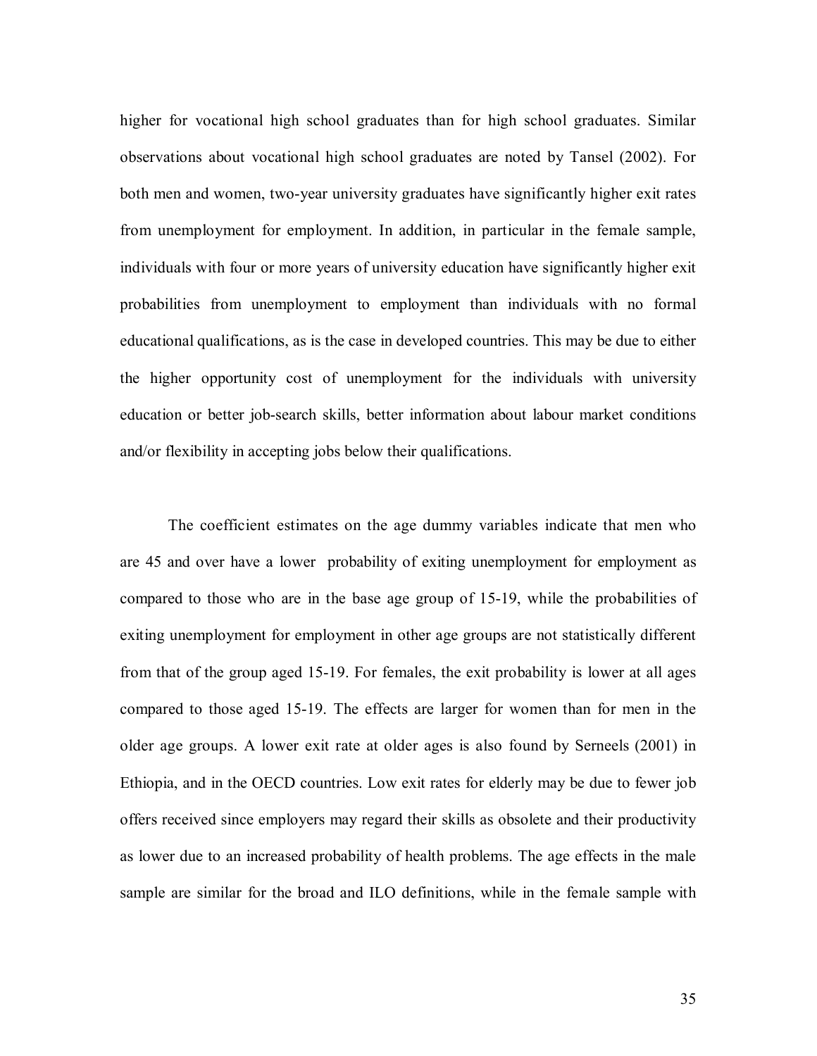higher for vocational high school graduates than for high school graduates. Similar observations about vocational high school graduates are noted by Tansel (2002). For both men and women, two-year university graduates have significantly higher exit rates from unemployment for employment. In addition, in particular in the female sample, individuals with four or more years of university education have significantly higher exit probabilities from unemployment to employment than individuals with no formal educational qualifications, as is the case in developed countries. This may be due to either the higher opportunity cost of unemployment for the individuals with university education or better job-search skills, better information about labour market conditions and/or flexibility in accepting jobs below their qualifications.

The coefficient estimates on the age dummy variables indicate that men who are 45 and over have a lower probability of exiting unemployment for employment as compared to those who are in the base age group of 15-19, while the probabilities of exiting unemployment for employment in other age groups are not statistically different from that of the group aged 15-19. For females, the exit probability is lower at all ages compared to those aged 15-19. The effects are larger for women than for men in the older age groups. A lower exit rate at older ages is also found by Serneels (2001) in Ethiopia, and in the OECD countries. Low exit rates for elderly may be due to fewer job offers received since employers may regard their skills as obsolete and their productivity as lower due to an increased probability of health problems. The age effects in the male sample are similar for the broad and ILO definitions, while in the female sample with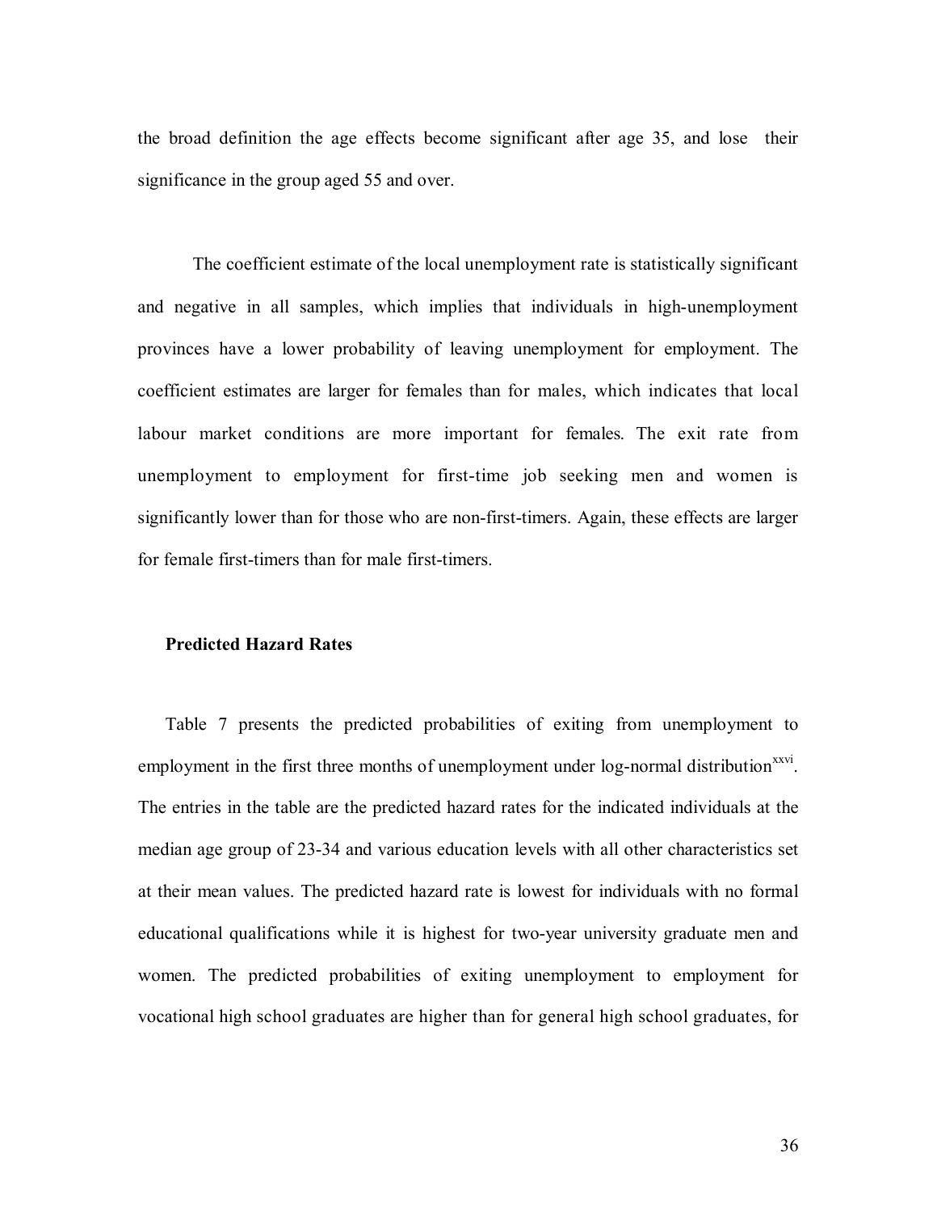the broad definition the age effects become significant after age 35, and lose their significance in the group aged 55 and over.

The coefficient estimate of the local unemployment rate is statistically significant and negative in all samples, which implies that individuals in high-unemployment provinces have a lower probability of leaving unemployment for employment. The coefficient estimates are larger for females than for males, which indicates that local labour market conditions are more important for females. The exit rate from unemployment to employment for first-time job seeking men and women is significantly lower than for those who are non-first-timers. Again, these effects are larger for female first-timers than for male first-timers.

### Predicted Hazard Rates

Table 7 presents the predicted probabilities of exiting from unemployment to employment in the first three months of unemployment under log-normal distribution[xxvi]. The entries in the table are the predicted hazard rates for the indicated individuals at the median age group of 23-34 and various education levels with all other characteristics set at their mean values. The predicted hazard rate is lowest for individuals with no formal educational qualifications while it is highest for two-year university graduate men and women. The predicted probabilities of exiting unemployment to employment for vocational high school graduates are higher than for general high school graduates, for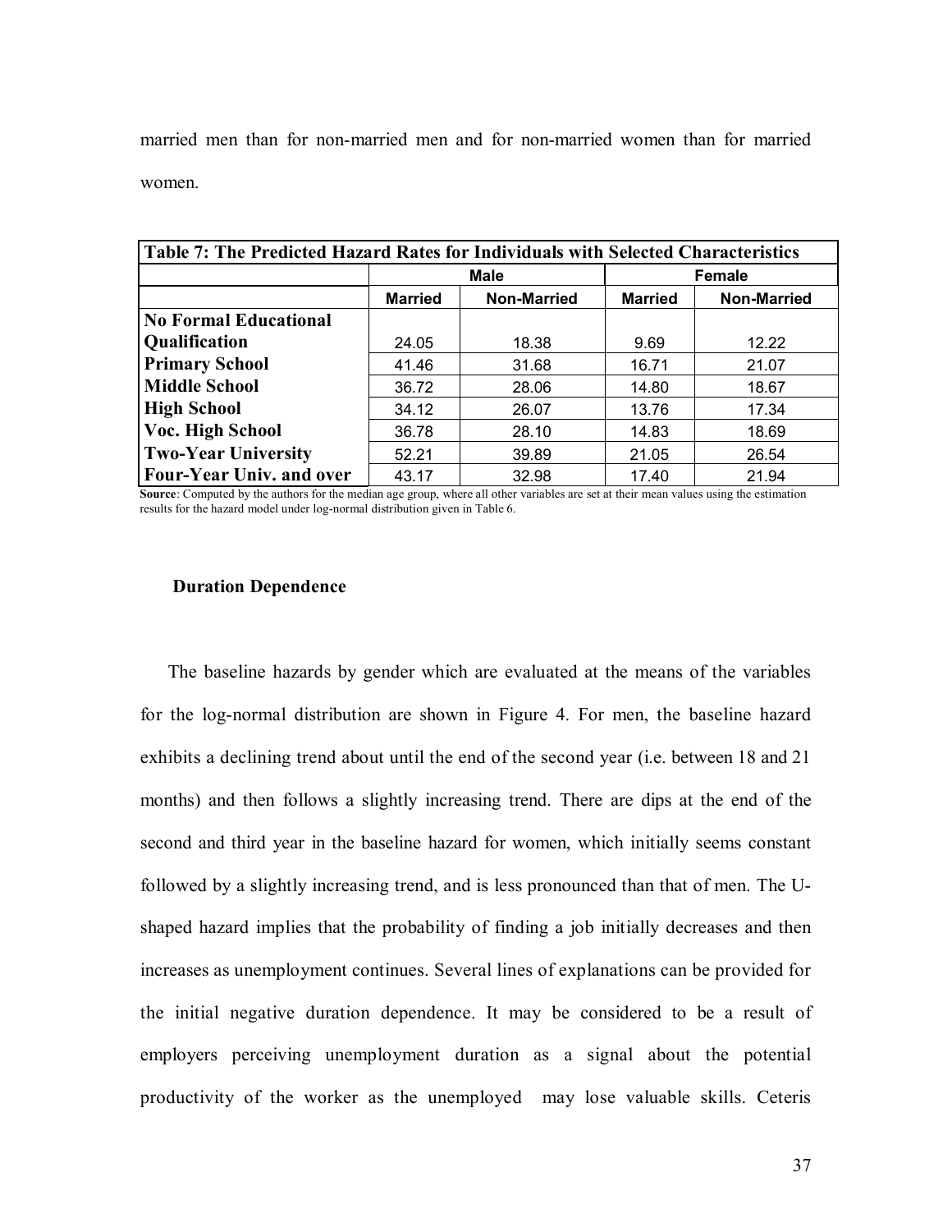married men than for non-married men and for non-married women than for married women.

**Table 7: The Predicted Hazard Rates for Individuals with Selected Characteristics**

| | Male | | Female | |
|---|---|---|---|---|
| | **Married** | **Non-Married** | **Married** | **Non-Married** |
| **No Formal Educational Qualification** | 24.05 | 18.38 | 9.69 | 12.22 |
| **Primary School** | 41.46 | 31.68 | 16.71 | 21.07 |
| **Middle School** | 36.72 | 28.06 | 14.80 | 18.67 |
| **High School** | 34.12 | 26.07 | 13.76 | 17.34 |
| **Voc. High School** | 36.78 | 28.10 | 14.83 | 18.69 |
| **Two-Year University** | 52.21 | 39.89 | 21.05 | 26.54 |
| **Four-Year Univ. and over** | 43.17 | 32.98 | 17.40 | 21.94 |

**Source**: Computed by the authors for the median age group, where all other variables are set at their mean values using the estimation results for the hazard model under log-normal distribution given in Table 6.

### Duration Dependence

The baseline hazards by gender which are evaluated at the means of the variables for the log-normal distribution are shown in Figure 4. For men, the baseline hazard exhibits a declining trend about until the end of the second year (i.e. between 18 and 21 months) and then follows a slightly increasing trend. There are dips at the end of the second and third year in the baseline hazard for women, which initially seems constant followed by a slightly increasing trend, and is less pronounced than that of men. The U-shaped hazard implies that the probability of finding a job initially decreases and then increases as unemployment continues. Several lines of explanations can be provided for the initial negative duration dependence. It may be considered to be a result of employers perceiving unemployment duration as a signal about the potential productivity of the worker as the unemployed may lose valuable skills. Ceteris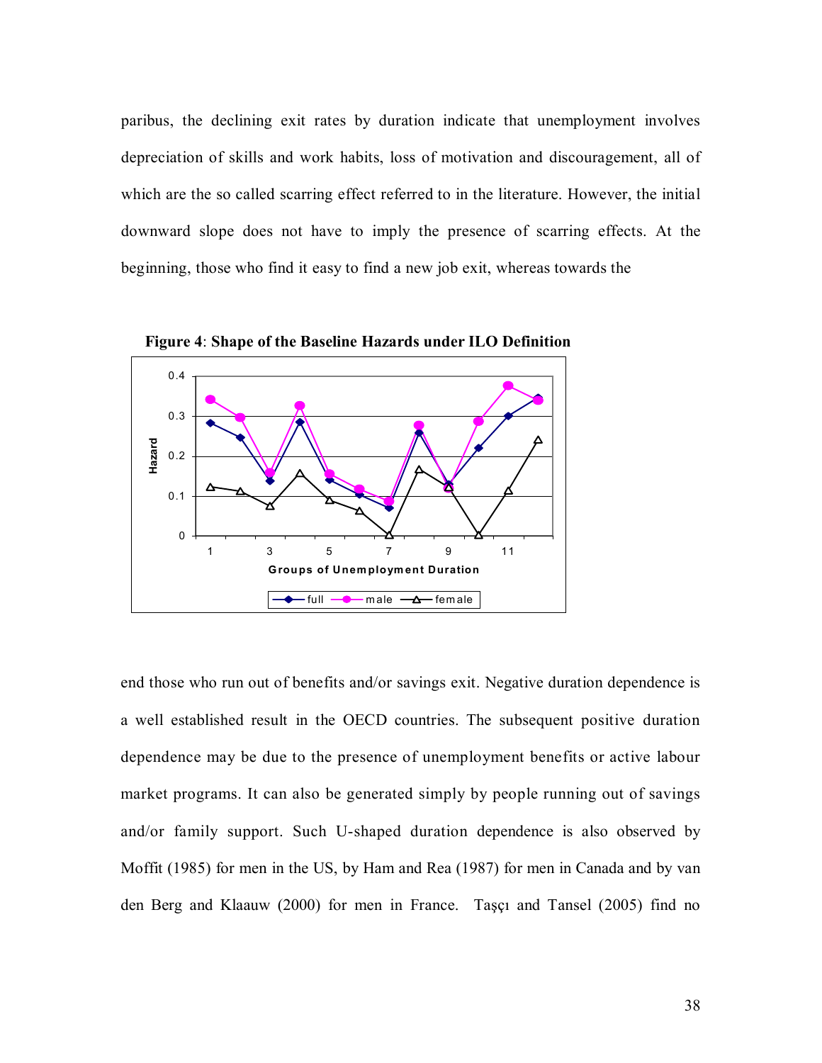paribus, the declining exit rates by duration indicate that unemployment involves depreciation of skills and work habits, loss of motivation and discouragement, all of which are the so called scarring effect referred to in the literature. However, the initial downward slope does not have to imply the presence of scarring effects. At the beginning, those who find it easy to find a new job exit, whereas towards the

**Figure 4**: **Shape of the Baseline Hazards under ILO Definition**

end those who run out of benefits and/or savings exit. Negative duration dependence is a well established result in the OECD countries. The subsequent positive duration dependence may be due to the presence of unemployment benefits or active labour market programs. It can also be generated simply by people running out of savings and/or family support. Such U-shaped duration dependence is also observed by Moffit (1985) for men in the US, by Ham and Rea (1987) for men in Canada and by van den Berg and Klaauw (2000) for men in France. Taşçı and Tansel (2005) find no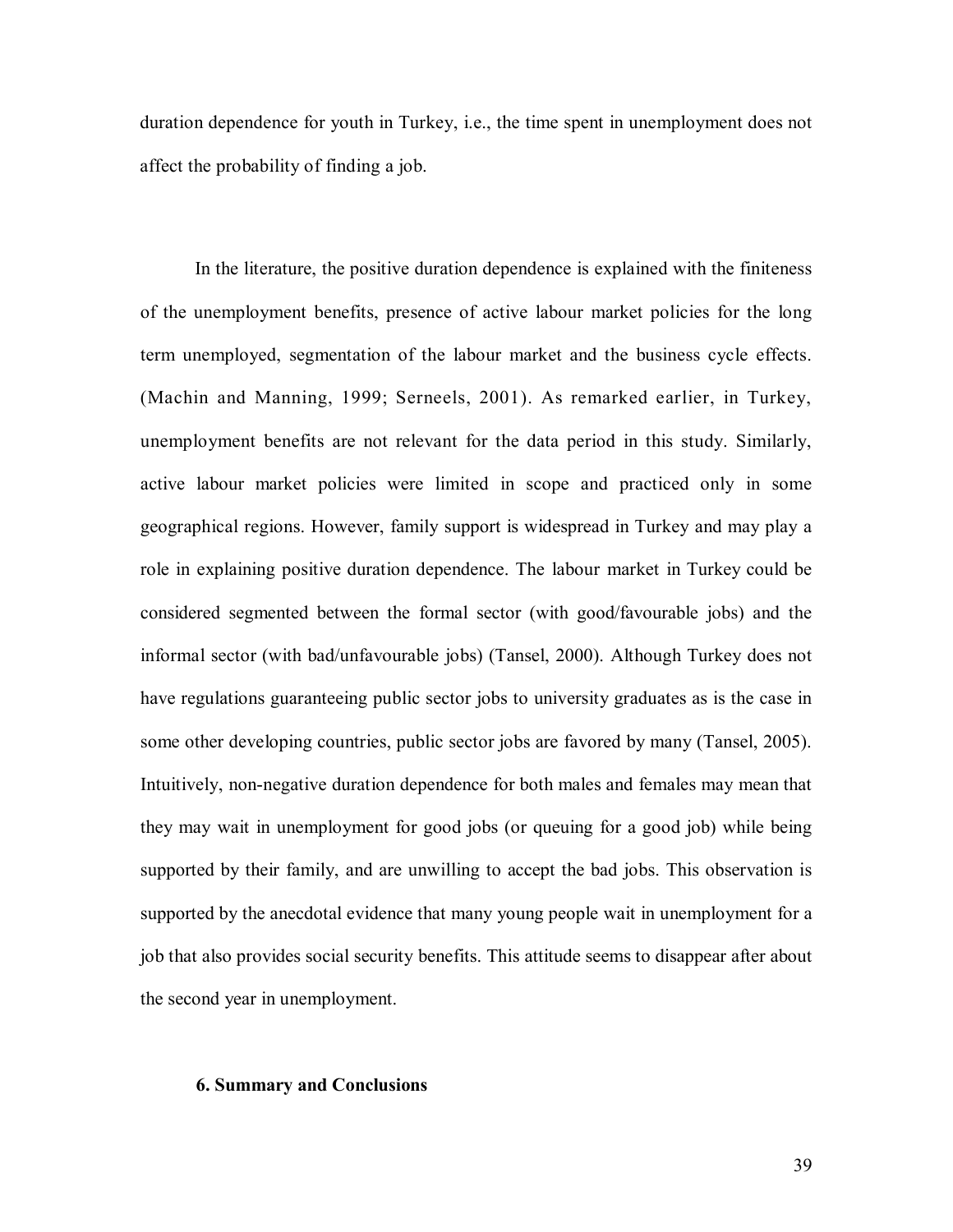duration dependence for youth in Turkey, i.e., the time spent in unemployment does not affect the probability of finding a job.

In the literature, the positive duration dependence is explained with the finiteness of the unemployment benefits, presence of active labour market policies for the long term unemployed, segmentation of the labour market and the business cycle effects. (Machin and Manning, 1999; Serneels, 2001). As remarked earlier, in Turkey, unemployment benefits are not relevant for the data period in this study. Similarly, active labour market policies were limited in scope and practiced only in some geographical regions. However, family support is widespread in Turkey and may play a role in explaining positive duration dependence. The labour market in Turkey could be considered segmented between the formal sector (with good/favourable jobs) and the informal sector (with bad/unfavourable jobs) (Tansel, 2000). Although Turkey does not have regulations guaranteeing public sector jobs to university graduates as is the case in some other developing countries, public sector jobs are favored by many (Tansel, 2005). Intuitively, non-negative duration dependence for both males and females may mean that they may wait in unemployment for good jobs (or queuing for a good job) while being supported by their family, and are unwilling to accept the bad jobs. This observation is supported by the anecdotal evidence that many young people wait in unemployment for a job that also provides social security benefits. This attitude seems to disappear after about the second year in unemployment.

## 6. Summary and Conclusions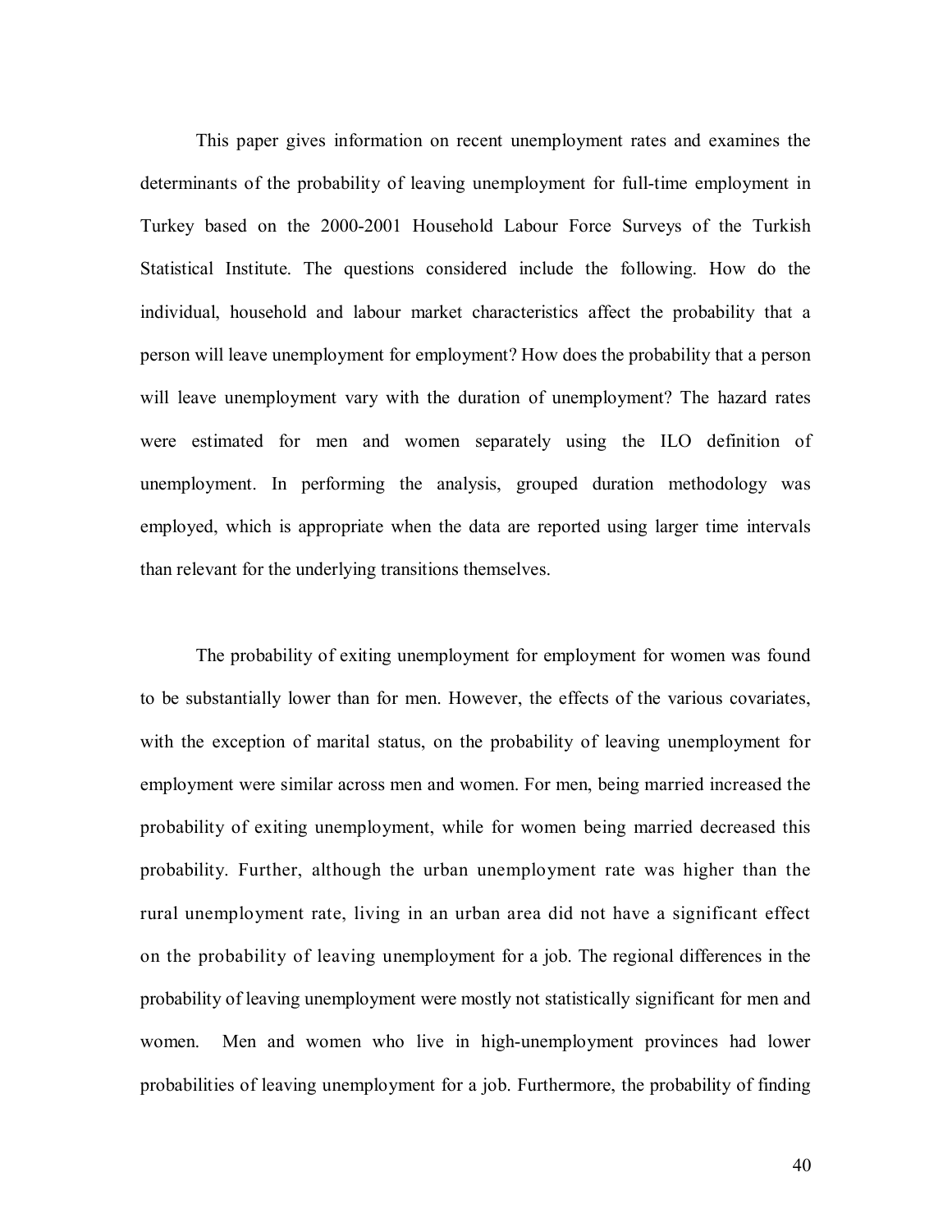This paper gives information on recent unemployment rates and examines the determinants of the probability of leaving unemployment for full-time employment in Turkey based on the 2000-2001 Household Labour Force Surveys of the Turkish Statistical Institute. The questions considered include the following. How do the individual, household and labour market characteristics affect the probability that a person will leave unemployment for employment? How does the probability that a person will leave unemployment vary with the duration of unemployment? The hazard rates were estimated for men and women separately using the ILO definition of unemployment. In performing the analysis, grouped duration methodology was employed, which is appropriate when the data are reported using larger time intervals than relevant for the underlying transitions themselves.

The probability of exiting unemployment for employment for women was found to be substantially lower than for men. However, the effects of the various covariates, with the exception of marital status, on the probability of leaving unemployment for employment were similar across men and women. For men, being married increased the probability of exiting unemployment, while for women being married decreased this probability. Further, although the urban unemployment rate was higher than the rural unemployment rate, living in an urban area did not have a significant effect on the probability of leaving unemployment for a job. The regional differences in the probability of leaving unemployment were mostly not statistically significant for men and women. Men and women who live in high-unemployment provinces had lower probabilities of leaving unemployment for a job. Furthermore, the probability of finding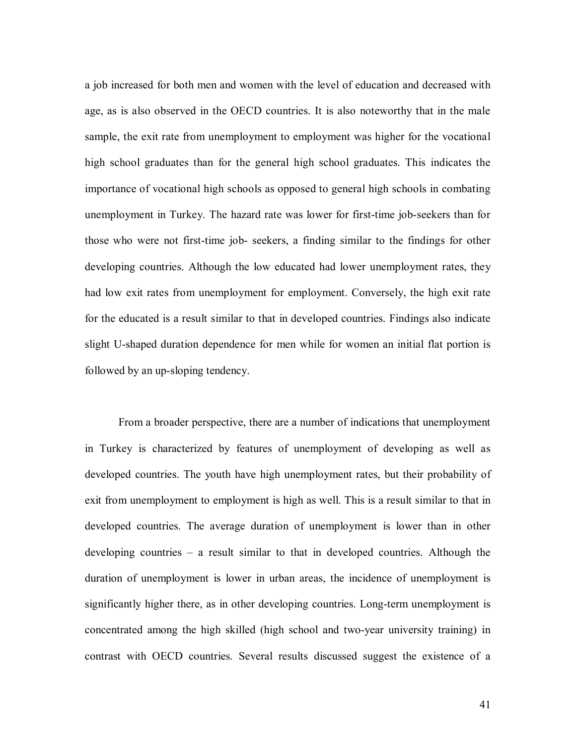a job increased for both men and women with the level of education and decreased with age, as is also observed in the OECD countries. It is also noteworthy that in the male sample, the exit rate from unemployment to employment was higher for the vocational high school graduates than for the general high school graduates. This indicates the importance of vocational high schools as opposed to general high schools in combating unemployment in Turkey. The hazard rate was lower for first-time job-seekers than for those who were not first-time job- seekers, a finding similar to the findings for other developing countries. Although the low educated had lower unemployment rates, they had low exit rates from unemployment for employment. Conversely, the high exit rate for the educated is a result similar to that in developed countries. Findings also indicate slight U-shaped duration dependence for men while for women an initial flat portion is followed by an up-sloping tendency.

From a broader perspective, there are a number of indications that unemployment in Turkey is characterized by features of unemployment of developing as well as developed countries. The youth have high unemployment rates, but their probability of exit from unemployment to employment is high as well. This is a result similar to that in developed countries. The average duration of unemployment is lower than in other developing countries – a result similar to that in developed countries. Although the duration of unemployment is lower in urban areas, the incidence of unemployment is significantly higher there, as in other developing countries. Long-term unemployment is concentrated among the high skilled (high school and two-year university training) in contrast with OECD countries. Several results discussed suggest the existence of a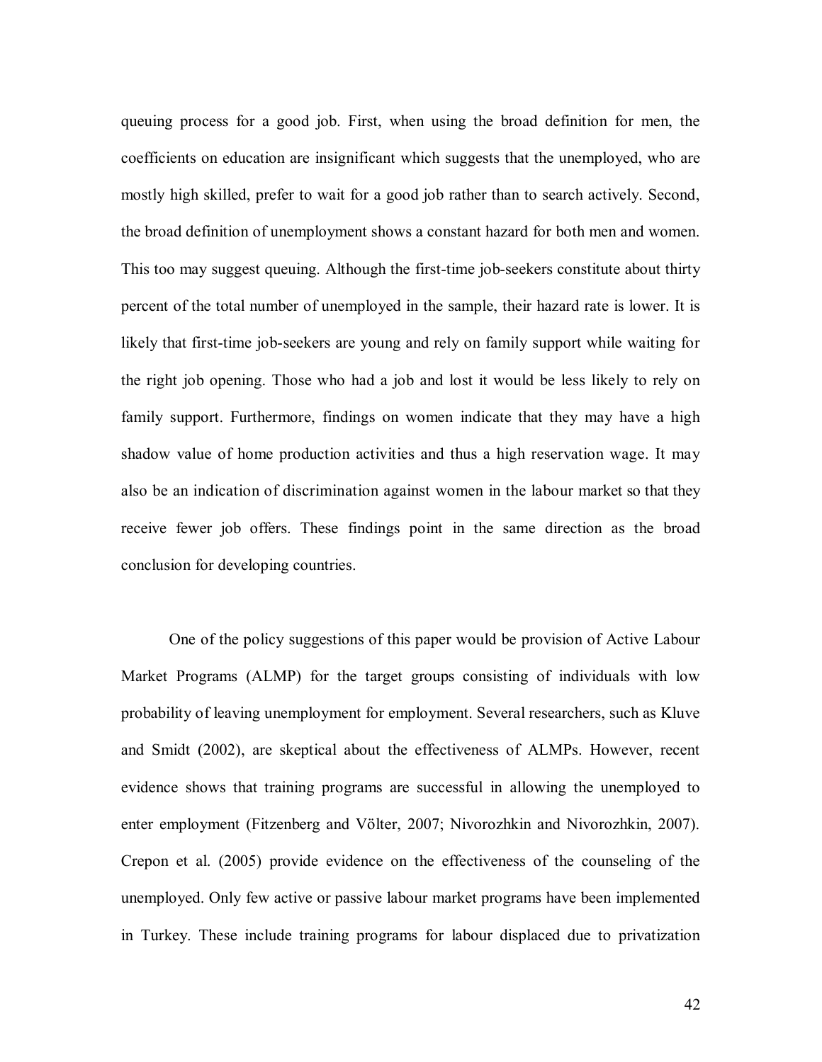queuing process for a good job. First, when using the broad definition for men, the coefficients on education are insignificant which suggests that the unemployed, who are mostly high skilled, prefer to wait for a good job rather than to search actively. Second, the broad definition of unemployment shows a constant hazard for both men and women. This too may suggest queuing. Although the first-time job-seekers constitute about thirty percent of the total number of unemployed in the sample, their hazard rate is lower. It is likely that first-time job-seekers are young and rely on family support while waiting for the right job opening. Those who had a job and lost it would be less likely to rely on family support. Furthermore, findings on women indicate that they may have a high shadow value of home production activities and thus a high reservation wage. It may also be an indication of discrimination against women in the labour market so that they receive fewer job offers. These findings point in the same direction as the broad conclusion for developing countries.

One of the policy suggestions of this paper would be provision of Active Labour Market Programs (ALMP) for the target groups consisting of individuals with low probability of leaving unemployment for employment. Several researchers, such as Kluve and Smidt (2002), are skeptical about the effectiveness of ALMPs. However, recent evidence shows that training programs are successful in allowing the unemployed to enter employment (Fitzenberg and Völter, 2007; Nivorozhkin and Nivorozhkin, 2007). Crepon et al. (2005) provide evidence on the effectiveness of the counseling of the unemployed. Only few active or passive labour market programs have been implemented in Turkey. These include training programs for labour displaced due to privatization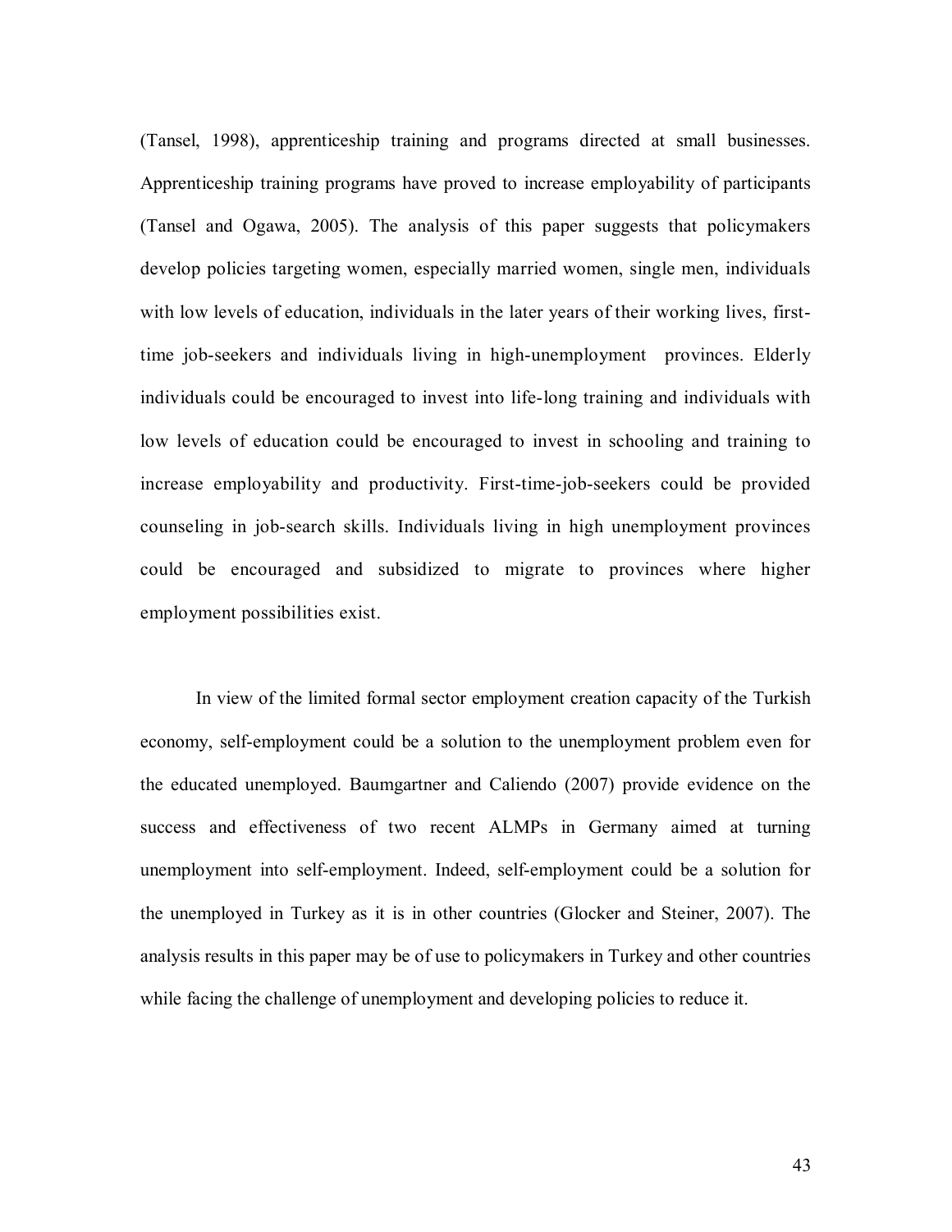(Tansel, 1998), apprenticeship training and programs directed at small businesses. Apprenticeship training programs have proved to increase employability of participants (Tansel and Ogawa, 2005). The analysis of this paper suggests that policymakers develop policies targeting women, especially married women, single men, individuals with low levels of education, individuals in the later years of their working lives, first-time job-seekers and individuals living in high-unemployment provinces. Elderly individuals could be encouraged to invest into life-long training and individuals with low levels of education could be encouraged to invest in schooling and training to increase employability and productivity. First-time-job-seekers could be provided counseling in job-search skills. Individuals living in high unemployment provinces could be encouraged and subsidized to migrate to provinces where higher employment possibilities exist.

In view of the limited formal sector employment creation capacity of the Turkish economy, self-employment could be a solution to the unemployment problem even for the educated unemployed. Baumgartner and Caliendo (2007) provide evidence on the success and effectiveness of two recent ALMPs in Germany aimed at turning unemployment into self-employment. Indeed, self-employment could be a solution for the unemployed in Turkey as it is in other countries (Glocker and Steiner, 2007). The analysis results in this paper may be of use to policymakers in Turkey and other countries while facing the challenge of unemployment and developing policies to reduce it.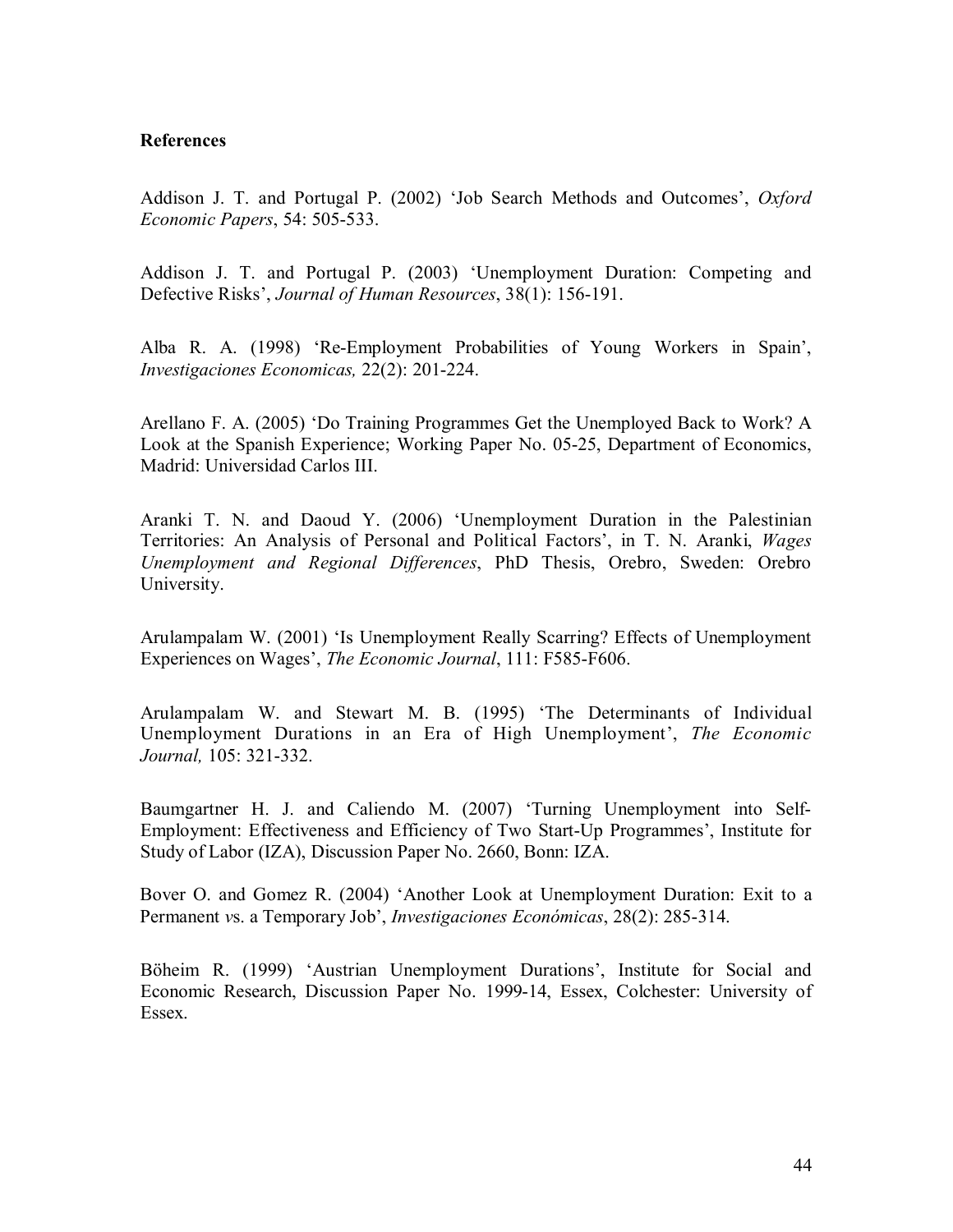**References**

Addison J. T. and Portugal P. (2002) 'Job Search Methods and Outcomes', *Oxford Economic Papers*, 54: 505-533.

Addison J. T. and Portugal P. (2003) 'Unemployment Duration: Competing and Defective Risks', *Journal of Human Resources*, 38(1): 156-191.

Alba R. A. (1998) 'Re-Employment Probabilities of Young Workers in Spain', *Investigaciones Economicas,* 22(2): 201-224.

Arellano F. A. (2005) 'Do Training Programmes Get the Unemployed Back to Work? A Look at the Spanish Experience; Working Paper No. 05-25, Department of Economics, Madrid: Universidad Carlos III.

Aranki T. N. and Daoud Y. (2006) 'Unemployment Duration in the Palestinian Territories: An Analysis of Personal and Political Factors', in T. N. Aranki, *Wages Unemployment and Regional Differences*, PhD Thesis, Orebro, Sweden: Orebro University.

Arulampalam W. (2001) 'Is Unemployment Really Scarring? Effects of Unemployment Experiences on Wages', *The Economic Journal*, 111: F585-F606.

Arulampalam W. and Stewart M. B. (1995) 'The Determinants of Individual Unemployment Durations in an Era of High Unemployment', *The Economic Journal,* 105: 321-332.

Baumgartner H. J. and Caliendo M. (2007) 'Turning Unemployment into Self-Employment: Effectiveness and Efficiency of Two Start-Up Programmes', Institute for Study of Labor (IZA), Discussion Paper No. 2660, Bonn: IZA.

Bover O. and Gomez R. (2004) 'Another Look at Unemployment Duration: Exit to a Permanent *vs*. a Temporary Job', *Investigaciones Económicas*, 28(2): 285-314.

Böheim R. (1999) 'Austrian Unemployment Durations', Institute for Social and Economic Research, Discussion Paper No. 1999-14, Essex, Colchester: University of Essex.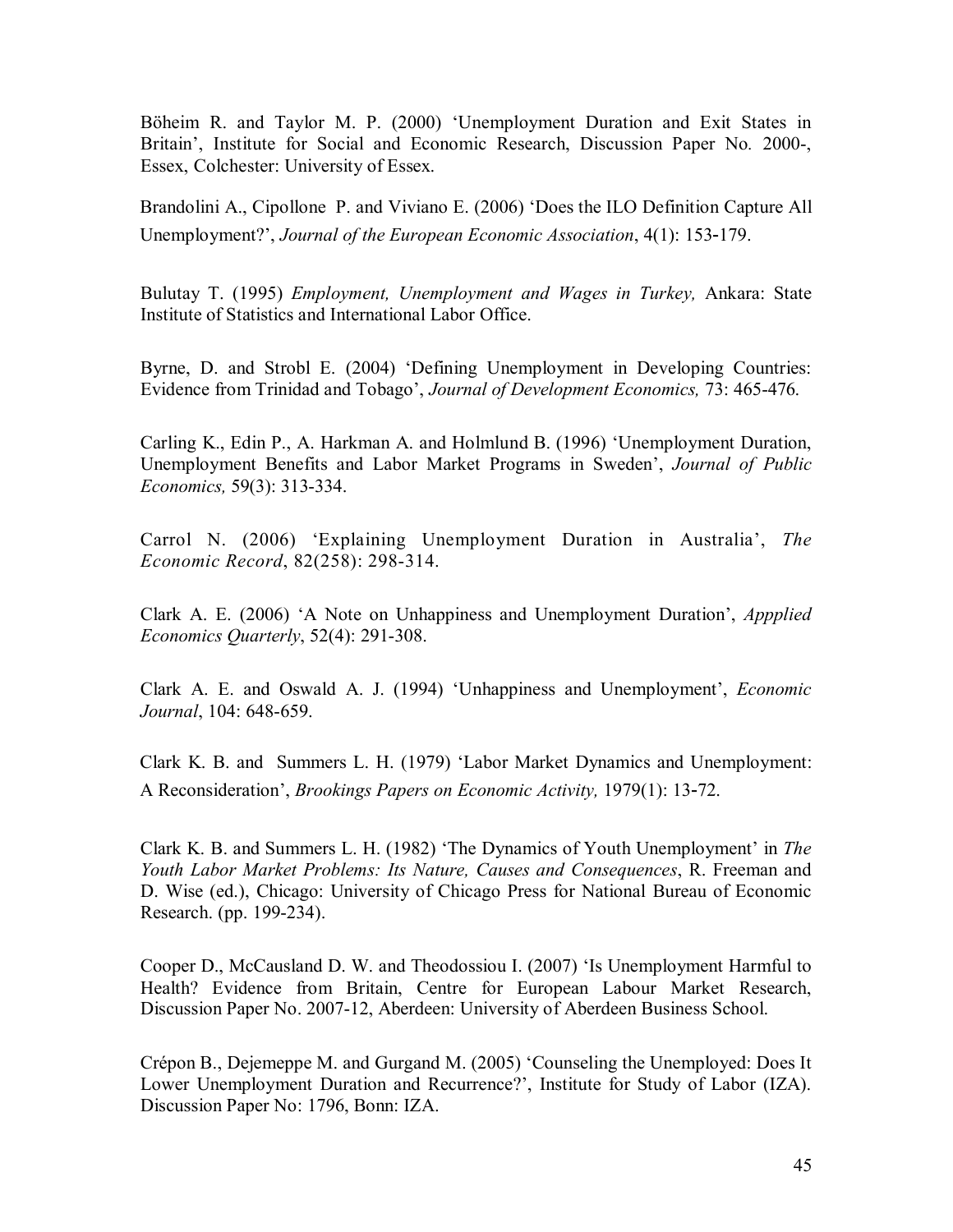Böheim R. and Taylor M. P. (2000) 'Unemployment Duration and Exit States in Britain', Institute for Social and Economic Research, Discussion Paper No. 2000-, Essex, Colchester: University of Essex.

Brandolini A., Cipollone P. and Viviano E. (2006) 'Does the ILO Definition Capture All Unemployment?', *Journal of the European Economic Association*, 4(1): 153-179.

Bulutay T. (1995) *Employment, Unemployment and Wages in Turkey,* Ankara: State Institute of Statistics and International Labor Office.

Byrne, D. and Strobl E. (2004) 'Defining Unemployment in Developing Countries: Evidence from Trinidad and Tobago', *Journal of Development Economics,* 73: 465-476.

Carling K., Edin P., A. Harkman A. and Holmlund B. (1996) 'Unemployment Duration, Unemployment Benefits and Labor Market Programs in Sweden', *Journal of Public Economics,* 59(3): 313-334.

Carrol N. (2006) 'Explaining Unemployment Duration in Australia', *The Economic Record*, 82(258): 298-314.

Clark A. E. (2006) 'A Note on Unhappiness and Unemployment Duration', *Appplied Economics Quarterly*, 52(4): 291-308.

Clark A. E. and Oswald A. J. (1994) 'Unhappiness and Unemployment', *Economic Journal*, 104: 648-659.

Clark K. B. and Summers L. H. (1979) 'Labor Market Dynamics and Unemployment: A Reconsideration', *Brookings Papers on Economic Activity,* 1979(1): 13-72.

Clark K. B. and Summers L. H. (1982) 'The Dynamics of Youth Unemployment' in *The Youth Labor Market Problems: Its Nature, Causes and Consequences*, R. Freeman and D. Wise (ed.), Chicago: University of Chicago Press for National Bureau of Economic Research. (pp. 199-234).

Cooper D., McCausland D. W. and Theodossiou I. (2007) 'Is Unemployment Harmful to Health? Evidence from Britain, Centre for European Labour Market Research, Discussion Paper No. 2007-12, Aberdeen: University of Aberdeen Business School.

Crépon B., Dejemeppe M. and Gurgand M. (2005) 'Counseling the Unemployed: Does It Lower Unemployment Duration and Recurrence?', Institute for Study of Labor (IZA). Discussion Paper No: 1796, Bonn: IZA.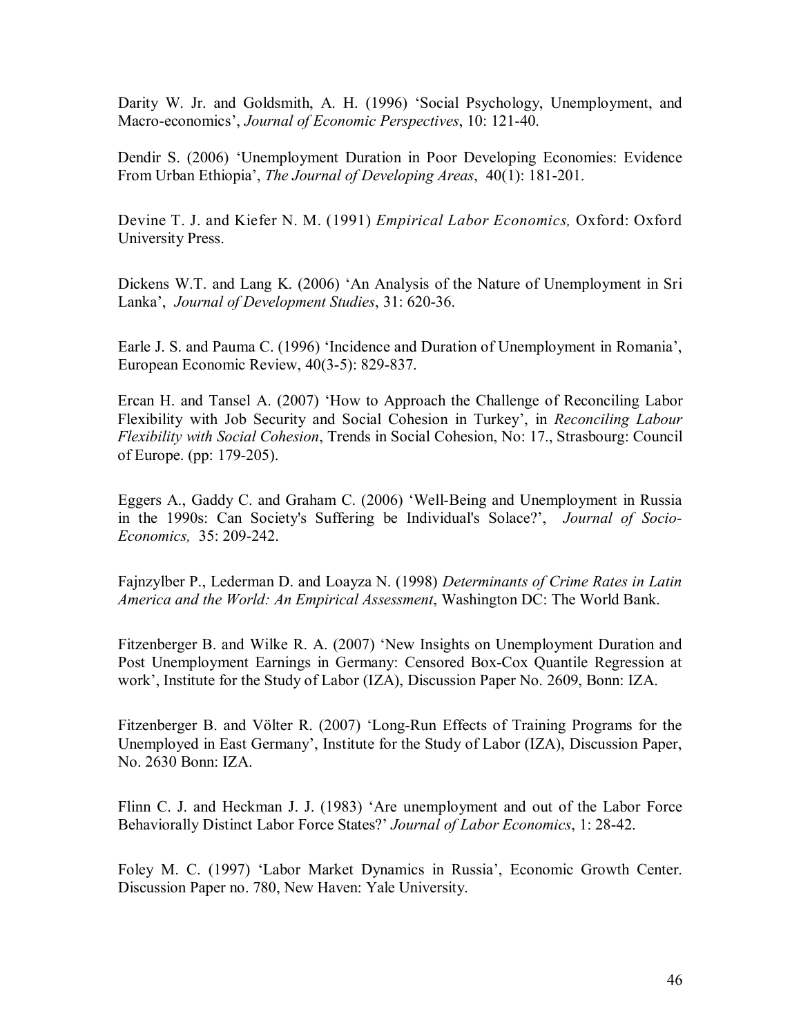Darity W. Jr. and Goldsmith, A. H. (1996) 'Social Psychology, Unemployment, and Macro-economics', *Journal of Economic Perspectives*, 10: 121-40.

Dendir S. (2006) 'Unemployment Duration in Poor Developing Economies: Evidence From Urban Ethiopia', *The Journal of Developing Areas*, 40(1): 181-201.

Devine T. J. and Kiefer N. M. (1991) *Empirical Labor Economics,* Oxford: Oxford University Press.

Dickens W.T. and Lang K. (2006) 'An Analysis of the Nature of Unemployment in Sri Lanka', *Journal of Development Studies*, 31: 620-36.

Earle J. S. and Pauma C. (1996) 'Incidence and Duration of Unemployment in Romania', European Economic Review, 40(3-5): 829-837.

Ercan H. and Tansel A. (2007) 'How to Approach the Challenge of Reconciling Labor Flexibility with Job Security and Social Cohesion in Turkey', in *Reconciling Labour Flexibility with Social Cohesion*, Trends in Social Cohesion, No: 17., Strasbourg: Council of Europe. (pp: 179-205).

Eggers A., Gaddy C. and Graham C. (2006) 'Well-Being and Unemployment in Russia in the 1990s: Can Society's Suffering be Individual's Solace?', *Journal of Socio-Economics,* 35: 209-242.

Fajnzylber P., Lederman D. and Loayza N. (1998) *Determinants of Crime Rates in Latin America and the World: An Empirical Assessment*, Washington DC: The World Bank.

Fitzenberger B. and Wilke R. A. (2007) 'New Insights on Unemployment Duration and Post Unemployment Earnings in Germany: Censored Box-Cox Quantile Regression at work', Institute for the Study of Labor (IZA), Discussion Paper No. 2609, Bonn: IZA.

Fitzenberger B. and Völter R. (2007) 'Long-Run Effects of Training Programs for the Unemployed in East Germany', Institute for the Study of Labor (IZA), Discussion Paper, No. 2630 Bonn: IZA.

Flinn C. J. and Heckman J. J. (1983) 'Are unemployment and out of the Labor Force Behaviorally Distinct Labor Force States?' *Journal of Labor Economics*, 1: 28-42.

Foley M. C. (1997) 'Labor Market Dynamics in Russia', Economic Growth Center. Discussion Paper no. 780, New Haven: Yale University.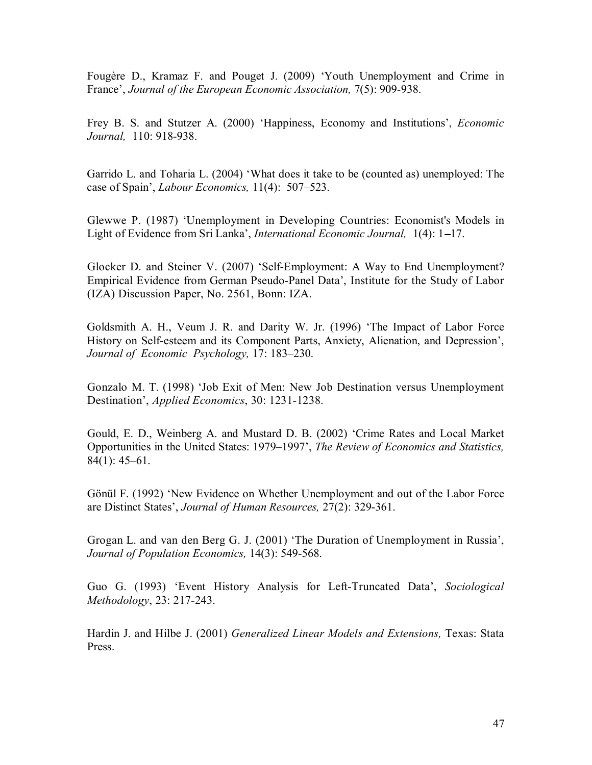Fougère D., Kramaz F. and Pouget J. (2009) 'Youth Unemployment and Crime in France', *Journal of the European Economic Association,* 7(5): 909-938.

Frey B. S. and Stutzer A. (2000) 'Happiness, Economy and Institutions', *Economic Journal,* 110: 918-938.

Garrido L. and Toharia L. (2004) 'What does it take to be (counted as) unemployed: The case of Spain', *Labour Economics,* 11(4): 507–523.

Glewwe P. (1987) 'Unemployment in Developing Countries: Economist's Models in Light of Evidence from Sri Lanka', *International Economic Journal,* 1(4): 1–17.

Glocker D. and Steiner V. (2007) 'Self-Employment: A Way to End Unemployment? Empirical Evidence from German Pseudo-Panel Data', Institute for the Study of Labor (IZA) Discussion Paper, No. 2561, Bonn: IZA.

Goldsmith A. H., Veum J. R. and Darity W. Jr. (1996) 'The Impact of Labor Force History on Self-esteem and its Component Parts, Anxiety, Alienation, and Depression', *Journal of Economic Psychology,* 17: 183–230.

Gonzalo M. T. (1998) 'Job Exit of Men: New Job Destination versus Unemployment Destination', *Applied Economics*, 30: 1231-1238.

Gould, E. D., Weinberg A. and Mustard D. B. (2002) 'Crime Rates and Local Market Opportunities in the United States: 1979–1997', *The Review of Economics and Statistics,* 84(1): 45–61.

Gönül F. (1992) 'New Evidence on Whether Unemployment and out of the Labor Force are Distinct States', *Journal of Human Resources,* 27(2): 329-361.

Grogan L. and van den Berg G. J. (2001) 'The Duration of Unemployment in Russia', *Journal of Population Economics,* 14(3): 549-568.

Guo G. (1993) 'Event History Analysis for Left-Truncated Data', *Sociological Methodology*, 23: 217-243.

Hardin J. and Hilbe J. (2001) *Generalized Linear Models and Extensions,* Texas: Stata Press.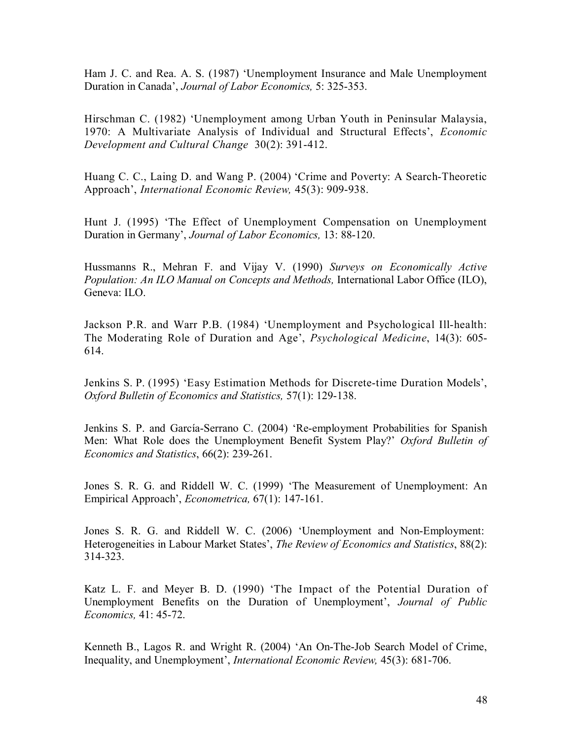Ham J. C. and Rea. A. S. (1987) 'Unemployment Insurance and Male Unemployment Duration in Canada', *Journal of Labor Economics,* 5: 325-353.

Hirschman C. (1982) 'Unemployment among Urban Youth in Peninsular Malaysia, 1970: A Multivariate Analysis of Individual and Structural Effects', *Economic Development and Cultural Change* 30(2): 391-412.

Huang C. C., Laing D. and Wang P. (2004) 'Crime and Poverty: A Search-Theoretic Approach', *International Economic Review,* 45(3): 909-938.

Hunt J. (1995) 'The Effect of Unemployment Compensation on Unemployment Duration in Germany', *Journal of Labor Economics,* 13: 88-120.

Hussmanns R., Mehran F. and Vijay V. (1990) *Surveys on Economically Active Population: An ILO Manual on Concepts and Methods,* International Labor Office (ILO), Geneva: ILO.

Jackson P.R. and Warr P.B. (1984) 'Unemployment and Psychological Ill-health: The Moderating Role of Duration and Age', *Psychological Medicine*, 14(3): 605-614.

Jenkins S. P. (1995) 'Easy Estimation Methods for Discrete-time Duration Models', *Oxford Bulletin of Economics and Statistics,* 57(1): 129-138.

Jenkins S. P. and García-Serrano C. (2004) 'Re-employment Probabilities for Spanish Men: What Role does the Unemployment Benefit System Play?' *Oxford Bulletin of Economics and Statistics*, 66(2): 239-261.

Jones S. R. G. and Riddell W. C. (1999) 'The Measurement of Unemployment: An Empirical Approach', *Econometrica,* 67(1): 147-161.

Jones S. R. G. and Riddell W. C. (2006) 'Unemployment and Non-Employment: Heterogeneities in Labour Market States', *The Review of Economics and Statistics*, 88(2): 314-323.

Katz L. F. and Meyer B. D. (1990) 'The Impact of the Potential Duration of Unemployment Benefits on the Duration of Unemployment', *Journal of Public Economics,* 41: 45-72.

Kenneth B., Lagos R. and Wright R. (2004) 'An On-The-Job Search Model of Crime, Inequality, and Unemployment', *International Economic Review,* 45(3): 681-706.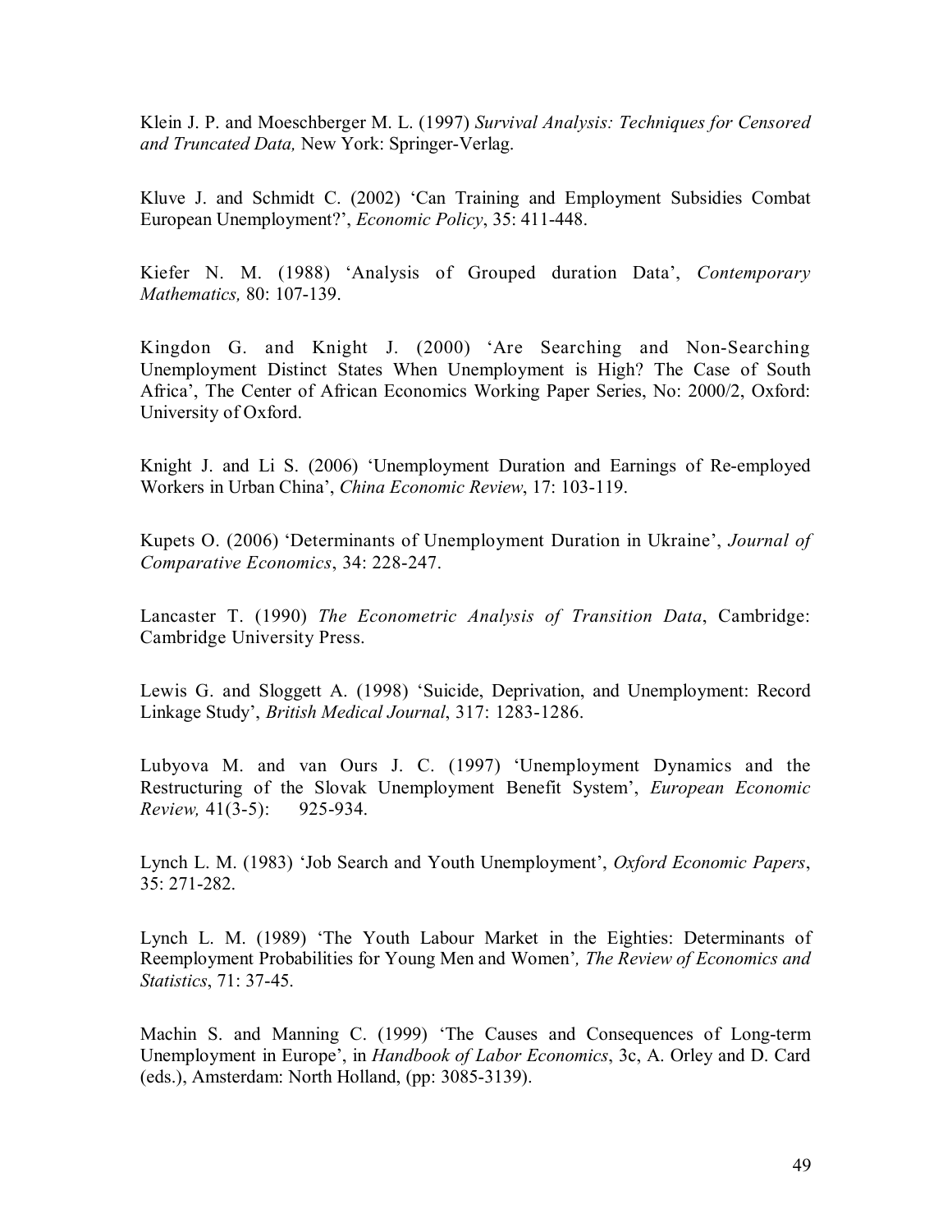Klein J. P. and Moeschberger M. L. (1997) *Survival Analysis: Techniques for Censored and Truncated Data,* New York: Springer-Verlag.

Kluve J. and Schmidt C. (2002) 'Can Training and Employment Subsidies Combat European Unemployment?', *Economic Policy*, 35: 411-448.

Kiefer N. M. (1988) 'Analysis of Grouped duration Data', *Contemporary Mathematics,* 80: 107-139.

Kingdon G. and Knight J. (2000) 'Are Searching and Non-Searching Unemployment Distinct States When Unemployment is High? The Case of South Africa', The Center of African Economics Working Paper Series, No: 2000/2, Oxford: University of Oxford.

Knight J. and Li S. (2006) 'Unemployment Duration and Earnings of Re-employed Workers in Urban China', *China Economic Review*, 17: 103-119.

Kupets O. (2006) 'Determinants of Unemployment Duration in Ukraine', *Journal of Comparative Economics*, 34: 228-247.

Lancaster T. (1990) *The Econometric Analysis of Transition Data*, Cambridge: Cambridge University Press.

Lewis G. and Sloggett A. (1998) 'Suicide, Deprivation, and Unemployment: Record Linkage Study', *British Medical Journal*, 317: 1283-1286.

Lubyova M. and van Ours J. C. (1997) 'Unemployment Dynamics and the Restructuring of the Slovak Unemployment Benefit System', *European Economic Review,* 41(3-5): 925-934.

Lynch L. M. (1983) 'Job Search and Youth Unemployment', *Oxford Economic Papers*, 35: 271-282.

Lynch L. M. (1989) 'The Youth Labour Market in the Eighties: Determinants of Reemployment Probabilities for Young Men and Women'*, The Review of Economics and Statistics*, 71: 37-45.

Machin S. and Manning C. (1999) 'The Causes and Consequences of Long-term Unemployment in Europe', in *Handbook of Labor Economics*, 3c, A. Orley and D. Card (eds.), Amsterdam: North Holland, (pp: 3085-3139).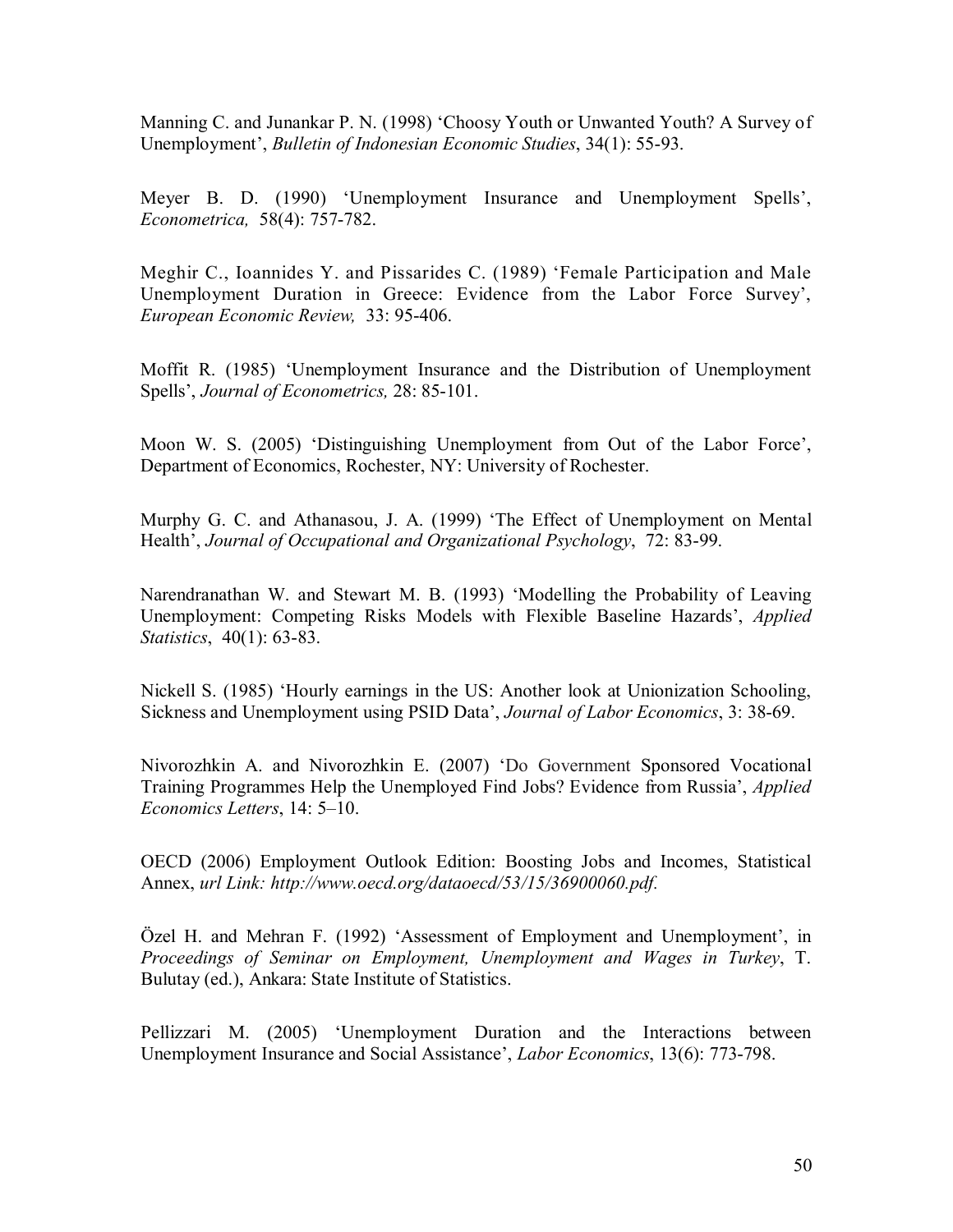Manning C. and Junankar P. N. (1998) 'Choosy Youth or Unwanted Youth? A Survey of Unemployment', *Bulletin of Indonesian Economic Studies*, 34(1): 55-93.

Meyer B. D. (1990) 'Unemployment Insurance and Unemployment Spells', *Econometrica,* 58(4): 757-782.

Meghir C., Ioannides Y. and Pissarides C. (1989) 'Female Participation and Male Unemployment Duration in Greece: Evidence from the Labor Force Survey', *European Economic Review,* 33: 95-406.

Moffit R. (1985) 'Unemployment Insurance and the Distribution of Unemployment Spells', *Journal of Econometrics,* 28: 85-101.

Moon W. S. (2005) 'Distinguishing Unemployment from Out of the Labor Force', Department of Economics, Rochester, NY: University of Rochester.

Murphy G. C. and Athanasou, J. A. (1999) 'The Effect of Unemployment on Mental Health', *Journal of Occupational and Organizational Psychology*, 72: 83-99.

Narendranathan W. and Stewart M. B. (1993) 'Modelling the Probability of Leaving Unemployment: Competing Risks Models with Flexible Baseline Hazards', *Applied Statistics*, 40(1): 63-83.

Nickell S. (1985) 'Hourly earnings in the US: Another look at Unionization Schooling, Sickness and Unemployment using PSID Data', *Journal of Labor Economics*, 3: 38-69.

Nivorozhkin A. and Nivorozhkin E. (2007) 'Do Government Sponsored Vocational Training Programmes Help the Unemployed Find Jobs? Evidence from Russia', *Applied Economics Letters*, 14: 5–10.

OECD (2006) Employment Outlook Edition: Boosting Jobs and Incomes, Statistical Annex, *url Link: http://www.oecd.org/dataoecd/53/15/36900060.pdf.*

Özel H. and Mehran F. (1992) 'Assessment of Employment and Unemployment', in *Proceedings of Seminar on Employment, Unemployment and Wages in Turkey*, T. Bulutay (ed.), Ankara: State Institute of Statistics.

Pellizzari M. (2005) 'Unemployment Duration and the Interactions between Unemployment Insurance and Social Assistance', *Labor Economics*, 13(6): 773-798.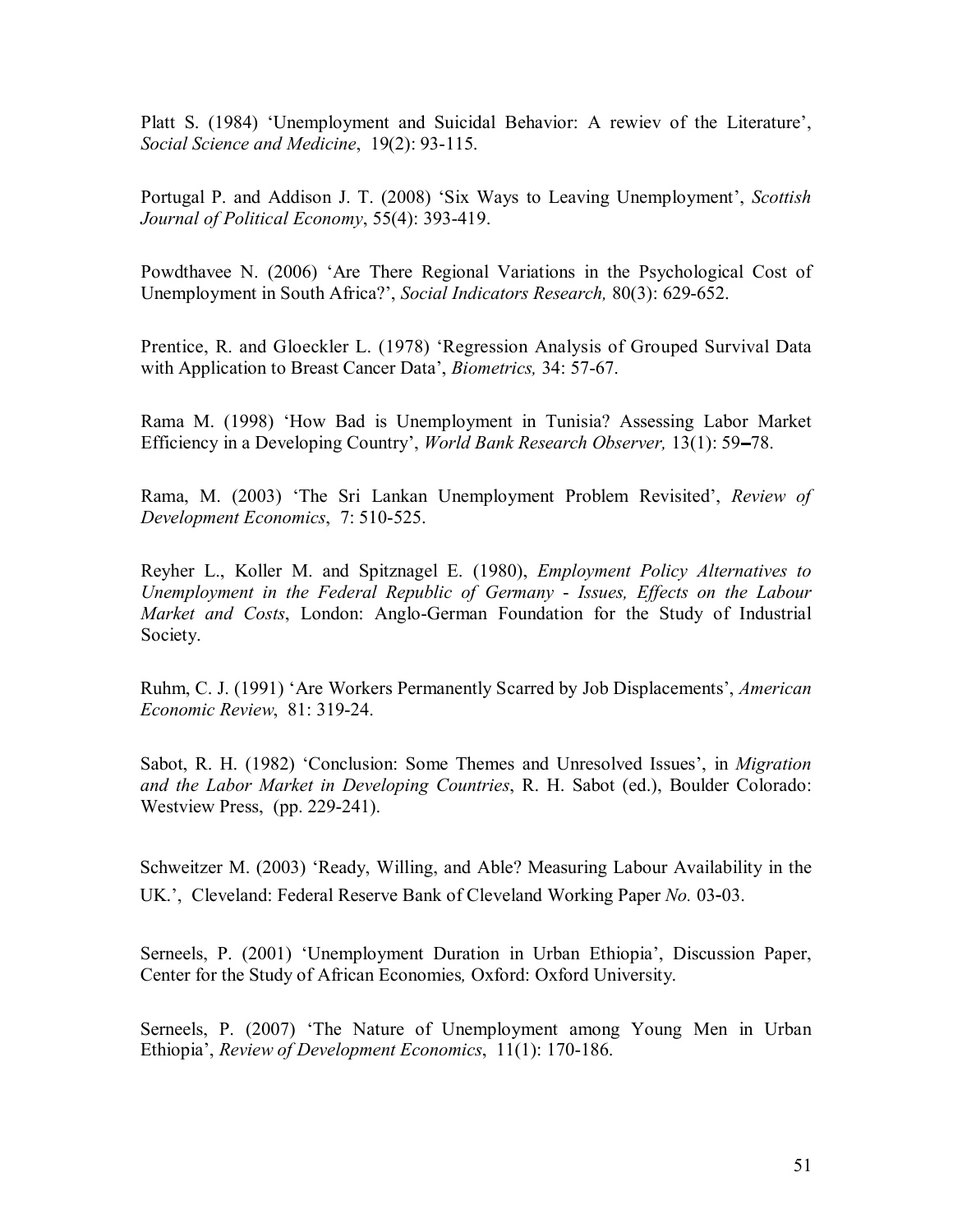Platt S. (1984) 'Unemployment and Suicidal Behavior: A rewiev of the Literature', *Social Science and Medicine*, 19(2): 93-115.

Portugal P. and Addison J. T. (2008) 'Six Ways to Leaving Unemployment', *Scottish Journal of Political Economy*, 55(4): 393-419.

Powdthavee N. (2006) 'Are There Regional Variations in the Psychological Cost of Unemployment in South Africa?', *Social Indicators Research,* 80(3): 629-652.

Prentice, R. and Gloeckler L. (1978) 'Regression Analysis of Grouped Survival Data with Application to Breast Cancer Data', *Biometrics,* 34: 57-67.

Rama M. (1998) 'How Bad is Unemployment in Tunisia? Assessing Labor Market Efficiency in a Developing Country', *World Bank Research Observer,* 13(1): 59–78.

Rama, M. (2003) 'The Sri Lankan Unemployment Problem Revisited', *Review of Development Economics*, 7: 510-525.

Reyher L., Koller M. and Spitznagel E. (1980), *Employment Policy Alternatives to Unemployment in the Federal Republic of Germany - Issues, Effects on the Labour Market and Costs*, London: Anglo-German Foundation for the Study of Industrial Society.

Ruhm, C. J. (1991) 'Are Workers Permanently Scarred by Job Displacements', *American Economic Review*, 81: 319-24.

Sabot, R. H. (1982) 'Conclusion: Some Themes and Unresolved Issues', in *Migration and the Labor Market in Developing Countries*, R. H. Sabot (ed.), Boulder Colorado: Westview Press, (pp. 229-241).

Schweitzer M. (2003) 'Ready, Willing, and Able? Measuring Labour Availability in the UK.', Cleveland: Federal Reserve Bank of Cleveland Working Paper *No.* 03-03.

Serneels, P. (2001) 'Unemployment Duration in Urban Ethiopia', Discussion Paper, Center for the Study of African Economies*,* Oxford: Oxford University.

Serneels, P. (2007) 'The Nature of Unemployment among Young Men in Urban Ethiopia', *Review of Development Economics*, 11(1): 170-186.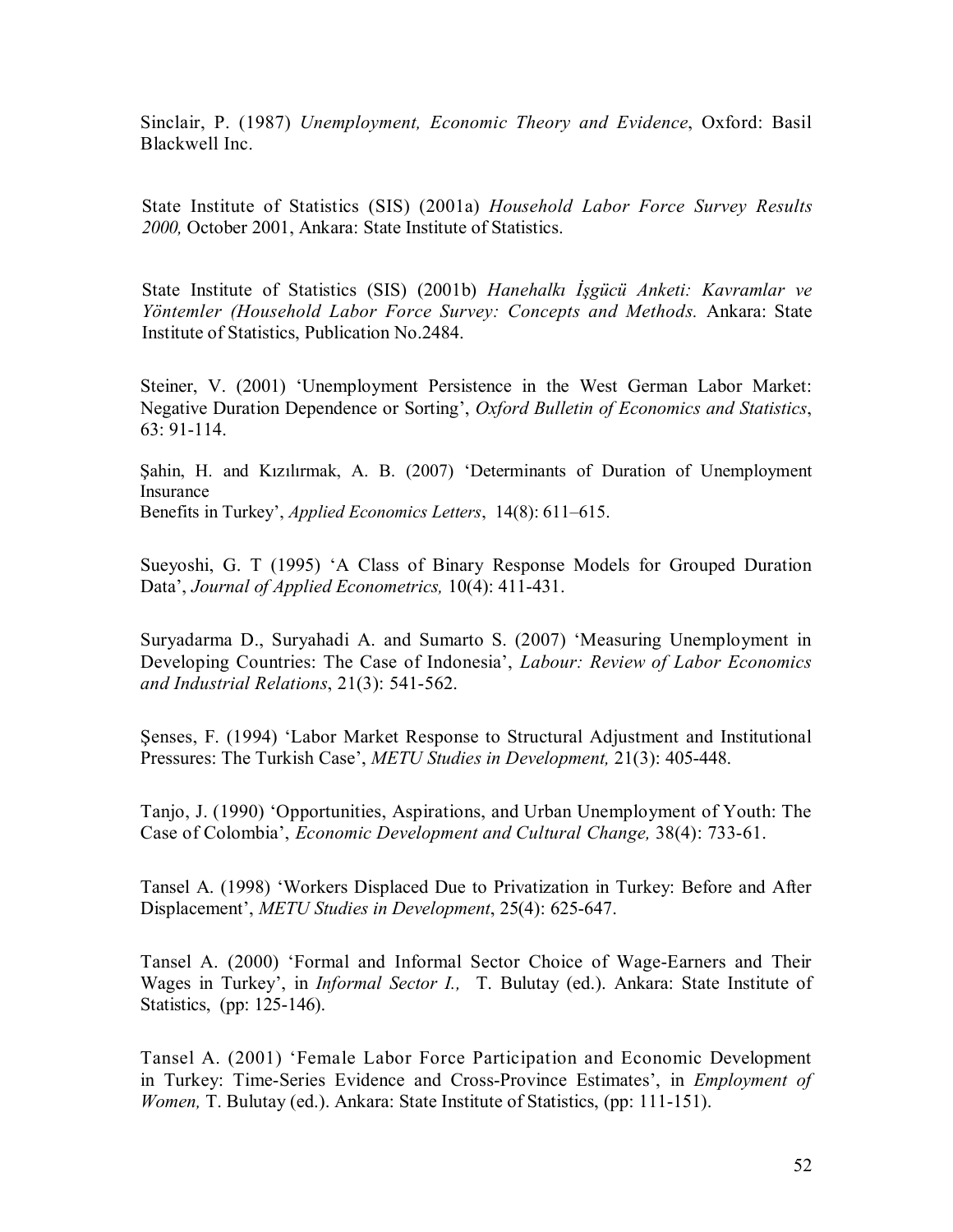Sinclair, P. (1987) *Unemployment, Economic Theory and Evidence*, Oxford: Basil Blackwell Inc.

State Institute of Statistics (SIS) (2001a) *Household Labor Force Survey Results 2000,* October 2001, Ankara: State Institute of Statistics.

State Institute of Statistics (SIS) (2001b) *Hanehalkı İşgücü Anketi: Kavramlar ve Yöntemler (Household Labor Force Survey: Concepts and Methods.* Ankara: State Institute of Statistics, Publication No.2484.

Steiner, V. (2001) 'Unemployment Persistence in the West German Labor Market: Negative Duration Dependence or Sorting', *Oxford Bulletin of Economics and Statistics*, 63: 91-114.

Şahin, H. and Kızılırmak, A. B. (2007) 'Determinants of Duration of Unemployment Insurance
Benefits in Turkey', *Applied Economics Letters*, 14(8): 611–615.

Sueyoshi, G. T (1995) 'A Class of Binary Response Models for Grouped Duration Data', *Journal of Applied Econometrics,* 10(4): 411-431.

Suryadarma D., Suryahadi A. and Sumarto S. (2007) 'Measuring Unemployment in Developing Countries: The Case of Indonesia', *Labour: Review of Labor Economics and Industrial Relations*, 21(3): 541-562.

Şenses, F. (1994) 'Labor Market Response to Structural Adjustment and Institutional Pressures: The Turkish Case', *METU Studies in Development,* 21(3): 405-448.

Tanjo, J. (1990) 'Opportunities, Aspirations, and Urban Unemployment of Youth: The Case of Colombia', *Economic Development and Cultural Change,* 38(4): 733-61.

Tansel A. (1998) 'Workers Displaced Due to Privatization in Turkey: Before and After Displacement', *METU Studies in Development*, 25(4): 625-647.

Tansel A. (2000) 'Formal and Informal Sector Choice of Wage-Earners and Their Wages in Turkey', in *Informal Sector I.,* T. Bulutay (ed.). Ankara: State Institute of Statistics, (pp: 125-146).

Tansel A. (2001) 'Female Labor Force Participation and Economic Development in Turkey: Time-Series Evidence and Cross-Province Estimates', in *Employment of Women,* T. Bulutay (ed.). Ankara: State Institute of Statistics, (pp: 111-151).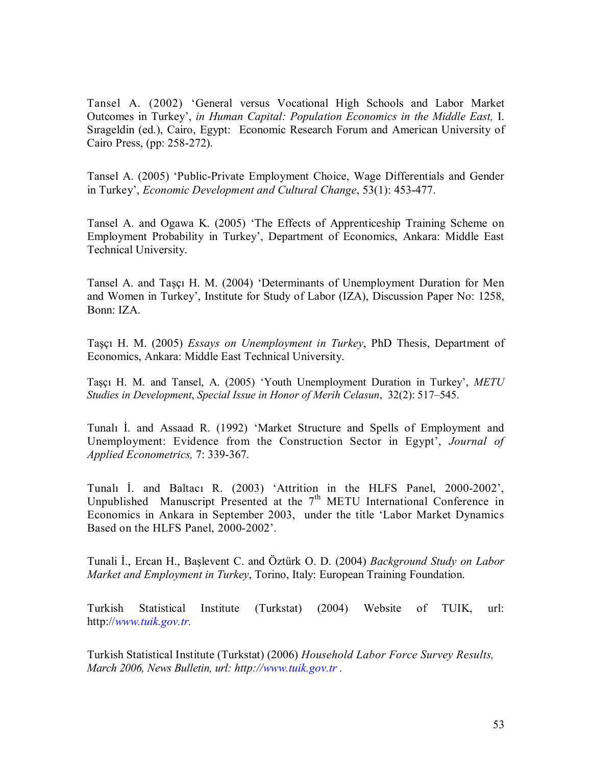Tansel A. (2002) 'General versus Vocational High Schools and Labor Market Outcomes in Turkey', *in Human Capital: Population Economics in the Middle East,* I. Sırageldin (ed.), Cairo, Egypt: Economic Research Forum and American University of Cairo Press, (pp: 258-272).

Tansel A. (2005) 'Public-Private Employment Choice, Wage Differentials and Gender in Turkey', *Economic Development and Cultural Change*, 53(1): 453-477.

Tansel A. and Ogawa K. (2005) 'The Effects of Apprenticeship Training Scheme on Employment Probability in Turkey', Department of Economics, Ankara: Middle East Technical University.

Tansel A. and Taşçı H. M. (2004) 'Determinants of Unemployment Duration for Men and Women in Turkey', Institute for Study of Labor (IZA), Discussion Paper No: 1258, Bonn: IZA.

Taşçı H. M. (2005) *Essays on Unemployment in Turkey*, PhD Thesis, Department of Economics, Ankara: Middle East Technical University.

Taşçı H. M. and Tansel, A. (2005) 'Youth Unemployment Duration in Turkey', *METU Studies in Development*, *Special Issue in Honor of Merih Celasun*, 32(2): 517–545.

Tunalı İ. and Assaad R. (1992) 'Market Structure and Spells of Employment and Unemployment: Evidence from the Construction Sector in Egypt', *Journal of Applied Econometrics,* 7: 339-367.

Tunalı İ. and Baltacı R. (2003) 'Attrition in the HLFS Panel, 2000-2002', Unpublished Manuscript Presented at the 7th METU International Conference in Economics in Ankara in September 2003, under the title 'Labor Market Dynamics Based on the HLFS Panel, 2000-2002'.

Tunali İ., Ercan H., Başlevent C. and Öztürk O. D. (2004) *Background Study on Labor Market and Employment in Turkey*, Torino, Italy: European Training Foundation.

Turkish Statistical Institute (Turkstat) (2004) Website of TUIK, url: http://www.tuik.gov.tr.

Turkish Statistical Institute (Turkstat) (2006) *Household Labor Force Survey Results, March 2006, News Bulletin, url: http://www.tuik.gov.tr .*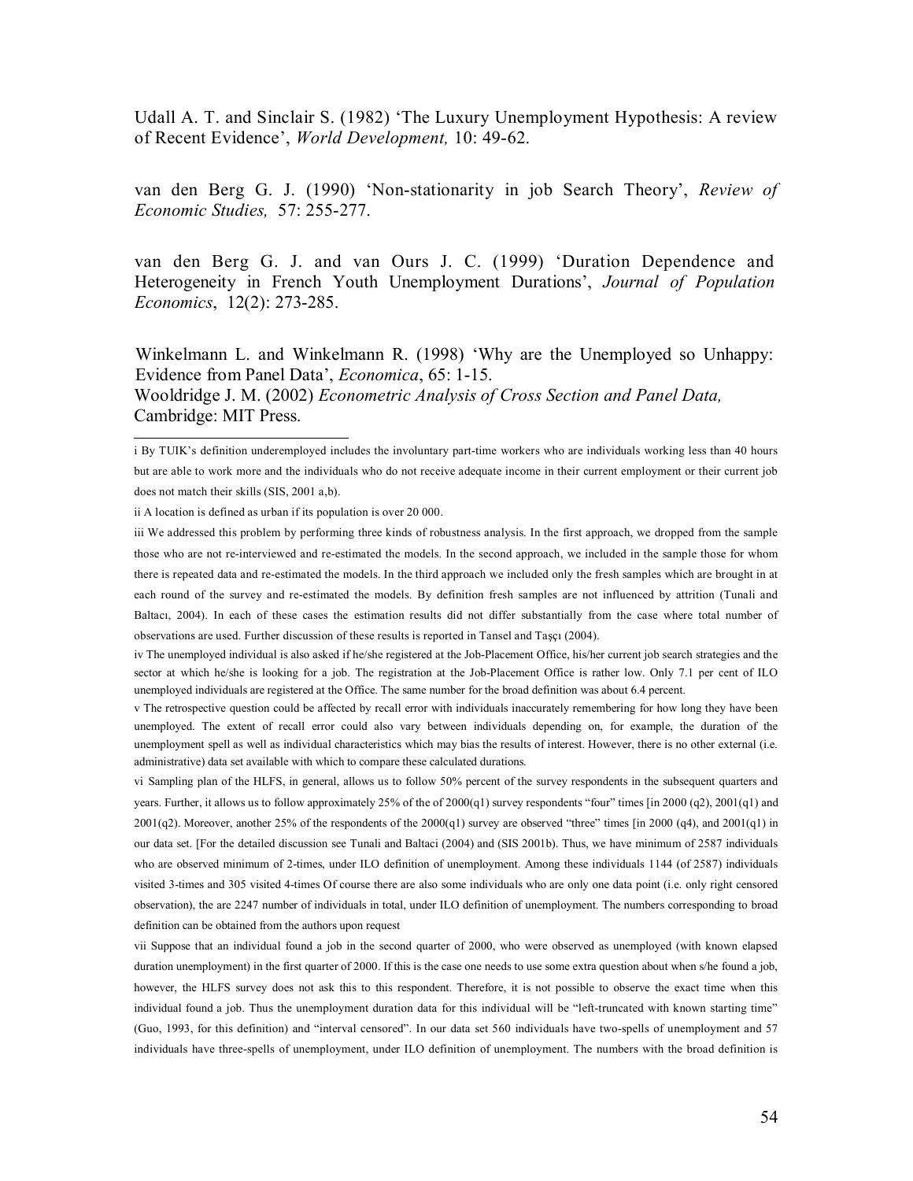Udall A. T. and Sinclair S. (1982) 'The Luxury Unemployment Hypothesis: A review of Recent Evidence', *World Development,* 10: 49-62.

van den Berg G. J. (1990) 'Non-stationarity in job Search Theory', *Review of Economic Studies,* 57: 255-277.

van den Berg G. J. and van Ours J. C. (1999) 'Duration Dependence and Heterogeneity in French Youth Unemployment Durations', *Journal of Population Economics*, 12(2): 273-285.

Winkelmann L. and Winkelmann R. (1998) 'Why are the Unemployed so Unhappy: Evidence from Panel Data', *Economica*, 65: 1-15.

Wooldridge J. M. (2002) *Econometric Analysis of Cross Section and Panel Data,* Cambridge: MIT Press.

---

i By TUIK's definition underemployed includes the involuntary part-time workers who are individuals working less than 40 hours but are able to work more and the individuals who do not receive adequate income in their current employment or their current job does not match their skills (SIS, 2001 a,b).

ii A location is defined as urban if its population is over 20 000.

iii We addressed this problem by performing three kinds of robustness analysis. In the first approach, we dropped from the sample those who are not re-interviewed and re-estimated the models. In the second approach, we included in the sample those for whom there is repeated data and re-estimated the models. In the third approach we included only the fresh samples which are brought in at each round of the survey and re-estimated the models. By definition fresh samples are not influenced by attrition (Tunali and Baltacı, 2004). In each of these cases the estimation results did not differ substantially from the case where total number of observations are used. Further discussion of these results is reported in Tansel and Taşçı (2004).

iv The unemployed individual is also asked if he/she registered at the Job-Placement Office, his/her current job search strategies and the sector at which he/she is looking for a job. The registration at the Job-Placement Office is rather low. Only 7.1 per cent of ILO unemployed individuals are registered at the Office. The same number for the broad definition was about 6.4 percent.

v The retrospective question could be affected by recall error with individuals inaccurately remembering for how long they have been unemployed. The extent of recall error could also vary between individuals depending on, for example, the duration of the unemployment spell as well as individual characteristics which may bias the results of interest. However, there is no other external (i.e. administrative) data set available with which to compare these calculated durations.

vi Sampling plan of the HLFS, in general, allows us to follow 50% percent of the survey respondents in the subsequent quarters and years. Further, it allows us to follow approximately 25% of the of 2000(q1) survey respondents "four" times [in 2000 (q2), 2001(q1) and 2001(q2). Moreover, another 25% of the respondents of the 2000(q1) survey are observed "three" times [in 2000 (q4), and 2001(q1) in our data set. [For the detailed discussion see Tunali and Baltaci (2004) and (SIS 2001b). Thus, we have minimum of 2587 individuals who are observed minimum of 2-times, under ILO definition of unemployment. Among these individuals 1144 (of 2587) individuals visited 3-times and 305 visited 4-times Of course there are also some individuals who are only one data point (i.e. only right censored observation), the are 2247 number of individuals in total, under ILO definition of unemployment. The numbers corresponding to broad definition can be obtained from the authors upon request

vii Suppose that an individual found a job in the second quarter of 2000, who were observed as unemployed (with known elapsed duration unemployment) in the first quarter of 2000. If this is the case one needs to use some extra question about when s/he found a job, however, the HLFS survey does not ask this to this respondent. Therefore, it is not possible to observe the exact time when this individual found a job. Thus the unemployment duration data for this individual will be "left-truncated with known starting time" (Guo, 1993, for this definition) and "interval censored". In our data set 560 individuals have two-spells of unemployment and 57 individuals have three-spells of unemployment, under ILO definition of unemployment. The numbers with the broad definition is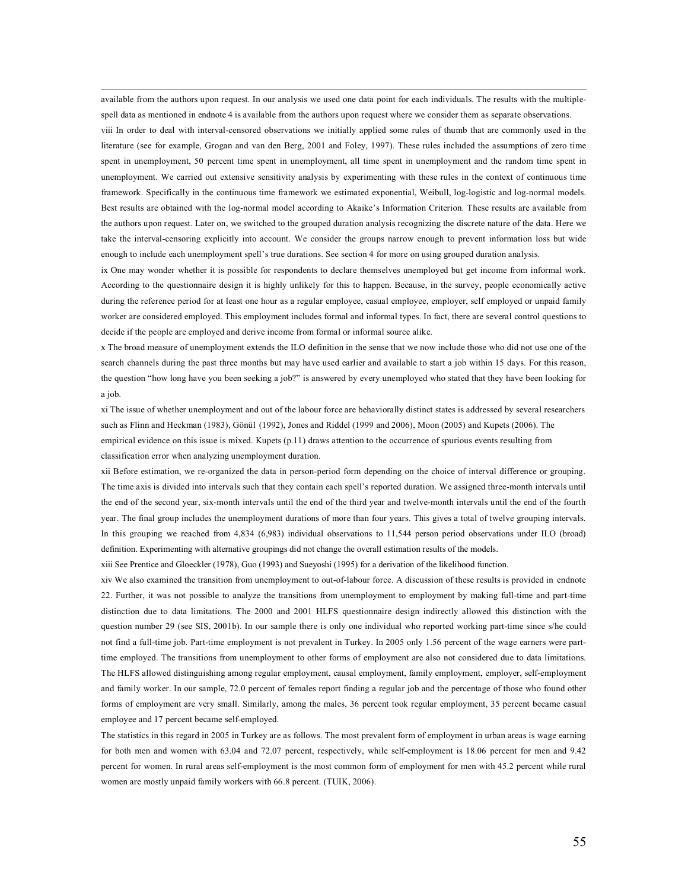available from the authors upon request. In our analysis we used one data point for each individuals. The results with the multiple-spell data as mentioned in endnote 4 is available from the authors upon request where we consider them as separate observations.

viii In order to deal with interval-censored observations we initially applied some rules of thumb that are commonly used in the literature (see for example, Grogan and van den Berg, 2001 and Foley, 1997). These rules included the assumptions of zero time spent in unemployment, 50 percent time spent in unemployment, all time spent in unemployment and the random time spent in unemployment. We carried out extensive sensitivity analysis by experimenting with these rules in the context of continuous time framework. Specifically in the continuous time framework we estimated exponential, Weibull, log-logistic and log-normal models. Best results are obtained with the log-normal model according to Akaike's Information Criterion. These results are available from the authors upon request. Later on, we switched to the grouped duration analysis recognizing the discrete nature of the data. Here we take the interval-censoring explicitly into account. We consider the groups narrow enough to prevent information loss but wide enough to include each unemployment spell's true durations. See section 4 for more on using grouped duration analysis.

ix One may wonder whether it is possible for respondents to declare themselves unemployed but get income from informal work. According to the questionnaire design it is highly unlikely for this to happen. Because, in the survey, people economically active during the reference period for at least one hour as a regular employee, casual employee, employer, self employed or unpaid family worker are considered employed. This employment includes formal and informal types. In fact, there are several control questions to decide if the people are employed and derive income from formal or informal source alike.

x The broad measure of unemployment extends the ILO definition in the sense that we now include those who did not use one of the search channels during the past three months but may have used earlier and available to start a job within 15 days. For this reason, the question "how long have you been seeking a job?" is answered by every unemployed who stated that they have been looking for a job.

xi The issue of whether unemployment and out of the labour force are behaviorally distinct states is addressed by several researchers such as Flinn and Heckman (1983), Gönül (1992), Jones and Riddel (1999 and 2006), Moon (2005) and Kupets (2006). The empirical evidence on this issue is mixed. Kupets (p.11) draws attention to the occurrence of spurious events resulting from classification error when analyzing unemployment duration.

xii Before estimation, we re-organized the data in person-period form depending on the choice of interval difference or grouping. The time axis is divided into intervals such that they contain each spell's reported duration. We assigned three-month intervals until the end of the second year, six-month intervals until the end of the third year and twelve-month intervals until the end of the fourth year. The final group includes the unemployment durations of more than four years. This gives a total of twelve grouping intervals. In this grouping we reached from 4,834 (6,983) individual observations to 11,544 person period observations under ILO (broad) definition. Experimenting with alternative groupings did not change the overall estimation results of the models.

xiii See Prentice and Gloeckler (1978), Guo (1993) and Sueyoshi (1995) for a derivation of the likelihood function.

xiv We also examined the transition from unemployment to out-of-labour force. A discussion of these results is provided in endnote 22. Further, it was not possible to analyze the transitions from unemployment to employment by making full-time and part-time distinction due to data limitations. The 2000 and 2001 HLFS questionnaire design indirectly allowed this distinction with the question number 29 (see SIS, 2001b). In our sample there is only one individual who reported working part-time since s/he could not find a full-time job. Part-time employment is not prevalent in Turkey. In 2005 only 1.56 percent of the wage earners were part-time employed. The transitions from unemployment to other forms of employment are also not considered due to data limitations. The HLFS allowed distinguishing among regular employment, causal employment, family employment, employer, self-employment and family worker. In our sample, 72.0 percent of females report finding a regular job and the percentage of those who found other forms of employment are very small. Similarly, among the males, 36 percent took regular employment, 35 percent became casual employee and 17 percent became self-employed.

The statistics in this regard in 2005 in Turkey are as follows. The most prevalent form of employment in urban areas is wage earning for both men and women with 63.04 and 72.07 percent, respectively, while self-employment is 18.06 percent for men and 9.42 percent for women. In rural areas self-employment is the most common form of employment for men with 45.2 percent while rural women are mostly unpaid family workers with 66.8 percent. (TUIK, 2006).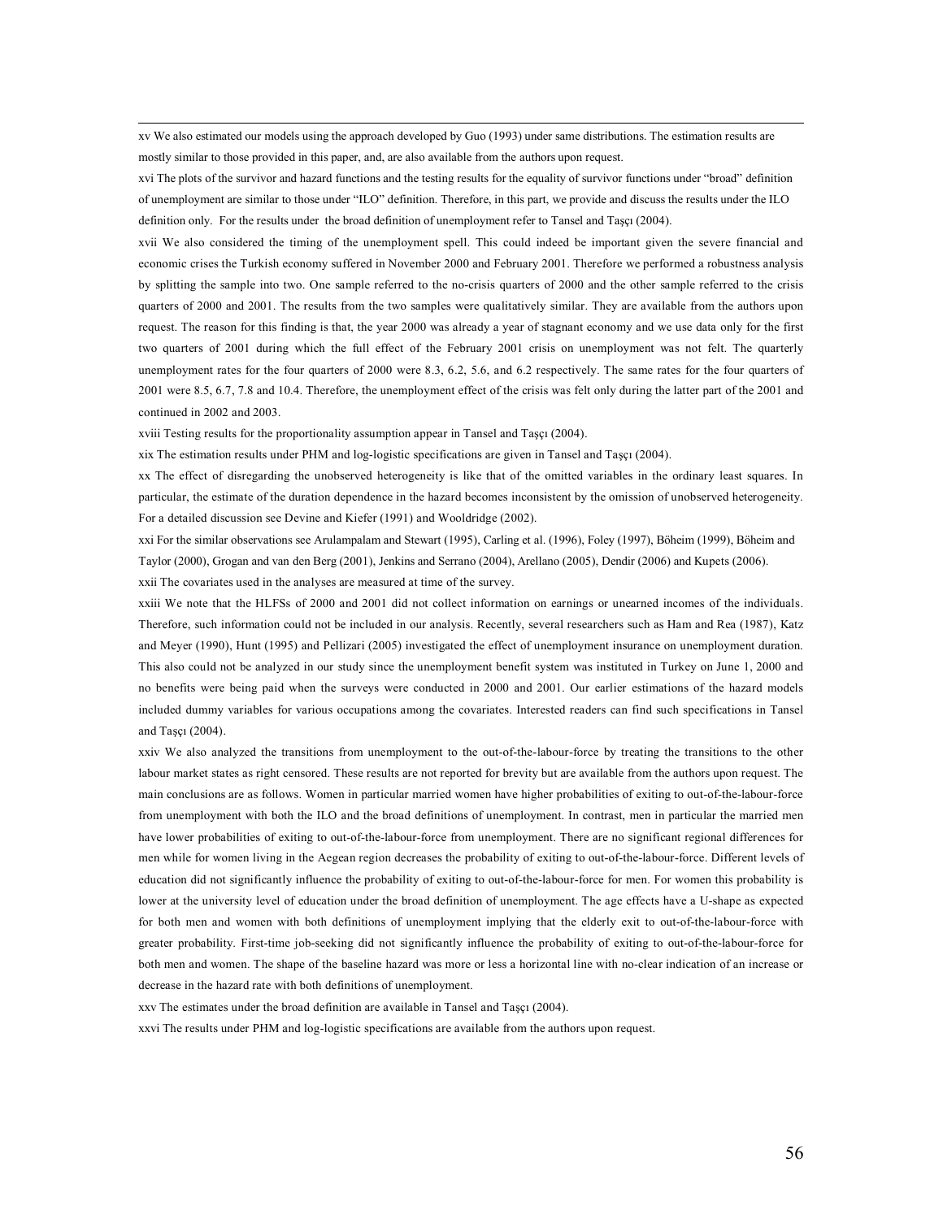xv We also estimated our models using the approach developed by Guo (1993) under same distributions. The estimation results are mostly similar to those provided in this paper, and, are also available from the authors upon request.

xvi The plots of the survivor and hazard functions and the testing results for the equality of survivor functions under "broad" definition of unemployment are similar to those under "ILO" definition. Therefore, in this part, we provide and discuss the results under the ILO definition only. For the results under the broad definition of unemployment refer to Tansel and Taşçı (2004).

xvii We also considered the timing of the unemployment spell. This could indeed be important given the severe financial and economic crises the Turkish economy suffered in November 2000 and February 2001. Therefore we performed a robustness analysis by splitting the sample into two. One sample referred to the no-crisis quarters of 2000 and the other sample referred to the crisis quarters of 2000 and 2001. The results from the two samples were qualitatively similar. They are available from the authors upon request. The reason for this finding is that, the year 2000 was already a year of stagnant economy and we use data only for the first two quarters of 2001 during which the full effect of the February 2001 crisis on unemployment was not felt. The quarterly unemployment rates for the four quarters of 2000 were 8.3, 6.2, 5.6, and 6.2 respectively. The same rates for the four quarters of 2001 were 8.5, 6.7, 7.8 and 10.4. Therefore, the unemployment effect of the crisis was felt only during the latter part of the 2001 and continued in 2002 and 2003.

xviii Testing results for the proportionality assumption appear in Tansel and Taşçı (2004).

xix The estimation results under PHM and log-logistic specifications are given in Tansel and Taşçı (2004).

xx The effect of disregarding the unobserved heterogeneity is like that of the omitted variables in the ordinary least squares. In particular, the estimate of the duration dependence in the hazard becomes inconsistent by the omission of unobserved heterogeneity. For a detailed discussion see Devine and Kiefer (1991) and Wooldridge (2002).

xxi For the similar observations see Arulampalam and Stewart (1995), Carling et al. (1996), Foley (1997), Böheim (1999), Böheim and Taylor (2000), Grogan and van den Berg (2001), Jenkins and Serrano (2004), Arellano (2005), Dendir (2006) and Kupets (2006).

xxii The covariates used in the analyses are measured at time of the survey.

xxiii We note that the HLFSs of 2000 and 2001 did not collect information on earnings or unearned incomes of the individuals. Therefore, such information could not be included in our analysis. Recently, several researchers such as Ham and Rea (1987), Katz and Meyer (1990), Hunt (1995) and Pellizari (2005) investigated the effect of unemployment insurance on unemployment duration. This also could not be analyzed in our study since the unemployment benefit system was instituted in Turkey on June 1, 2000 and no benefits were being paid when the surveys were conducted in 2000 and 2001. Our earlier estimations of the hazard models included dummy variables for various occupations among the covariates. Interested readers can find such specifications in Tansel and Taşçı (2004).

xxiv We also analyzed the transitions from unemployment to the out-of-the-labour-force by treating the transitions to the other labour market states as right censored. These results are not reported for brevity but are available from the authors upon request. The main conclusions are as follows. Women in particular married women have higher probabilities of exiting to out-of-the-labour-force from unemployment with both the ILO and the broad definitions of unemployment. In contrast, men in particular the married men have lower probabilities of exiting to out-of-the-labour-force from unemployment. There are no significant regional differences for men while for women living in the Aegean region decreases the probability of exiting to out-of-the-labour-force. Different levels of education did not significantly influence the probability of exiting to out-of-the-labour-force for men. For women this probability is lower at the university level of education under the broad definition of unemployment. The age effects have a U-shape as expected for both men and women with both definitions of unemployment implying that the elderly exit to out-of-the-labour-force with greater probability. First-time job-seeking did not significantly influence the probability of exiting to out-of-the-labour-force for both men and women. The shape of the baseline hazard was more or less a horizontal line with no-clear indication of an increase or decrease in the hazard rate with both definitions of unemployment.

xxv The estimates under the broad definition are available in Tansel and Taşçı (2004).

xxvi The results under PHM and log-logistic specifications are available from the authors upon request.